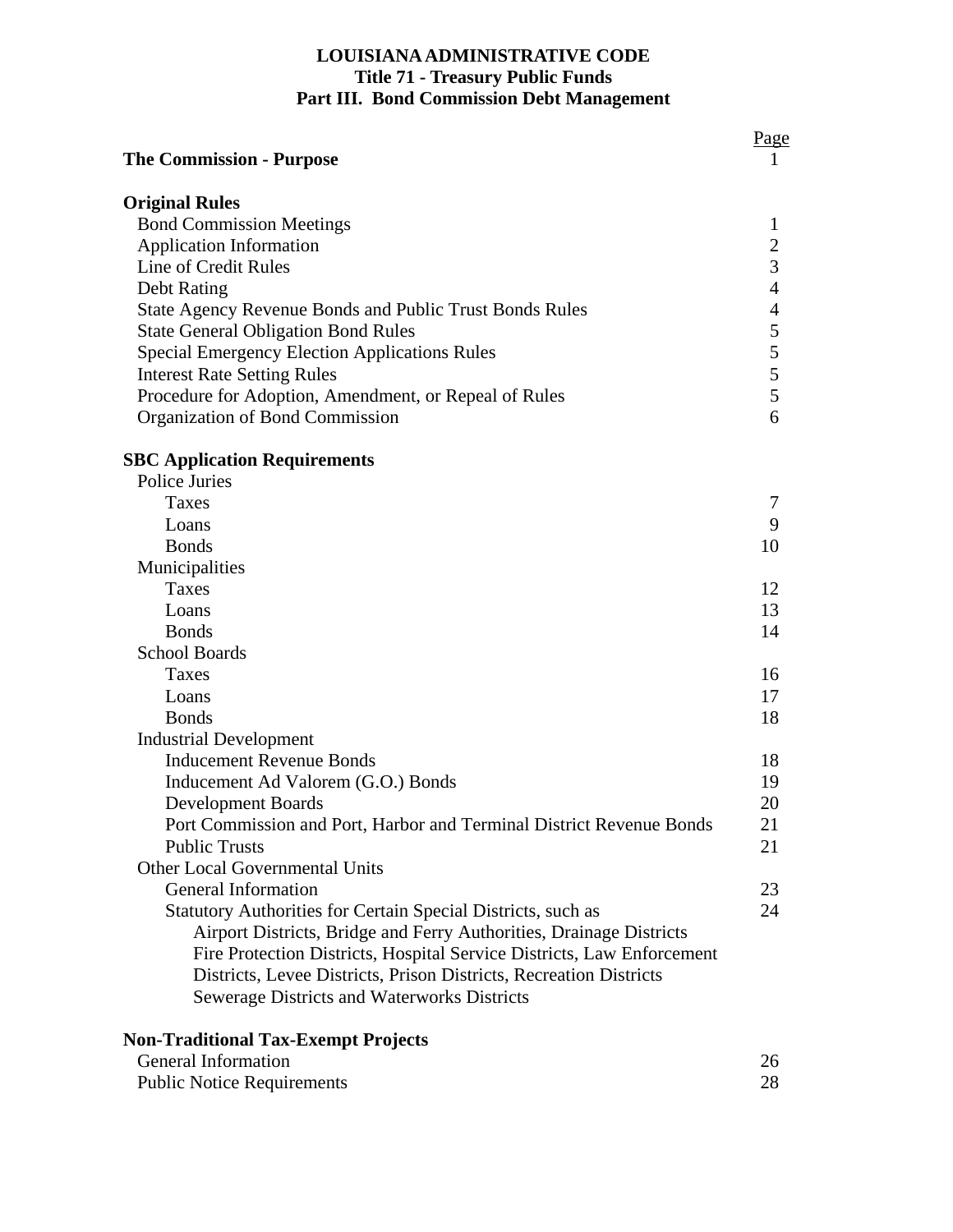**LOUISIANA ADMINISTRATIVE CODE**
**Title 71 - Treasury Public Funds**
**Part III. Bond Commission Debt Management**

| | Page |
|---|---|
| **The Commission - Purpose** | 1 |
| | |
| **Original Rules** | |
| Bond Commission Meetings | 1 |
| Application Information | 2 |
| Line of Credit Rules | 3 |
| Debt Rating | 4 |
| State Agency Revenue Bonds and Public Trust Bonds Rules | 4 |
| State General Obligation Bond Rules | 5 |
| Special Emergency Election Applications Rules | 5 |
| Interest Rate Setting Rules | 5 |
| Procedure for Adoption, Amendment, or Repeal of Rules | 5 |
| Organization of Bond Commission | 6 |
| | |
| **SBC Application Requirements** | |
| Police Juries | |
| Taxes | 7 |
| Loans | 9 |
| Bonds | 10 |
| Municipalities | |
| Taxes | 12 |
| Loans | 13 |
| Bonds | 14 |
| School Boards | |
| Taxes | 16 |
| Loans | 17 |
| Bonds | 18 |
| Industrial Development | |
| Inducement Revenue Bonds | 18 |
| Inducement Ad Valorem (G.O.) Bonds | 19 |
| Development Boards | 20 |
| Port Commission and Port, Harbor and Terminal District Revenue Bonds | 21 |
| Public Trusts | 21 |
| Other Local Governmental Units | |
| General Information | 23 |
| Statutory Authorities for Certain Special Districts, such as Airport Districts, Bridge and Ferry Authorities, Drainage Districts Fire Protection Districts, Hospital Service Districts, Law Enforcement Districts, Levee Districts, Prison Districts, Recreation Districts Sewerage Districts and Waterworks Districts | 24 |
| | |
| **Non-Traditional Tax-Exempt Projects** | |
| General Information | 26 |
| Public Notice Requirements | 28 |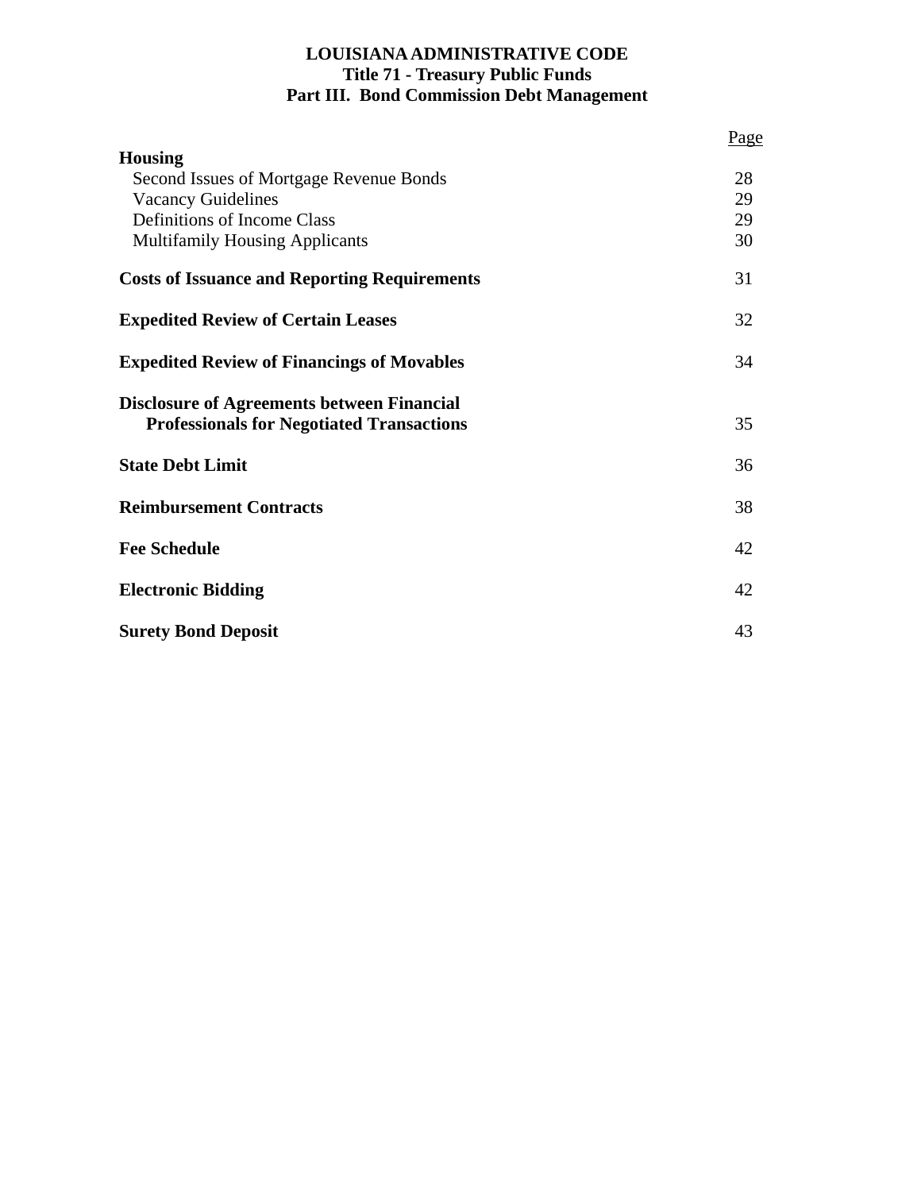**LOUISIANA ADMINISTRATIVE CODE**
**Title 71 - Treasury Public Funds**
**Part III. Bond Commission Debt Management**

| | Page |
|---|---|
| **Housing** | |
| Second Issues of Mortgage Revenue Bonds | 28 |
| Vacancy Guidelines | 29 |
| Definitions of Income Class | 29 |
| Multifamily Housing Applicants | 30 |
| **Costs of Issuance and Reporting Requirements** | 31 |
| **Expedited Review of Certain Leases** | 32 |
| **Expedited Review of Financings of Movables** | 34 |
| **Disclosure of Agreements between Financial Professionals for Negotiated Transactions** | 35 |
| **State Debt Limit** | 36 |
| **Reimbursement Contracts** | 38 |
| **Fee Schedule** | 42 |
| **Electronic Bidding** | 42 |
| **Surety Bond Deposit** | 43 |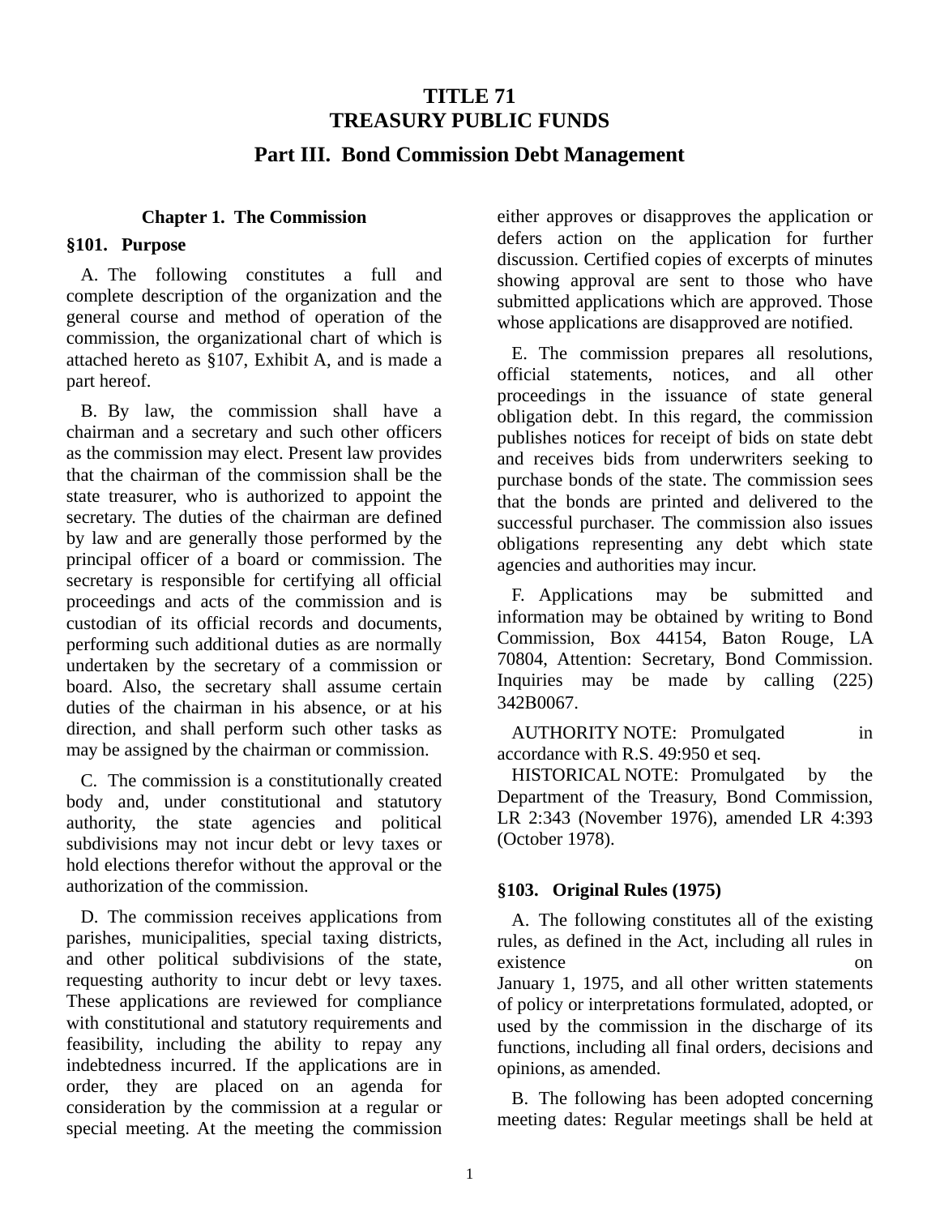# TITLE 71
# TREASURY PUBLIC FUNDS

## Part III. Bond Commission Debt Management

### Chapter 1. The Commission

#### §101. Purpose

A. The following constitutes a full and complete description of the organization and the general course and method of operation of the commission, the organizational chart of which is attached hereto as §107, Exhibit A, and is made a part hereof.

B. By law, the commission shall have a chairman and a secretary and such other officers as the commission may elect. Present law provides that the chairman of the commission shall be the state treasurer, who is authorized to appoint the secretary. The duties of the chairman are defined by law and are generally those performed by the principal officer of a board or commission. The secretary is responsible for certifying all official proceedings and acts of the commission and is custodian of its official records and documents, performing such additional duties as are normally undertaken by the secretary of a commission or board. Also, the secretary shall assume certain duties of the chairman in his absence, or at his direction, and shall perform such other tasks as may be assigned by the chairman or commission.

C. The commission is a constitutionally created body and, under constitutional and statutory authority, the state agencies and political subdivisions may not incur debt or levy taxes or hold elections therefor without the approval or the authorization of the commission.

D. The commission receives applications from parishes, municipalities, special taxing districts, and other political subdivisions of the state, requesting authority to incur debt or levy taxes. These applications are reviewed for compliance with constitutional and statutory requirements and feasibility, including the ability to repay any indebtedness incurred. If the applications are in order, they are placed on an agenda for consideration by the commission at a regular or special meeting. At the meeting the commission either approves or disapproves the application or defers action on the application for further discussion. Certified copies of excerpts of minutes showing approval are sent to those who have submitted applications which are approved. Those whose applications are disapproved are notified.

E. The commission prepares all resolutions, official statements, notices, and all other proceedings in the issuance of state general obligation debt. In this regard, the commission publishes notices for receipt of bids on state debt and receives bids from underwriters seeking to purchase bonds of the state. The commission sees that the bonds are printed and delivered to the successful purchaser. The commission also issues obligations representing any debt which state agencies and authorities may incur.

F. Applications may be submitted and information may be obtained by writing to Bond Commission, Box 44154, Baton Rouge, LA 70804, Attention: Secretary, Bond Commission. Inquiries may be made by calling (225) 342B0067.

AUTHORITY NOTE: Promulgated in accordance with R.S. 49:950 et seq.

HISTORICAL NOTE: Promulgated by the Department of the Treasury, Bond Commission, LR 2:343 (November 1976), amended LR 4:393 (October 1978).

#### §103. Original Rules (1975)

A. The following constitutes all of the existing rules, as defined in the Act, including all rules in existence on January 1, 1975, and all other written statements of policy or interpretations formulated, adopted, or used by the commission in the discharge of its functions, including all final orders, decisions and opinions, as amended.

B. The following has been adopted concerning meeting dates: Regular meetings shall be held at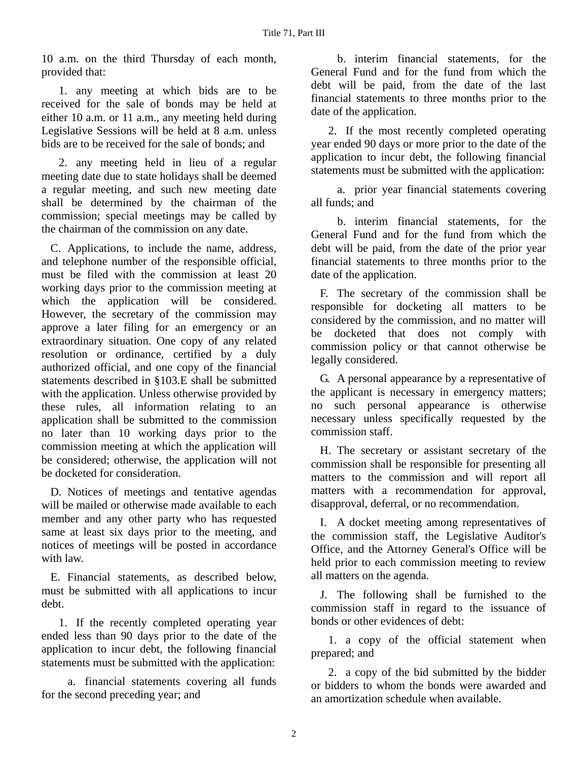10 a.m. on the third Thursday of each month, provided that:

1. any meeting at which bids are to be received for the sale of bonds may be held at either 10 a.m. or 11 a.m., any meeting held during Legislative Sessions will be held at 8 a.m. unless bids are to be received for the sale of bonds; and

2. any meeting held in lieu of a regular meeting date due to state holidays shall be deemed a regular meeting, and such new meeting date shall be determined by the chairman of the commission; special meetings may be called by the chairman of the commission on any date.

C. Applications, to include the name, address, and telephone number of the responsible official, must be filed with the commission at least 20 working days prior to the commission meeting at which the application will be considered. However, the secretary of the commission may approve a later filing for an emergency or an extraordinary situation. One copy of any related resolution or ordinance, certified by a duly authorized official, and one copy of the financial statements described in §103.E shall be submitted with the application. Unless otherwise provided by these rules, all information relating to an application shall be submitted to the commission no later than 10 working days prior to the commission meeting at which the application will be considered; otherwise, the application will not be docketed for consideration.

D. Notices of meetings and tentative agendas will be mailed or otherwise made available to each member and any other party who has requested same at least six days prior to the meeting, and notices of meetings will be posted in accordance with law.

E. Financial statements, as described below, must be submitted with all applications to incur debt.

1. If the recently completed operating year ended less than 90 days prior to the date of the application to incur debt, the following financial statements must be submitted with the application:

a. financial statements covering all funds for the second preceding year; and

b. interim financial statements, for the General Fund and for the fund from which the debt will be paid, from the date of the last financial statements to three months prior to the date of the application.

2. If the most recently completed operating year ended 90 days or more prior to the date of the application to incur debt, the following financial statements must be submitted with the application:

a. prior year financial statements covering all funds; and

b. interim financial statements, for the General Fund and for the fund from which the debt will be paid, from the date of the prior year financial statements to three months prior to the date of the application.

F. The secretary of the commission shall be responsible for docketing all matters to be considered by the commission, and no matter will be docketed that does not comply with commission policy or that cannot otherwise be legally considered.

G. A personal appearance by a representative of the applicant is necessary in emergency matters; no such personal appearance is otherwise necessary unless specifically requested by the commission staff.

H. The secretary or assistant secretary of the commission shall be responsible for presenting all matters to the commission and will report all matters with a recommendation for approval, disapproval, deferral, or no recommendation.

I. A docket meeting among representatives of the commission staff, the Legislative Auditor's Office, and the Attorney General's Office will be held prior to each commission meeting to review all matters on the agenda.

J. The following shall be furnished to the commission staff in regard to the issuance of bonds or other evidences of debt:

1. a copy of the official statement when prepared; and

2. a copy of the bid submitted by the bidder or bidders to whom the bonds were awarded and an amortization schedule when available.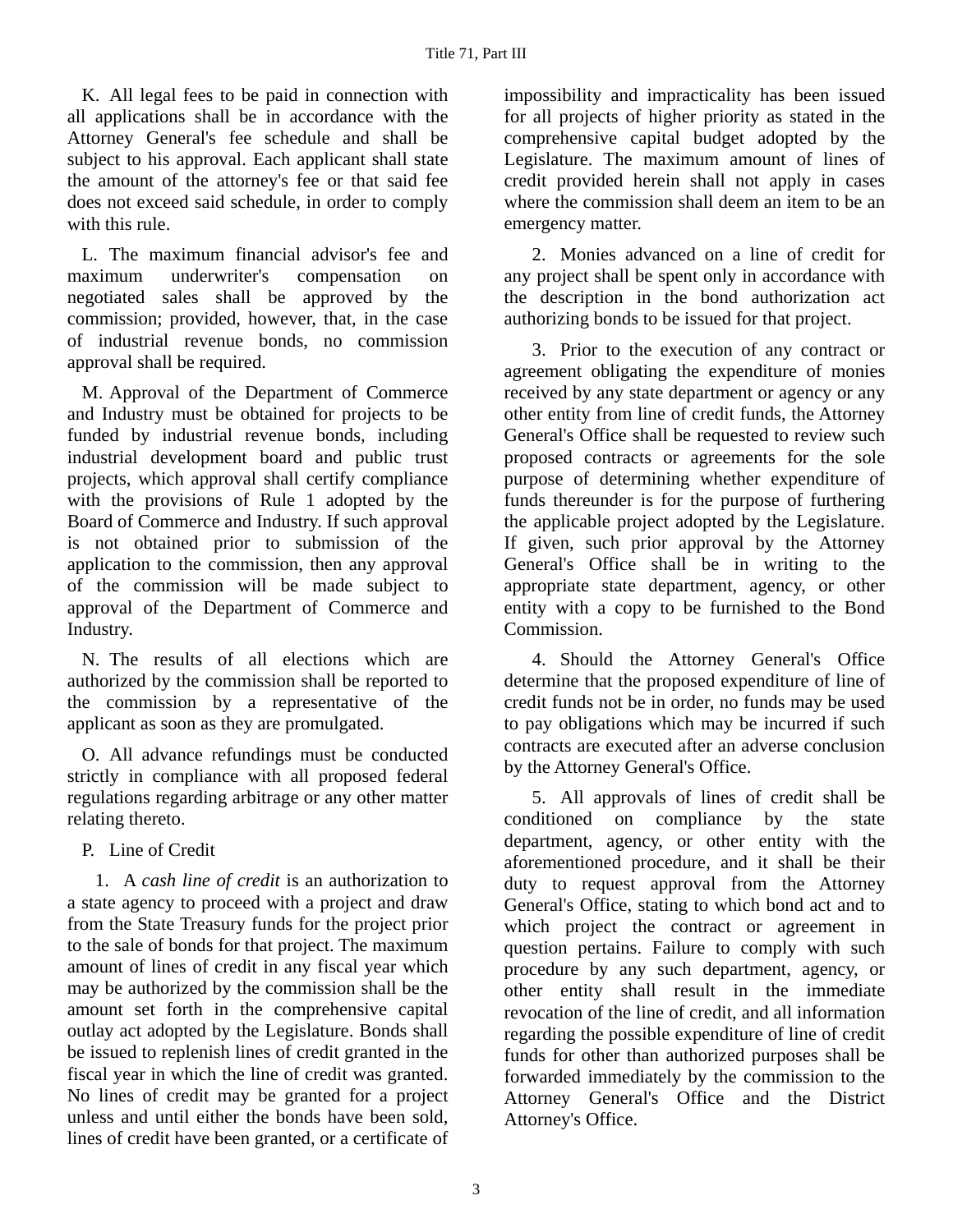K. All legal fees to be paid in connection with all applications shall be in accordance with the Attorney General's fee schedule and shall be subject to his approval. Each applicant shall state the amount of the attorney's fee or that said fee does not exceed said schedule, in order to comply with this rule.

L. The maximum financial advisor's fee and maximum underwriter's compensation on negotiated sales shall be approved by the commission; provided, however, that, in the case of industrial revenue bonds, no commission approval shall be required.

M. Approval of the Department of Commerce and Industry must be obtained for projects to be funded by industrial revenue bonds, including industrial development board and public trust projects, which approval shall certify compliance with the provisions of Rule 1 adopted by the Board of Commerce and Industry. If such approval is not obtained prior to submission of the application to the commission, then any approval of the commission will be made subject to approval of the Department of Commerce and Industry.

N. The results of all elections which are authorized by the commission shall be reported to the commission by a representative of the applicant as soon as they are promulgated.

O. All advance refundings must be conducted strictly in compliance with all proposed federal regulations regarding arbitrage or any other matter relating thereto.

P. Line of Credit

1. A *cash line of credit* is an authorization to a state agency to proceed with a project and draw from the State Treasury funds for the project prior to the sale of bonds for that project. The maximum amount of lines of credit in any fiscal year which may be authorized by the commission shall be the amount set forth in the comprehensive capital outlay act adopted by the Legislature. Bonds shall be issued to replenish lines of credit granted in the fiscal year in which the line of credit was granted. No lines of credit may be granted for a project unless and until either the bonds have been sold, lines of credit have been granted, or a certificate of impossibility and impracticality has been issued for all projects of higher priority as stated in the comprehensive capital budget adopted by the Legislature. The maximum amount of lines of credit provided herein shall not apply in cases where the commission shall deem an item to be an emergency matter.

2. Monies advanced on a line of credit for any project shall be spent only in accordance with the description in the bond authorization act authorizing bonds to be issued for that project.

3. Prior to the execution of any contract or agreement obligating the expenditure of monies received by any state department or agency or any other entity from line of credit funds, the Attorney General's Office shall be requested to review such proposed contracts or agreements for the sole purpose of determining whether expenditure of funds thereunder is for the purpose of furthering the applicable project adopted by the Legislature. If given, such prior approval by the Attorney General's Office shall be in writing to the appropriate state department, agency, or other entity with a copy to be furnished to the Bond Commission.

4. Should the Attorney General's Office determine that the proposed expenditure of line of credit funds not be in order, no funds may be used to pay obligations which may be incurred if such contracts are executed after an adverse conclusion by the Attorney General's Office.

5. All approvals of lines of credit shall be conditioned on compliance by the state department, agency, or other entity with the aforementioned procedure, and it shall be their duty to request approval from the Attorney General's Office, stating to which bond act and to which project the contract or agreement in question pertains. Failure to comply with such procedure by any such department, agency, or other entity shall result in the immediate revocation of the line of credit, and all information regarding the possible expenditure of line of credit funds for other than authorized purposes shall be forwarded immediately by the commission to the Attorney General's Office and the District Attorney's Office.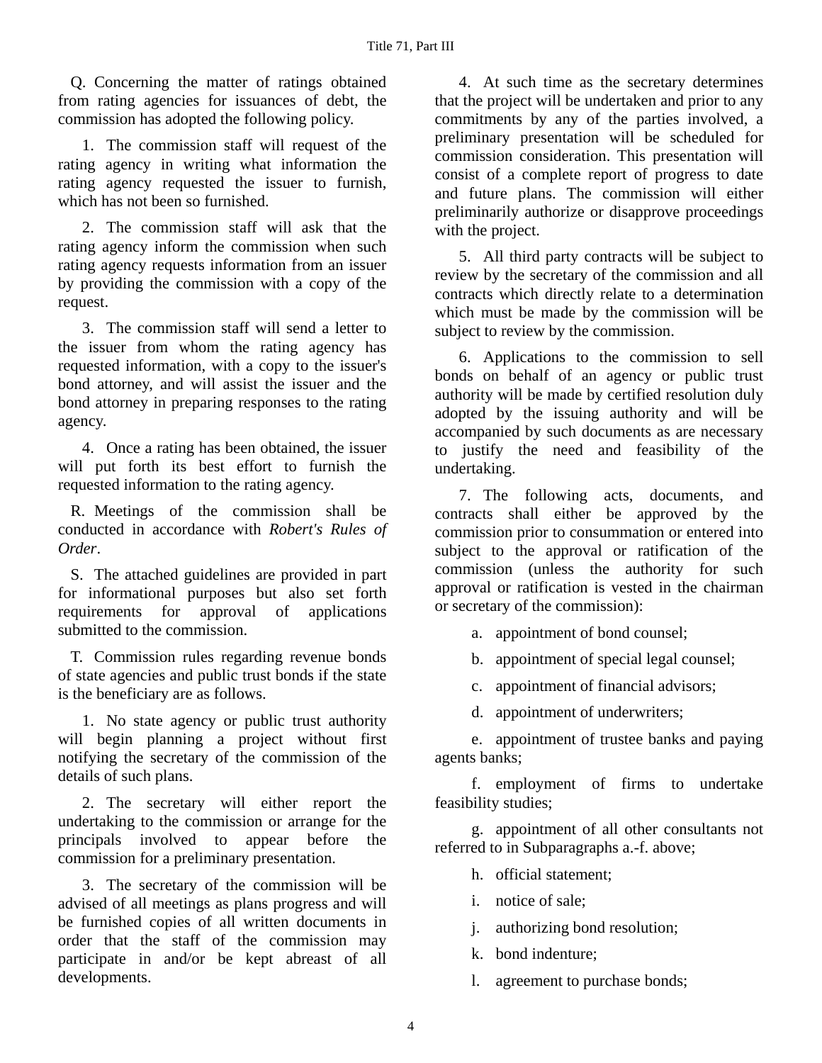Q. Concerning the matter of ratings obtained from rating agencies for issuances of debt, the commission has adopted the following policy.

1. The commission staff will request of the rating agency in writing what information the rating agency requested the issuer to furnish, which has not been so furnished.

2. The commission staff will ask that the rating agency inform the commission when such rating agency requests information from an issuer by providing the commission with a copy of the request.

3. The commission staff will send a letter to the issuer from whom the rating agency has requested information, with a copy to the issuer's bond attorney, and will assist the issuer and the bond attorney in preparing responses to the rating agency.

4. Once a rating has been obtained, the issuer will put forth its best effort to furnish the requested information to the rating agency.

R. Meetings of the commission shall be conducted in accordance with *Robert's Rules of Order*.

S. The attached guidelines are provided in part for informational purposes but also set forth requirements for approval of applications submitted to the commission.

T. Commission rules regarding revenue bonds of state agencies and public trust bonds if the state is the beneficiary are as follows.

1. No state agency or public trust authority will begin planning a project without first notifying the secretary of the commission of the details of such plans.

2. The secretary will either report the undertaking to the commission or arrange for the principals involved to appear before the commission for a preliminary presentation.

3. The secretary of the commission will be advised of all meetings as plans progress and will be furnished copies of all written documents in order that the staff of the commission may participate in and/or be kept abreast of all developments.

4. At such time as the secretary determines that the project will be undertaken and prior to any commitments by any of the parties involved, a preliminary presentation will be scheduled for commission consideration. This presentation will consist of a complete report of progress to date and future plans. The commission will either preliminarily authorize or disapprove proceedings with the project.

5. All third party contracts will be subject to review by the secretary of the commission and all contracts which directly relate to a determination which must be made by the commission will be subject to review by the commission.

6. Applications to the commission to sell bonds on behalf of an agency or public trust authority will be made by certified resolution duly adopted by the issuing authority and will be accompanied by such documents as are necessary to justify the need and feasibility of the undertaking.

7. The following acts, documents, and contracts shall either be approved by the commission prior to consummation or entered into subject to the approval or ratification of the commission (unless the authority for such approval or ratification is vested in the chairman or secretary of the commission):

a. appointment of bond counsel;

b. appointment of special legal counsel;

c. appointment of financial advisors;

d. appointment of underwriters;

e. appointment of trustee banks and paying agents banks;

f. employment of firms to undertake feasibility studies;

g. appointment of all other consultants not referred to in Subparagraphs a.-f. above;

h. official statement;

i. notice of sale;

j. authorizing bond resolution;

k. bond indenture;

l. agreement to purchase bonds;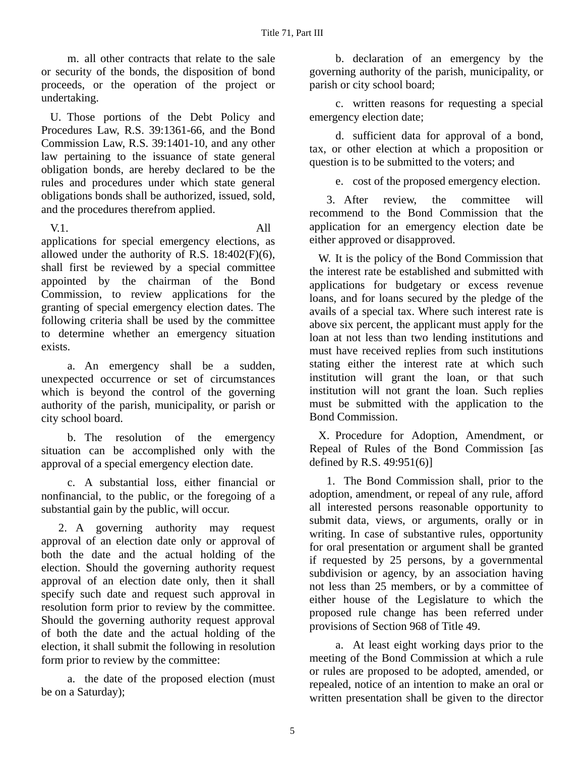m. all other contracts that relate to the sale or security of the bonds, the disposition of bond proceeds, or the operation of the project or undertaking.

U. Those portions of the Debt Policy and Procedures Law, R.S. 39:1361-66, and the Bond Commission Law, R.S. 39:1401-10, and any other law pertaining to the issuance of state general obligation bonds, are hereby declared to be the rules and procedures under which state general obligations bonds shall be authorized, issued, sold, and the procedures therefrom applied.

V.1. All applications for special emergency elections, as allowed under the authority of R.S. 18:402(F)(6), shall first be reviewed by a special committee appointed by the chairman of the Bond Commission, to review applications for the granting of special emergency election dates. The following criteria shall be used by the committee to determine whether an emergency situation exists.

a. An emergency shall be a sudden, unexpected occurrence or set of circumstances which is beyond the control of the governing authority of the parish, municipality, or parish or city school board.

b. The resolution of the emergency situation can be accomplished only with the approval of a special emergency election date.

c. A substantial loss, either financial or nonfinancial, to the public, or the foregoing of a substantial gain by the public, will occur.

2. A governing authority may request approval of an election date only or approval of both the date and the actual holding of the election. Should the governing authority request approval of an election date only, then it shall specify such date and request such approval in resolution form prior to review by the committee. Should the governing authority request approval of both the date and the actual holding of the election, it shall submit the following in resolution form prior to review by the committee:

a. the date of the proposed election (must be on a Saturday);

b. declaration of an emergency by the governing authority of the parish, municipality, or parish or city school board;

c. written reasons for requesting a special emergency election date;

d. sufficient data for approval of a bond, tax, or other election at which a proposition or question is to be submitted to the voters; and

e. cost of the proposed emergency election.

3. After review, the committee will recommend to the Bond Commission that the application for an emergency election date be either approved or disapproved.

W. It is the policy of the Bond Commission that the interest rate be established and submitted with applications for budgetary or excess revenue loans, and for loans secured by the pledge of the avails of a special tax. Where such interest rate is above six percent, the applicant must apply for the loan at not less than two lending institutions and must have received replies from such institutions stating either the interest rate at which such institution will grant the loan, or that such institution will not grant the loan. Such replies must be submitted with the application to the Bond Commission.

X. Procedure for Adoption, Amendment, or Repeal of Rules of the Bond Commission [as defined by R.S. 49:951(6)]

1. The Bond Commission shall, prior to the adoption, amendment, or repeal of any rule, afford all interested persons reasonable opportunity to submit data, views, or arguments, orally or in writing. In case of substantive rules, opportunity for oral presentation or argument shall be granted if requested by 25 persons, by a governmental subdivision or agency, by an association having not less than 25 members, or by a committee of either house of the Legislature to which the proposed rule change has been referred under provisions of Section 968 of Title 49.

a. At least eight working days prior to the meeting of the Bond Commission at which a rule or rules are proposed to be adopted, amended, or repealed, notice of an intention to make an oral or written presentation shall be given to the director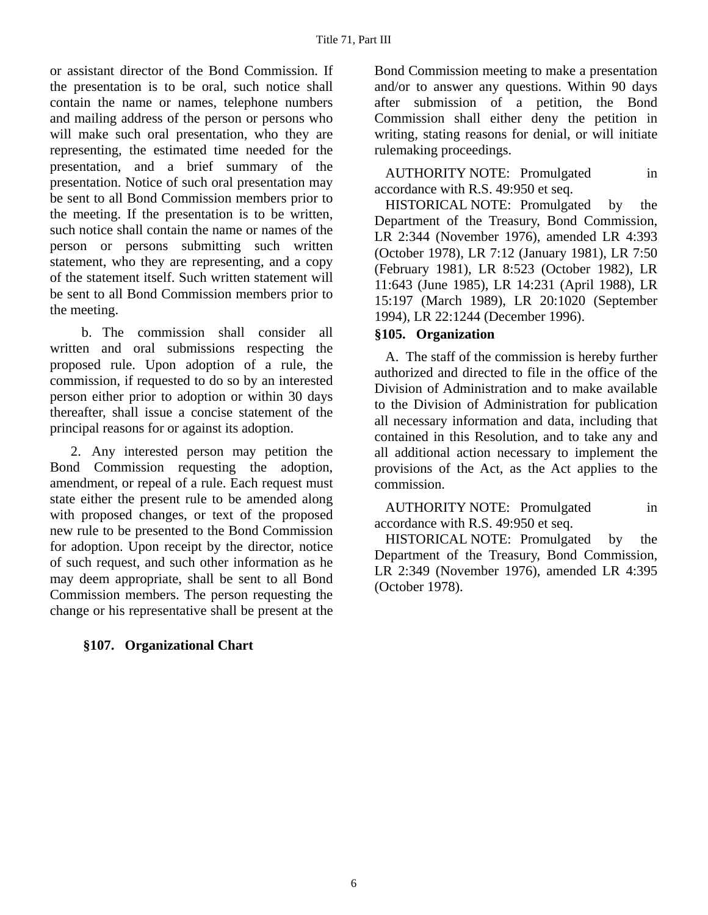or assistant director of the Bond Commission. If the presentation is to be oral, such notice shall contain the name or names, telephone numbers and mailing address of the person or persons who will make such oral presentation, who they are representing, the estimated time needed for the presentation, and a brief summary of the presentation. Notice of such oral presentation may be sent to all Bond Commission members prior to the meeting. If the presentation is to be written, such notice shall contain the name or names of the person or persons submitting such written statement, who they are representing, and a copy of the statement itself. Such written statement will be sent to all Bond Commission members prior to the meeting.

b. The commission shall consider all written and oral submissions respecting the proposed rule. Upon adoption of a rule, the commission, if requested to do so by an interested person either prior to adoption or within 30 days thereafter, shall issue a concise statement of the principal reasons for or against its adoption.

2. Any interested person may petition the Bond Commission requesting the adoption, amendment, or repeal of a rule. Each request must state either the present rule to be amended along with proposed changes, or text of the proposed new rule to be presented to the Bond Commission for adoption. Upon receipt by the director, notice of such request, and such other information as he may deem appropriate, shall be sent to all Bond Commission members. The person requesting the change or his representative shall be present at the Bond Commission meeting to make a presentation and/or to answer any questions. Within 90 days after submission of a petition, the Bond Commission shall either deny the petition in writing, stating reasons for denial, or will initiate rulemaking proceedings.

AUTHORITY NOTE: Promulgated in accordance with R.S. 49:950 et seq.

HISTORICAL NOTE: Promulgated by the Department of the Treasury, Bond Commission, LR 2:344 (November 1976), amended LR 4:393 (October 1978), LR 7:12 (January 1981), LR 7:50 (February 1981), LR 8:523 (October 1982), LR 11:643 (June 1985), LR 14:231 (April 1988), LR 15:197 (March 1989), LR 20:1020 (September 1994), LR 22:1244 (December 1996).

### §105. Organization

A. The staff of the commission is hereby further authorized and directed to file in the office of the Division of Administration and to make available to the Division of Administration for publication all necessary information and data, including that contained in this Resolution, and to take any and all additional action necessary to implement the provisions of the Act, as the Act applies to the commission.

AUTHORITY NOTE: Promulgated in accordance with R.S. 49:950 et seq.

HISTORICAL NOTE: Promulgated by the Department of the Treasury, Bond Commission, LR 2:349 (November 1976), amended LR 4:395 (October 1978).

### §107. Organizational Chart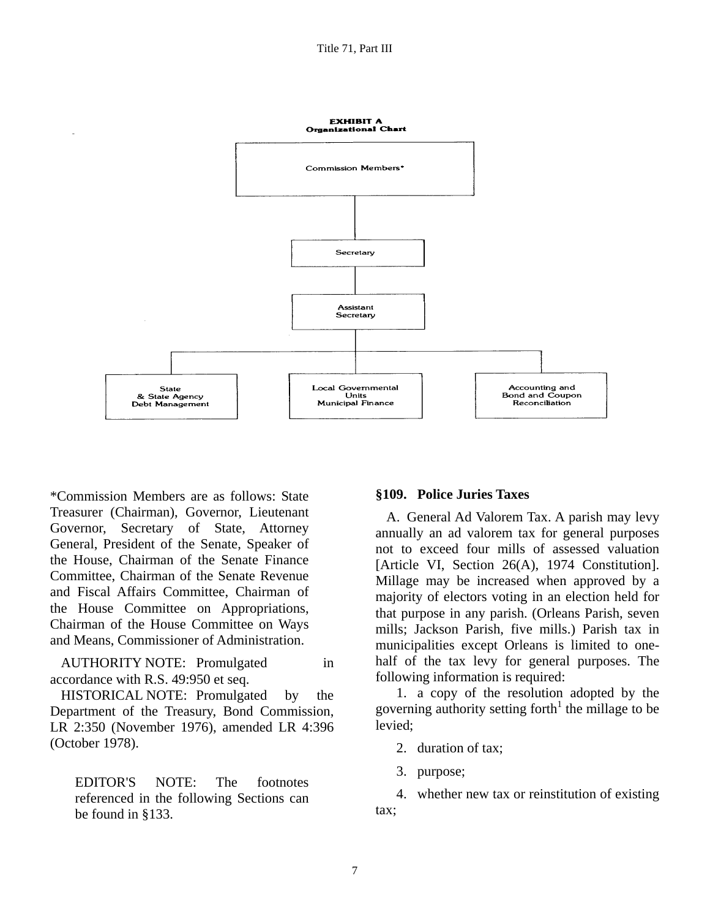**EXHIBIT A**
**Organizational Chart**

Commission Members*

Secretary

Assistant Secretary

State & State Agency Debt Management

Local Governmental Units Municipal Finance

Accounting and Bond and Coupon Reconciliation

*Commission Members are as follows: State Treasurer (Chairman), Governor, Lieutenant Governor, Secretary of State, Attorney General, President of the Senate, Speaker of the House, Chairman of the Senate Finance Committee, Chairman of the Senate Revenue and Fiscal Affairs Committee, Chairman of the House Committee on Appropriations, Chairman of the House Committee on Ways and Means, Commissioner of Administration.

AUTHORITY NOTE: Promulgated in accordance with R.S. 49:950 et seq.

HISTORICAL NOTE: Promulgated by the Department of the Treasury, Bond Commission, LR 2:350 (November 1976), amended LR 4:396 (October 1978).

EDITOR'S NOTE: The footnotes referenced in the following Sections can be found in §133.

### §109. Police Juries Taxes

A. General Ad Valorem Tax. A parish may levy annually an ad valorem tax for general purposes not to exceed four mills of assessed valuation [Article VI, Section 26(A), 1974 Constitution]. Millage may be increased when approved by a majority of electors voting in an election held for that purpose in any parish. (Orleans Parish, seven mills; Jackson Parish, five mills.) Parish tax in municipalities except Orleans is limited to one-half of the tax levy for general purposes. The following information is required:

1. a copy of the resolution adopted by the governing authority setting forth[1] the millage to be levied;

2. duration of tax;

3. purpose;

4. whether new tax or reinstitution of existing tax;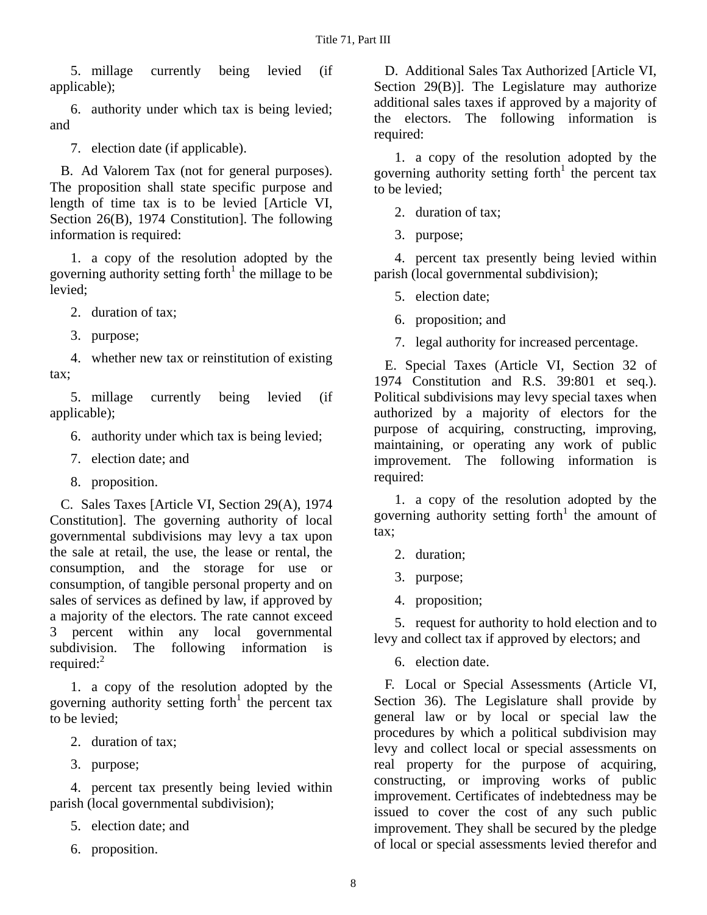5. millage currently being levied (if applicable);

6. authority under which tax is being levied; and

7. election date (if applicable).

B. Ad Valorem Tax (not for general purposes). The proposition shall state specific purpose and length of time tax is to be levied [Article VI, Section 26(B), 1974 Constitution]. The following information is required:

1. a copy of the resolution adopted by the governing authority setting forth[1] the millage to be levied;

2. duration of tax;

3. purpose;

4. whether new tax or reinstitution of existing tax;

5. millage currently being levied (if applicable);

6. authority under which tax is being levied;

7. election date; and

8. proposition.

C. Sales Taxes [Article VI, Section 29(A), 1974 Constitution]. The governing authority of local governmental subdivisions may levy a tax upon the sale at retail, the use, the lease or rental, the consumption, and the storage for use or consumption, of tangible personal property and on sales of services as defined by law, if approved by a majority of the electors. The rate cannot exceed 3 percent within any local governmental subdivision. The following information is required:[2]

1. a copy of the resolution adopted by the governing authority setting forth[1] the percent tax to be levied;

2. duration of tax;

3. purpose;

4. percent tax presently being levied within parish (local governmental subdivision);

5. election date; and

6. proposition.

D. Additional Sales Tax Authorized [Article VI, Section 29(B)]. The Legislature may authorize additional sales taxes if approved by a majority of the electors. The following information is required:

1. a copy of the resolution adopted by the governing authority setting forth[1] the percent tax to be levied;

2. duration of tax;

3. purpose;

4. percent tax presently being levied within parish (local governmental subdivision);

5. election date;

6. proposition; and

7. legal authority for increased percentage.

E. Special Taxes (Article VI, Section 32 of 1974 Constitution and R.S. 39:801 et seq.). Political subdivisions may levy special taxes when authorized by a majority of electors for the purpose of acquiring, constructing, improving, maintaining, or operating any work of public improvement. The following information is required:

1. a copy of the resolution adopted by the governing authority setting forth[1] the amount of tax;

2. duration;

3. purpose;

4. proposition;

5. request for authority to hold election and to levy and collect tax if approved by electors; and

6. election date.

F. Local or Special Assessments (Article VI, Section 36). The Legislature shall provide by general law or by local or special law the procedures by which a political subdivision may levy and collect local or special assessments on real property for the purpose of acquiring, constructing, or improving works of public improvement. Certificates of indebtedness may be issued to cover the cost of any such public improvement. They shall be secured by the pledge of local or special assessments levied therefor and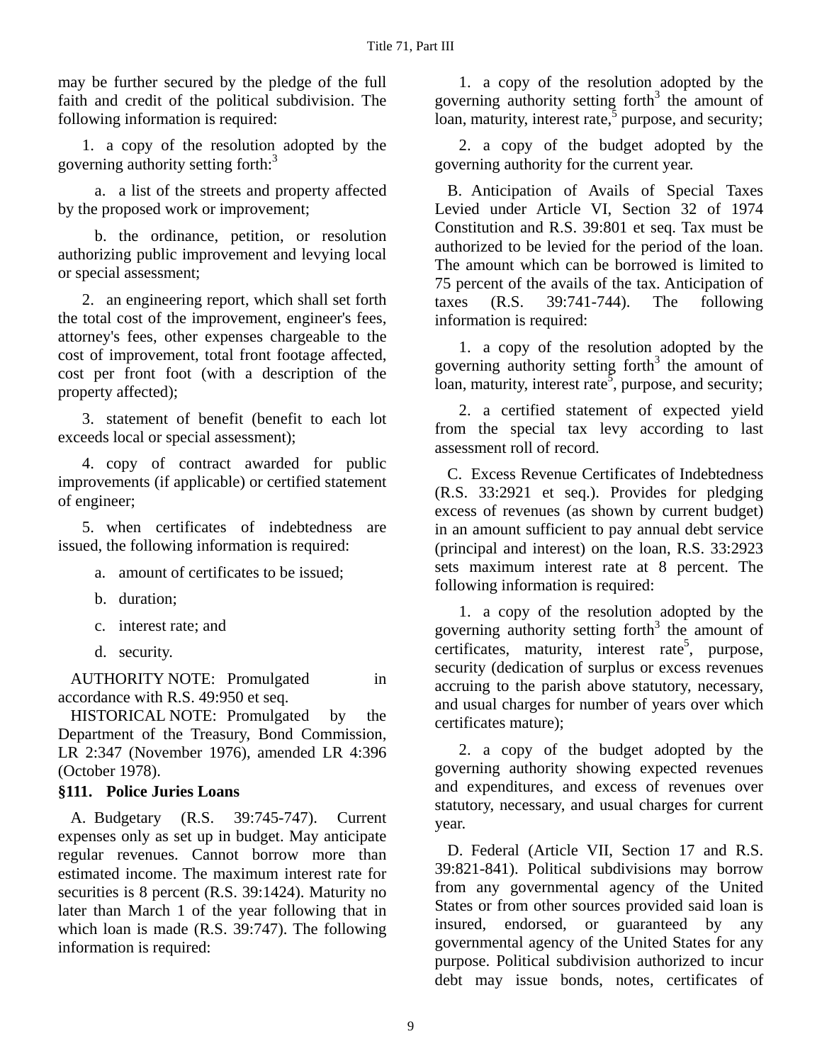may be further secured by the pledge of the full faith and credit of the political subdivision. The following information is required:

1. a copy of the resolution adopted by the governing authority setting forth:[3]

   a. a list of the streets and property affected by the proposed work or improvement;

   b. the ordinance, petition, or resolution authorizing public improvement and levying local or special assessment;

2. an engineering report, which shall set forth the total cost of the improvement, engineer's fees, attorney's fees, other expenses chargeable to the cost of improvement, total front footage affected, cost per front foot (with a description of the property affected);

3. statement of benefit (benefit to each lot exceeds local or special assessment);

4. copy of contract awarded for public improvements (if applicable) or certified statement of engineer;

5. when certificates of indebtedness are issued, the following information is required:

   a. amount of certificates to be issued;

   b. duration;

   c. interest rate; and

   d. security.

AUTHORITY NOTE: Promulgated in accordance with R.S. 49:950 et seq.

HISTORICAL NOTE: Promulgated by the Department of the Treasury, Bond Commission, LR 2:347 (November 1976), amended LR 4:396 (October 1978).

### §111. Police Juries Loans

A. Budgetary (R.S. 39:745-747). Current expenses only as set up in budget. May anticipate regular revenues. Cannot borrow more than estimated income. The maximum interest rate for securities is 8 percent (R.S. 39:1424). Maturity no later than March 1 of the year following that in which loan is made (R.S. 39:747). The following information is required:

1. a copy of the resolution adopted by the governing authority setting forth[3] the amount of loan, maturity, interest rate,[5] purpose, and security;

2. a copy of the budget adopted by the governing authority for the current year.

B. Anticipation of Avails of Special Taxes Levied under Article VI, Section 32 of 1974 Constitution and R.S. 39:801 et seq. Tax must be authorized to be levied for the period of the loan. The amount which can be borrowed is limited to 75 percent of the avails of the tax. Anticipation of taxes (R.S. 39:741-744). The following information is required:

1. a copy of the resolution adopted by the governing authority setting forth[3] the amount of loan, maturity, interest rate[5], purpose, and security;

2. a certified statement of expected yield from the special tax levy according to last assessment roll of record.

C. Excess Revenue Certificates of Indebtedness (R.S. 33:2921 et seq.). Provides for pledging excess of revenues (as shown by current budget) in an amount sufficient to pay annual debt service (principal and interest) on the loan, R.S. 33:2923 sets maximum interest rate at 8 percent. The following information is required:

1. a copy of the resolution adopted by the governing authority setting forth[3] the amount of certificates, maturity, interest rate[5], purpose, security (dedication of surplus or excess revenues accruing to the parish above statutory, necessary, and usual charges for number of years over which certificates mature);

2. a copy of the budget adopted by the governing authority showing expected revenues and expenditures, and excess of revenues over statutory, necessary, and usual charges for current year.

D. Federal (Article VII, Section 17 and R.S. 39:821-841). Political subdivisions may borrow from any governmental agency of the United States or from other sources provided said loan is insured, endorsed, or guaranteed by any governmental agency of the United States for any purpose. Political subdivision authorized to incur debt may issue bonds, notes, certificates of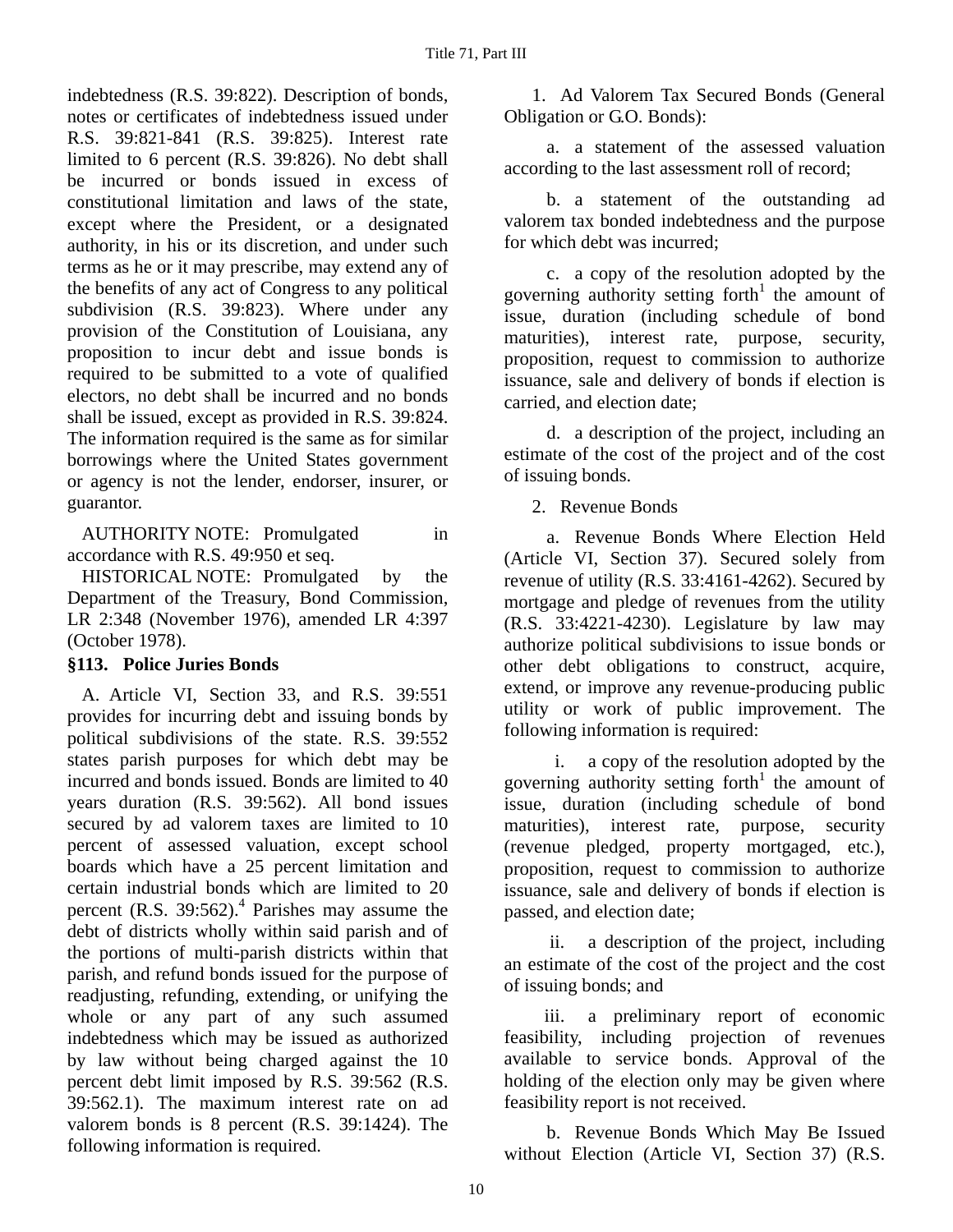indebtedness (R.S. 39:822). Description of bonds, notes or certificates of indebtedness issued under R.S. 39:821-841 (R.S. 39:825). Interest rate limited to 6 percent (R.S. 39:826). No debt shall be incurred or bonds issued in excess of constitutional limitation and laws of the state, except where the President, or a designated authority, in his or its discretion, and under such terms as he or it may prescribe, may extend any of the benefits of any act of Congress to any political subdivision (R.S. 39:823). Where under any provision of the Constitution of Louisiana, any proposition to incur debt and issue bonds is required to be submitted to a vote of qualified electors, no debt shall be incurred and no bonds shall be issued, except as provided in R.S. 39:824. The information required is the same as for similar borrowings where the United States government or agency is not the lender, endorser, insurer, or guarantor.

AUTHORITY NOTE: Promulgated in accordance with R.S. 49:950 et seq.

HISTORICAL NOTE: Promulgated by the Department of the Treasury, Bond Commission, LR 2:348 (November 1976), amended LR 4:397 (October 1978).

### §113. Police Juries Bonds

A. Article VI, Section 33, and R.S. 39:551 provides for incurring debt and issuing bonds by political subdivisions of the state. R.S. 39:552 states parish purposes for which debt may be incurred and bonds issued. Bonds are limited to 40 years duration (R.S. 39:562). All bond issues secured by ad valorem taxes are limited to 10 percent of assessed valuation, except school boards which have a 25 percent limitation and certain industrial bonds which are limited to 20 percent (R.S. 39:562).[4] Parishes may assume the debt of districts wholly within said parish and of the portions of multi-parish districts within that parish, and refund bonds issued for the purpose of readjusting, refunding, extending, or unifying the whole or any part of any such assumed indebtedness which may be issued as authorized by law without being charged against the 10 percent debt limit imposed by R.S. 39:562 (R.S. 39:562.1). The maximum interest rate on ad valorem bonds is 8 percent (R.S. 39:1424). The following information is required.

1. Ad Valorem Tax Secured Bonds (General Obligation or G.O. Bonds):

a. a statement of the assessed valuation according to the last assessment roll of record;

b. a statement of the outstanding ad valorem tax bonded indebtedness and the purpose for which debt was incurred;

c. a copy of the resolution adopted by the governing authority setting forth[1] the amount of issue, duration (including schedule of bond maturities), interest rate, purpose, security, proposition, request to commission to authorize issuance, sale and delivery of bonds if election is carried, and election date;

d. a description of the project, including an estimate of the cost of the project and of the cost of issuing bonds.

2. Revenue Bonds

a. Revenue Bonds Where Election Held (Article VI, Section 37). Secured solely from revenue of utility (R.S. 33:4161-4262). Secured by mortgage and pledge of revenues from the utility (R.S. 33:4221-4230). Legislature by law may authorize political subdivisions to issue bonds or other debt obligations to construct, acquire, extend, or improve any revenue-producing public utility or work of public improvement. The following information is required:

i. a copy of the resolution adopted by the governing authority setting forth[1] the amount of issue, duration (including schedule of bond maturities), interest rate, purpose, security (revenue pledged, property mortgaged, etc.), proposition, request to commission to authorize issuance, sale and delivery of bonds if election is passed, and election date;

ii. a description of the project, including an estimate of the cost of the project and the cost of issuing bonds; and

iii. a preliminary report of economic feasibility, including projection of revenues available to service bonds. Approval of the holding of the election only may be given where feasibility report is not received.

b. Revenue Bonds Which May Be Issued without Election (Article VI, Section 37) (R.S.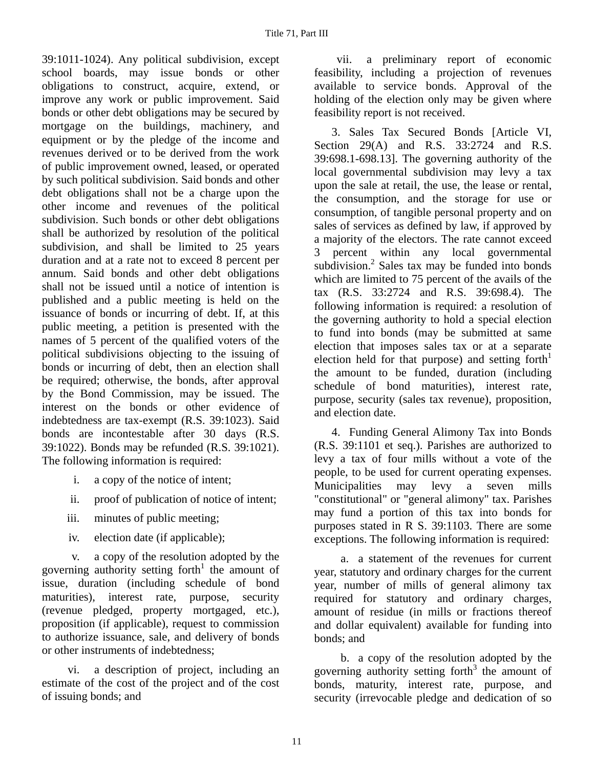39:1011-1024). Any political subdivision, except school boards, may issue bonds or other obligations to construct, acquire, extend, or improve any work or public improvement. Said bonds or other debt obligations may be secured by mortgage on the buildings, machinery, and equipment or by the pledge of the income and revenues derived or to be derived from the work of public improvement owned, leased, or operated by such political subdivision. Said bonds and other debt obligations shall not be a charge upon the other income and revenues of the political subdivision. Such bonds or other debt obligations shall be authorized by resolution of the political subdivision, and shall be limited to 25 years duration and at a rate not to exceed 8 percent per annum. Said bonds and other debt obligations shall not be issued until a notice of intention is published and a public meeting is held on the issuance of bonds or incurring of debt. If, at this public meeting, a petition is presented with the names of 5 percent of the qualified voters of the political subdivisions objecting to the issuing of bonds or incurring of debt, then an election shall be required; otherwise, the bonds, after approval by the Bond Commission, may be issued. The interest on the bonds or other evidence of indebtedness are tax-exempt (R.S. 39:1023). Said bonds are incontestable after 30 days (R.S. 39:1022). Bonds may be refunded (R.S. 39:1021). The following information is required:

i. a copy of the notice of intent;

ii. proof of publication of notice of intent;

iii. minutes of public meeting;

iv. election date (if applicable);

v. a copy of the resolution adopted by the governing authority setting forth[1] the amount of issue, duration (including schedule of bond maturities), interest rate, purpose, security (revenue pledged, property mortgaged, etc.), proposition (if applicable), request to commission to authorize issuance, sale, and delivery of bonds or other instruments of indebtedness;

vi. a description of project, including an estimate of the cost of the project and of the cost of issuing bonds; and

vii. a preliminary report of economic feasibility, including a projection of revenues available to service bonds. Approval of the holding of the election only may be given where feasibility report is not received.

3. Sales Tax Secured Bonds [Article VI, Section 29(A) and R.S. 33:2724 and R.S. 39:698.1-698.13]. The governing authority of the local governmental subdivision may levy a tax upon the sale at retail, the use, the lease or rental, the consumption, and the storage for use or consumption, of tangible personal property and on sales of services as defined by law, if approved by a majority of the electors. The rate cannot exceed 3 percent within any local governmental subdivision.[2] Sales tax may be funded into bonds which are limited to 75 percent of the avails of the tax (R.S. 33:2724 and R.S. 39:698.4). The following information is required: a resolution of the governing authority to hold a special election to fund into bonds (may be submitted at same election that imposes sales tax or at a separate election held for that purpose) and setting forth[1] the amount to be funded, duration (including schedule of bond maturities), interest rate, purpose, security (sales tax revenue), proposition, and election date.

4. Funding General Alimony Tax into Bonds (R.S. 39:1101 et seq.). Parishes are authorized to levy a tax of four mills without a vote of the people, to be used for current operating expenses. Municipalities may levy a seven mills "constitutional" or "general alimony" tax. Parishes may fund a portion of this tax into bonds for purposes stated in R S. 39:1103. There are some exceptions. The following information is required:

a. a statement of the revenues for current year, statutory and ordinary charges for the current year, number of mills of general alimony tax required for statutory and ordinary charges, amount of residue (in mills or fractions thereof and dollar equivalent) available for funding into bonds; and

b. a copy of the resolution adopted by the governing authority setting forth[3] the amount of bonds, maturity, interest rate, purpose, and security (irrevocable pledge and dedication of so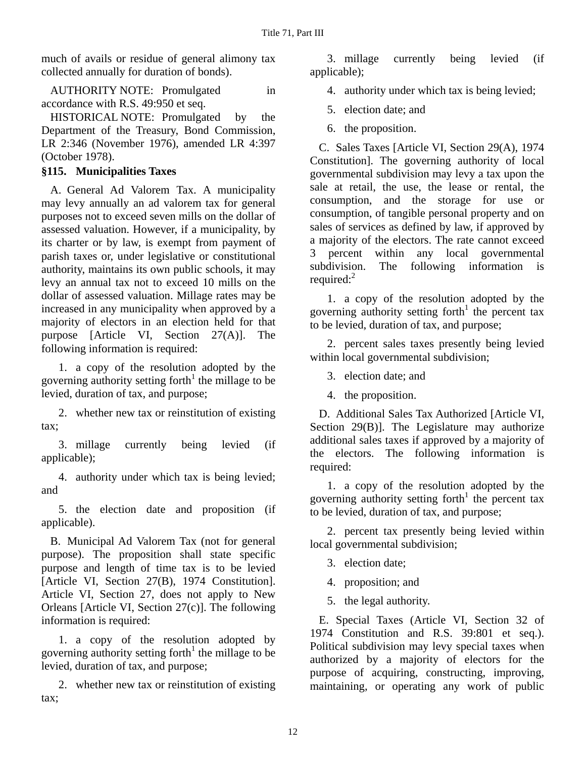much of avails or residue of general alimony tax collected annually for duration of bonds).

AUTHORITY NOTE: Promulgated in accordance with R.S. 49:950 et seq.

HISTORICAL NOTE: Promulgated by the Department of the Treasury, Bond Commission, LR 2:346 (November 1976), amended LR 4:397 (October 1978).

### §115. Municipalities Taxes

A. General Ad Valorem Tax. A municipality may levy annually an ad valorem tax for general purposes not to exceed seven mills on the dollar of assessed valuation. However, if a municipality, by its charter or by law, is exempt from payment of parish taxes or, under legislative or constitutional authority, maintains its own public schools, it may levy an annual tax not to exceed 10 mills on the dollar of assessed valuation. Millage rates may be increased in any municipality when approved by a majority of electors in an election held for that purpose [Article VI, Section 27(A)]. The following information is required:

1. a copy of the resolution adopted by the governing authority setting forth[1] the millage to be levied, duration of tax, and purpose;

2. whether new tax or reinstitution of existing tax;

3. millage currently being levied (if applicable);

4. authority under which tax is being levied; and

5. the election date and proposition (if applicable).

B. Municipal Ad Valorem Tax (not for general purpose). The proposition shall state specific purpose and length of time tax is to be levied [Article VI, Section 27(B), 1974 Constitution]. Article VI, Section 27, does not apply to New Orleans [Article VI, Section 27(c)]. The following information is required:

1. a copy of the resolution adopted by governing authority setting forth[1] the millage to be levied, duration of tax, and purpose;

2. whether new tax or reinstitution of existing tax;

3. millage currently being levied (if applicable);

4. authority under which tax is being levied;

5. election date; and

6. the proposition.

C. Sales Taxes [Article VI, Section 29(A), 1974 Constitution]. The governing authority of local governmental subdivision may levy a tax upon the sale at retail, the use, the lease or rental, the consumption, and the storage for use or consumption, of tangible personal property and on sales of services as defined by law, if approved by a majority of the electors. The rate cannot exceed 3 percent within any local governmental subdivision. The following information is required:[2]

1. a copy of the resolution adopted by the governing authority setting forth[1] the percent tax to be levied, duration of tax, and purpose;

2. percent sales taxes presently being levied within local governmental subdivision;

3. election date; and

4. the proposition.

D. Additional Sales Tax Authorized [Article VI, Section 29(B)]. The Legislature may authorize additional sales taxes if approved by a majority of the electors. The following information is required:

1. a copy of the resolution adopted by the governing authority setting forth[1] the percent tax to be levied, duration of tax, and purpose;

2. percent tax presently being levied within local governmental subdivision;

3. election date;

4. proposition; and

5. the legal authority.

E. Special Taxes (Article VI, Section 32 of 1974 Constitution and R.S. 39:801 et seq.). Political subdivision may levy special taxes when authorized by a majority of electors for the purpose of acquiring, constructing, improving, maintaining, or operating any work of public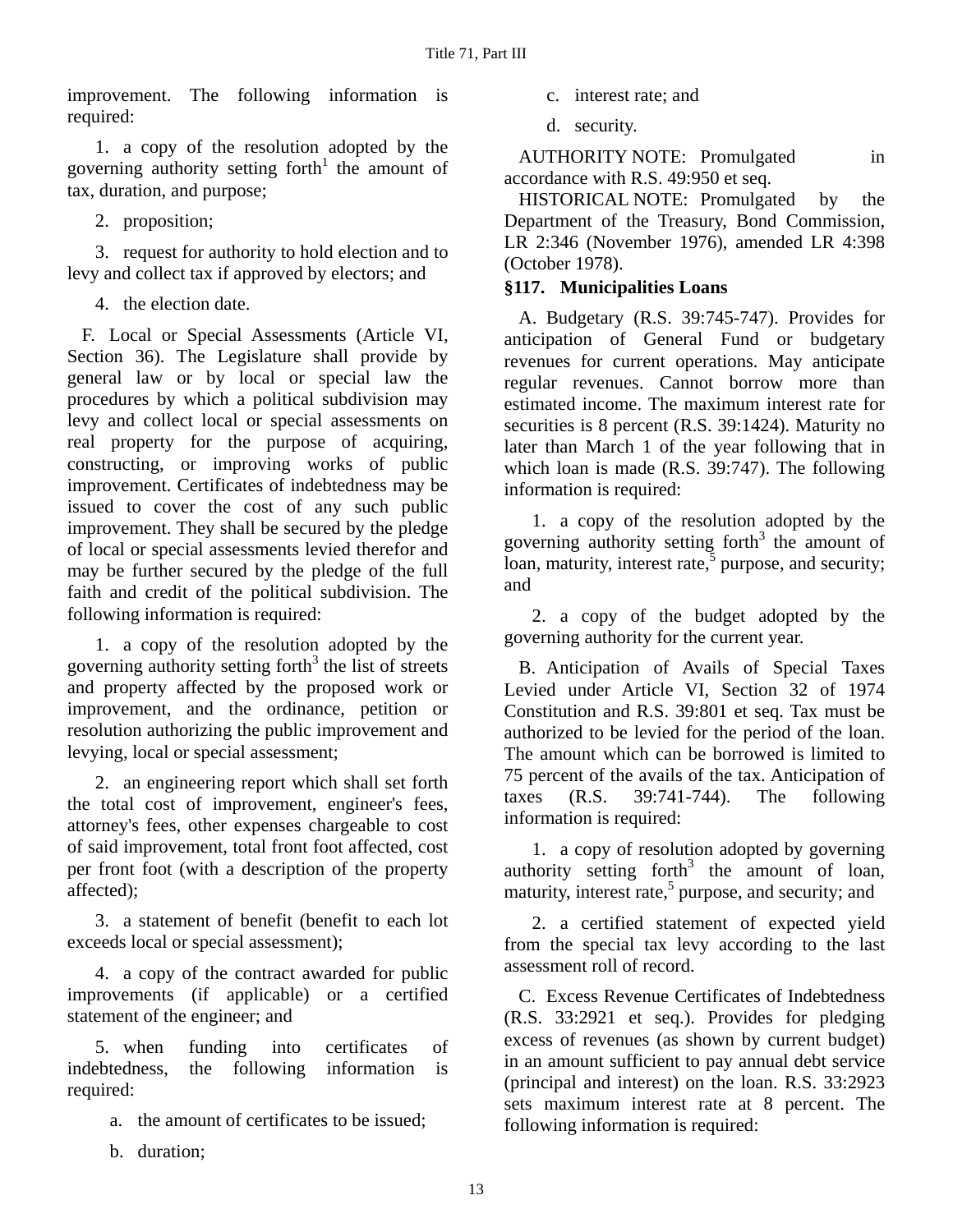improvement. The following information is required:

1. a copy of the resolution adopted by the governing authority setting forth[1] the amount of tax, duration, and purpose;

2. proposition;

3. request for authority to hold election and to levy and collect tax if approved by electors; and

4. the election date.

F. Local or Special Assessments (Article VI, Section 36). The Legislature shall provide by general law or by local or special law the procedures by which a political subdivision may levy and collect local or special assessments on real property for the purpose of acquiring, constructing, or improving works of public improvement. Certificates of indebtedness may be issued to cover the cost of any such public improvement. They shall be secured by the pledge of local or special assessments levied therefor and may be further secured by the pledge of the full faith and credit of the political subdivision. The following information is required:

1. a copy of the resolution adopted by the governing authority setting forth[3] the list of streets and property affected by the proposed work or improvement, and the ordinance, petition or resolution authorizing the public improvement and levying, local or special assessment;

2. an engineering report which shall set forth the total cost of improvement, engineer's fees, attorney's fees, other expenses chargeable to cost of said improvement, total front foot affected, cost per front foot (with a description of the property affected);

3. a statement of benefit (benefit to each lot exceeds local or special assessment);

4. a copy of the contract awarded for public improvements (if applicable) or a certified statement of the engineer; and

5. when funding into certificates of indebtedness, the following information is required:

a. the amount of certificates to be issued;

b. duration;

c. interest rate; and

d. security.

AUTHORITY NOTE: Promulgated in accordance with R.S. 49:950 et seq.

HISTORICAL NOTE: Promulgated by the Department of the Treasury, Bond Commission, LR 2:346 (November 1976), amended LR 4:398 (October 1978).

### §117. Municipalities Loans

A. Budgetary (R.S. 39:745-747). Provides for anticipation of General Fund or budgetary revenues for current operations. May anticipate regular revenues. Cannot borrow more than estimated income. The maximum interest rate for securities is 8 percent (R.S. 39:1424). Maturity no later than March 1 of the year following that in which loan is made (R.S. 39:747). The following information is required:

1. a copy of the resolution adopted by the governing authority setting forth[3] the amount of loan, maturity, interest rate,[5] purpose, and security; and

2. a copy of the budget adopted by the governing authority for the current year.

B. Anticipation of Avails of Special Taxes Levied under Article VI, Section 32 of 1974 Constitution and R.S. 39:801 et seq. Tax must be authorized to be levied for the period of the loan. The amount which can be borrowed is limited to 75 percent of the avails of the tax. Anticipation of taxes (R.S. 39:741-744). The following information is required:

1. a copy of resolution adopted by governing authority setting forth[3] the amount of loan, maturity, interest rate,[5] purpose, and security; and

2. a certified statement of expected yield from the special tax levy according to the last assessment roll of record.

C. Excess Revenue Certificates of Indebtedness (R.S. 33:2921 et seq.). Provides for pledging excess of revenues (as shown by current budget) in an amount sufficient to pay annual debt service (principal and interest) on the loan. R.S. 33:2923 sets maximum interest rate at 8 percent. The following information is required: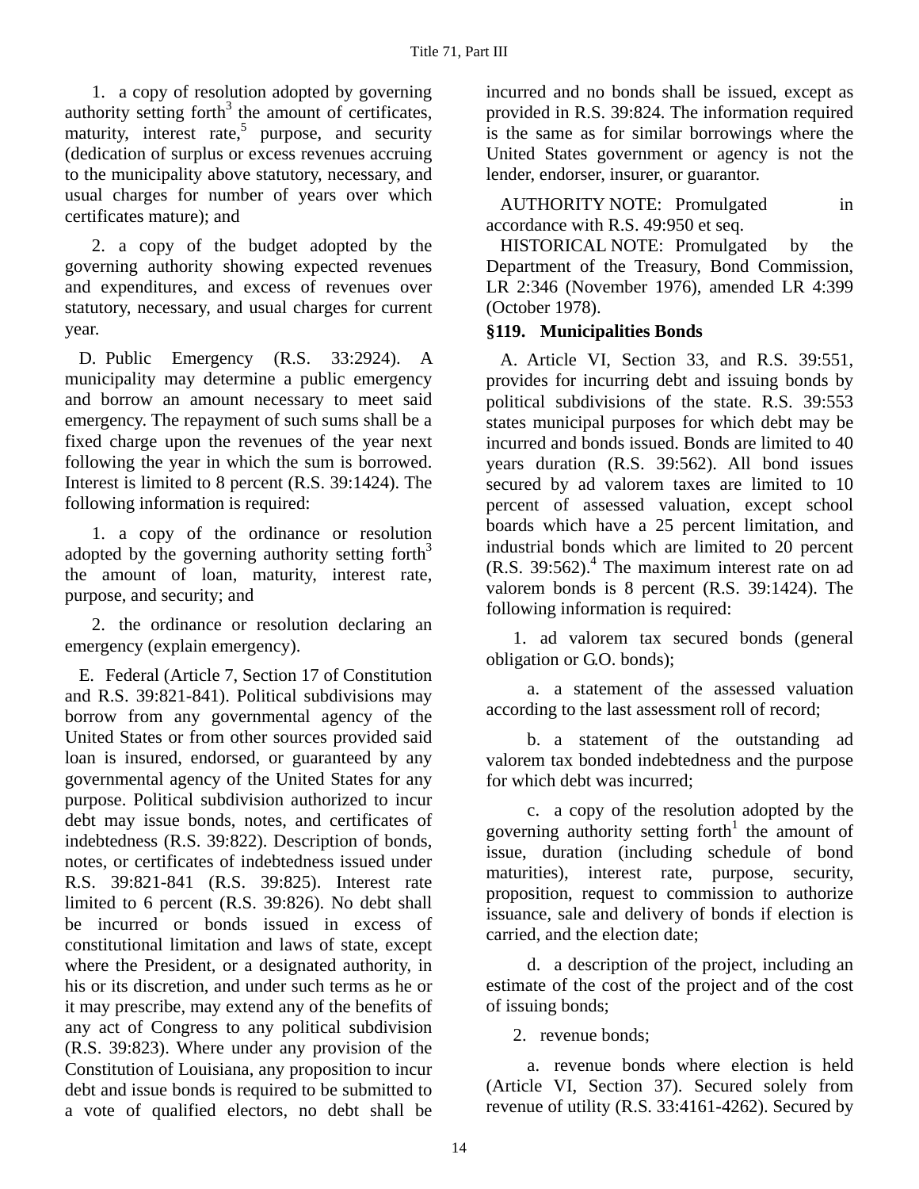1. a copy of resolution adopted by governing authority setting forth[3] the amount of certificates, maturity, interest rate,[5] purpose, and security (dedication of surplus or excess revenues accruing to the municipality above statutory, necessary, and usual charges for number of years over which certificates mature); and

2. a copy of the budget adopted by the governing authority showing expected revenues and expenditures, and excess of revenues over statutory, necessary, and usual charges for current year.

D. Public Emergency (R.S. 33:2924). A municipality may determine a public emergency and borrow an amount necessary to meet said emergency. The repayment of such sums shall be a fixed charge upon the revenues of the year next following the year in which the sum is borrowed. Interest is limited to 8 percent (R.S. 39:1424). The following information is required:

1. a copy of the ordinance or resolution adopted by the governing authority setting forth[3] the amount of loan, maturity, interest rate, purpose, and security; and

2. the ordinance or resolution declaring an emergency (explain emergency).

E. Federal (Article 7, Section 17 of Constitution and R.S. 39:821-841). Political subdivisions may borrow from any governmental agency of the United States or from other sources provided said loan is insured, endorsed, or guaranteed by any governmental agency of the United States for any purpose. Political subdivision authorized to incur debt may issue bonds, notes, and certificates of indebtedness (R.S. 39:822). Description of bonds, notes, or certificates of indebtedness issued under R.S. 39:821-841 (R.S. 39:825). Interest rate limited to 6 percent (R.S. 39:826). No debt shall be incurred or bonds issued in excess of constitutional limitation and laws of state, except where the President, or a designated authority, in his or its discretion, and under such terms as he or it may prescribe, may extend any of the benefits of any act of Congress to any political subdivision (R.S. 39:823). Where under any provision of the Constitution of Louisiana, any proposition to incur debt and issue bonds is required to be submitted to a vote of qualified electors, no debt shall be incurred and no bonds shall be issued, except as provided in R.S. 39:824. The information required is the same as for similar borrowings where the United States government or agency is not the lender, endorser, insurer, or guarantor.

AUTHORITY NOTE: Promulgated in accordance with R.S. 49:950 et seq.

HISTORICAL NOTE: Promulgated by the Department of the Treasury, Bond Commission, LR 2:346 (November 1976), amended LR 4:399 (October 1978).

### §119. Municipalities Bonds

A. Article VI, Section 33, and R.S. 39:551, provides for incurring debt and issuing bonds by political subdivisions of the state. R.S. 39:553 states municipal purposes for which debt may be incurred and bonds issued. Bonds are limited to 40 years duration (R.S. 39:562). All bond issues secured by ad valorem taxes are limited to 10 percent of assessed valuation, except school boards which have a 25 percent limitation, and industrial bonds which are limited to 20 percent (R.S. 39:562).[4] The maximum interest rate on ad valorem bonds is 8 percent (R.S. 39:1424). The following information is required:

1. ad valorem tax secured bonds (general obligation or G.O. bonds);

a. a statement of the assessed valuation according to the last assessment roll of record;

b. a statement of the outstanding ad valorem tax bonded indebtedness and the purpose for which debt was incurred;

c. a copy of the resolution adopted by the governing authority setting forth[1] the amount of issue, duration (including schedule of bond maturities), interest rate, purpose, security, proposition, request to commission to authorize issuance, sale and delivery of bonds if election is carried, and the election date;

d. a description of the project, including an estimate of the cost of the project and of the cost of issuing bonds;

2. revenue bonds;

a. revenue bonds where election is held (Article VI, Section 37). Secured solely from revenue of utility (R.S. 33:4161-4262). Secured by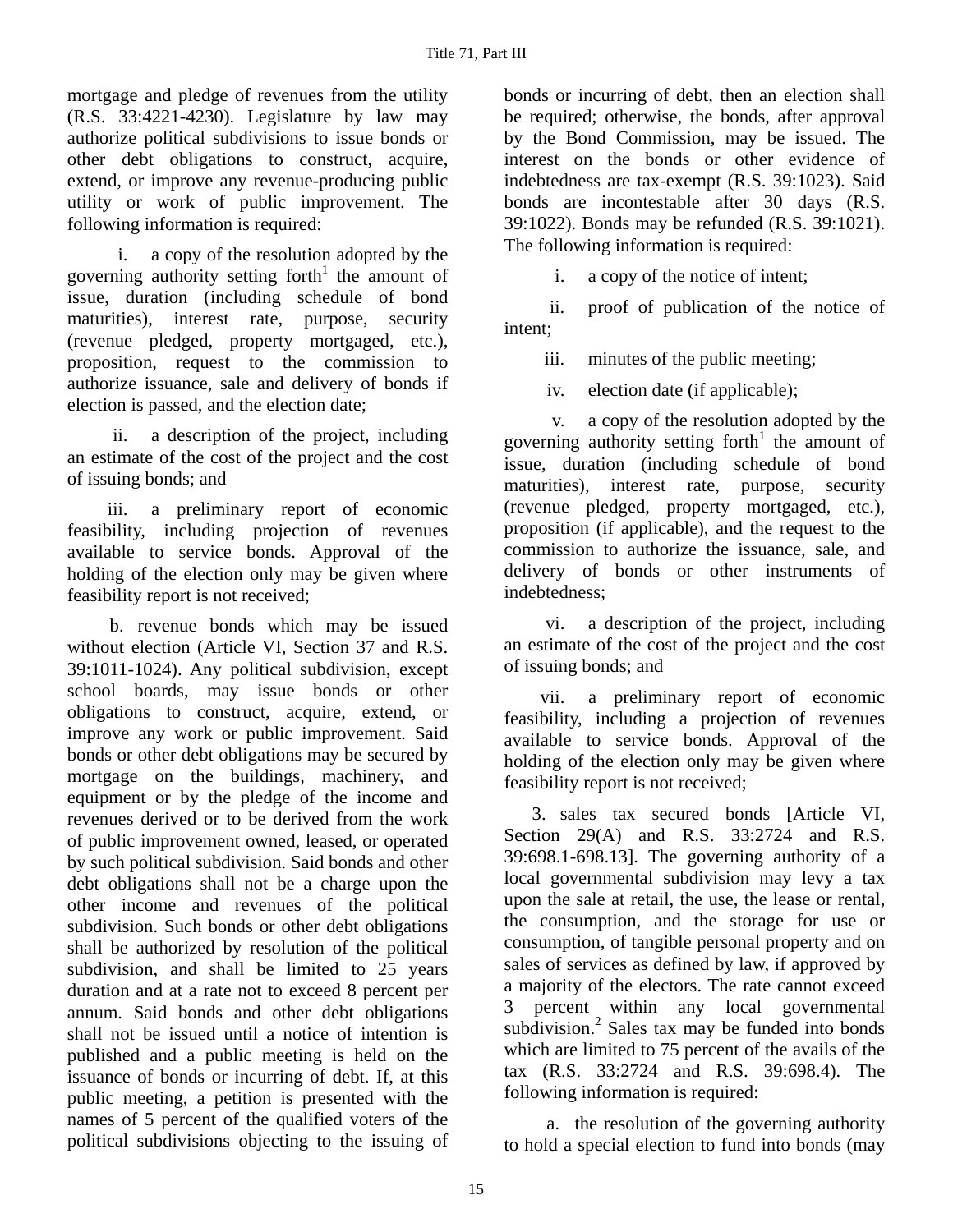mortgage and pledge of revenues from the utility (R.S. 33:4221-4230). Legislature by law may authorize political subdivisions to issue bonds or other debt obligations to construct, acquire, extend, or improve any revenue-producing public utility or work of public improvement. The following information is required:

i. a copy of the resolution adopted by the governing authority setting forth[1] the amount of issue, duration (including schedule of bond maturities), interest rate, purpose, security (revenue pledged, property mortgaged, etc.), proposition, request to the commission to authorize issuance, sale and delivery of bonds if election is passed, and the election date;

ii. a description of the project, including an estimate of the cost of the project and the cost of issuing bonds; and

iii. a preliminary report of economic feasibility, including projection of revenues available to service bonds. Approval of the holding of the election only may be given where feasibility report is not received;

b. revenue bonds which may be issued without election (Article VI, Section 37 and R.S. 39:1011-1024). Any political subdivision, except school boards, may issue bonds or other obligations to construct, acquire, extend, or improve any work or public improvement. Said bonds or other debt obligations may be secured by mortgage on the buildings, machinery, and equipment or by the pledge of the income and revenues derived or to be derived from the work of public improvement owned, leased, or operated by such political subdivision. Said bonds and other debt obligations shall not be a charge upon the other income and revenues of the political subdivision. Such bonds or other debt obligations shall be authorized by resolution of the political subdivision, and shall be limited to 25 years duration and at a rate not to exceed 8 percent per annum. Said bonds and other debt obligations shall not be issued until a notice of intention is published and a public meeting is held on the issuance of bonds or incurring of debt. If, at this public meeting, a petition is presented with the names of 5 percent of the qualified voters of the political subdivisions objecting to the issuing of bonds or incurring of debt, then an election shall be required; otherwise, the bonds, after approval by the Bond Commission, may be issued. The interest on the bonds or other evidence of indebtedness are tax-exempt (R.S. 39:1023). Said bonds are incontestable after 30 days (R.S. 39:1022). Bonds may be refunded (R.S. 39:1021). The following information is required:

i. a copy of the notice of intent;

ii. proof of publication of the notice of intent;

iii. minutes of the public meeting;

iv. election date (if applicable);

v. a copy of the resolution adopted by the governing authority setting forth[1] the amount of issue, duration (including schedule of bond maturities), interest rate, purpose, security (revenue pledged, property mortgaged, etc.), proposition (if applicable), and the request to the commission to authorize the issuance, sale, and delivery of bonds or other instruments of indebtedness;

vi. a description of the project, including an estimate of the cost of the project and the cost of issuing bonds; and

vii. a preliminary report of economic feasibility, including a projection of revenues available to service bonds. Approval of the holding of the election only may be given where feasibility report is not received;

3. sales tax secured bonds [Article VI, Section 29(A) and R.S. 33:2724 and R.S. 39:698.1-698.13]. The governing authority of a local governmental subdivision may levy a tax upon the sale at retail, the use, the lease or rental, the consumption, and the storage for use or consumption, of tangible personal property and on sales of services as defined by law, if approved by a majority of the electors. The rate cannot exceed 3 percent within any local governmental subdivision.[2] Sales tax may be funded into bonds which are limited to 75 percent of the avails of the tax (R.S. 33:2724 and R.S. 39:698.4). The following information is required:

a. the resolution of the governing authority to hold a special election to fund into bonds (may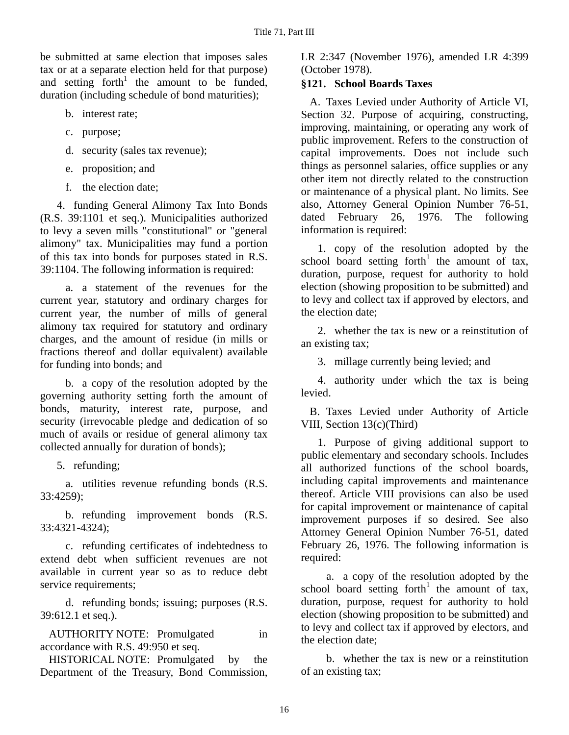be submitted at same election that imposes sales tax or at a separate election held for that purpose) and setting forth[1] the amount to be funded, duration (including schedule of bond maturities);

b. interest rate;

c. purpose;

d. security (sales tax revenue);

e. proposition; and

f. the election date;

4. funding General Alimony Tax Into Bonds (R.S. 39:1101 et seq.). Municipalities authorized to levy a seven mills "constitutional" or "general alimony" tax. Municipalities may fund a portion of this tax into bonds for purposes stated in R.S. 39:1104. The following information is required:

a. a statement of the revenues for the current year, statutory and ordinary charges for current year, the number of mills of general alimony tax required for statutory and ordinary charges, and the amount of residue (in mills or fractions thereof and dollar equivalent) available for funding into bonds; and

b. a copy of the resolution adopted by the governing authority setting forth the amount of bonds, maturity, interest rate, purpose, and security (irrevocable pledge and dedication of so much of avails or residue of general alimony tax collected annually for duration of bonds);

5. refunding;

a. utilities revenue refunding bonds (R.S. 33:4259);

b. refunding improvement bonds (R.S. 33:4321-4324);

c. refunding certificates of indebtedness to extend debt when sufficient revenues are not available in current year so as to reduce debt service requirements;

d. refunding bonds; issuing; purposes (R.S. 39:612.1 et seq.).

AUTHORITY NOTE: Promulgated in accordance with R.S. 49:950 et seq.

HISTORICAL NOTE: Promulgated by the Department of the Treasury, Bond Commission, LR 2:347 (November 1976), amended LR 4:399 (October 1978).

### §121. School Boards Taxes

A. Taxes Levied under Authority of Article VI, Section 32. Purpose of acquiring, constructing, improving, maintaining, or operating any work of public improvement. Refers to the construction of capital improvements. Does not include such things as personnel salaries, office supplies or any other item not directly related to the construction or maintenance of a physical plant. No limits. See also, Attorney General Opinion Number 76-51, dated February 26, 1976. The following information is required:

1. copy of the resolution adopted by the school board setting forth[1] the amount of tax, duration, purpose, request for authority to hold election (showing proposition to be submitted) and to levy and collect tax if approved by electors, and the election date;

2. whether the tax is new or a reinstitution of an existing tax;

3. millage currently being levied; and

4. authority under which the tax is being levied.

B. Taxes Levied under Authority of Article VIII, Section 13(c)(Third)

1. Purpose of giving additional support to public elementary and secondary schools. Includes all authorized functions of the school boards, including capital improvements and maintenance thereof. Article VIII provisions can also be used for capital improvement or maintenance of capital improvement purposes if so desired. See also Attorney General Opinion Number 76-51, dated February 26, 1976. The following information is required:

a. a copy of the resolution adopted by the school board setting forth[1] the amount of tax, duration, purpose, request for authority to hold election (showing proposition to be submitted) and to levy and collect tax if approved by electors, and the election date;

b. whether the tax is new or a reinstitution of an existing tax;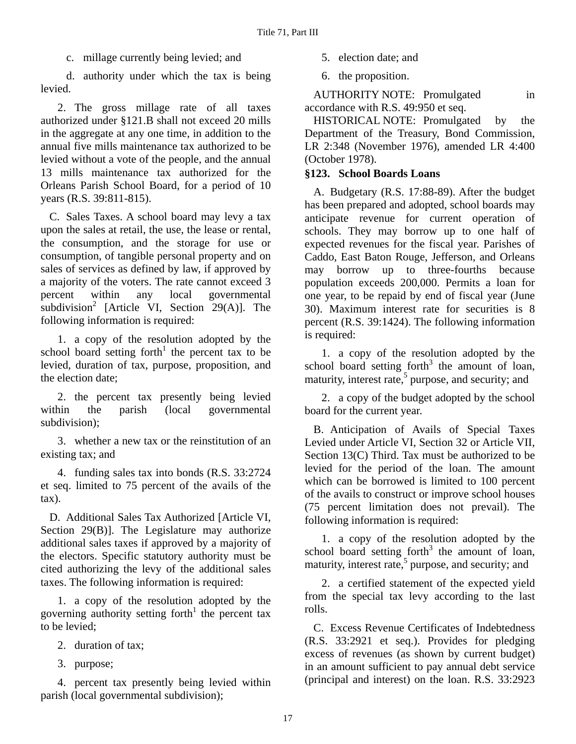c. millage currently being levied; and

d. authority under which the tax is being levied.

2. The gross millage rate of all taxes authorized under §121.B shall not exceed 20 mills in the aggregate at any one time, in addition to the annual five mills maintenance tax authorized to be levied without a vote of the people, and the annual 13 mills maintenance tax authorized for the Orleans Parish School Board, for a period of 10 years (R.S. 39:811-815).

C. Sales Taxes. A school board may levy a tax upon the sales at retail, the use, the lease or rental, the consumption, and the storage for use or consumption, of tangible personal property and on sales of services as defined by law, if approved by a majority of the voters. The rate cannot exceed 3 percent within any local governmental subdivision[2] [Article VI, Section 29(A)]. The following information is required:

1. a copy of the resolution adopted by the school board setting forth[1] the percent tax to be levied, duration of tax, purpose, proposition, and the election date;

2. the percent tax presently being levied within the parish (local governmental subdivision);

3. whether a new tax or the reinstitution of an existing tax; and

4. funding sales tax into bonds (R.S. 33:2724 et seq. limited to 75 percent of the avails of the tax).

D. Additional Sales Tax Authorized [Article VI, Section 29(B)]. The Legislature may authorize additional sales taxes if approved by a majority of the electors. Specific statutory authority must be cited authorizing the levy of the additional sales taxes. The following information is required:

1. a copy of the resolution adopted by the governing authority setting forth[1] the percent tax to be levied;

2. duration of tax;

3. purpose;

4. percent tax presently being levied within parish (local governmental subdivision);

5. election date; and

6. the proposition.

AUTHORITY NOTE: Promulgated in accordance with R.S. 49:950 et seq.

HISTORICAL NOTE: Promulgated by the Department of the Treasury, Bond Commission, LR 2:348 (November 1976), amended LR 4:400 (October 1978).

### §123. School Boards Loans

A. Budgetary (R.S. 17:88-89). After the budget has been prepared and adopted, school boards may anticipate revenue for current operation of schools. They may borrow up to one half of expected revenues for the fiscal year. Parishes of Caddo, East Baton Rouge, Jefferson, and Orleans may borrow up to three-fourths because population exceeds 200,000. Permits a loan for one year, to be repaid by end of fiscal year (June 30). Maximum interest rate for securities is 8 percent (R.S. 39:1424). The following information is required:

1. a copy of the resolution adopted by the school board setting forth[3] the amount of loan, maturity, interest rate,[5] purpose, and security; and

2. a copy of the budget adopted by the school board for the current year.

B. Anticipation of Avails of Special Taxes Levied under Article VI, Section 32 or Article VII, Section 13(C) Third. Tax must be authorized to be levied for the period of the loan. The amount which can be borrowed is limited to 100 percent of the avails to construct or improve school houses (75 percent limitation does not prevail). The following information is required:

1. a copy of the resolution adopted by the school board setting forth[3] the amount of loan, maturity, interest rate,[5] purpose, and security; and

2. a certified statement of the expected yield from the special tax levy according to the last rolls.

C. Excess Revenue Certificates of Indebtedness (R.S. 33:2921 et seq.). Provides for pledging excess of revenues (as shown by current budget) in an amount sufficient to pay annual debt service (principal and interest) on the loan. R.S. 33:2923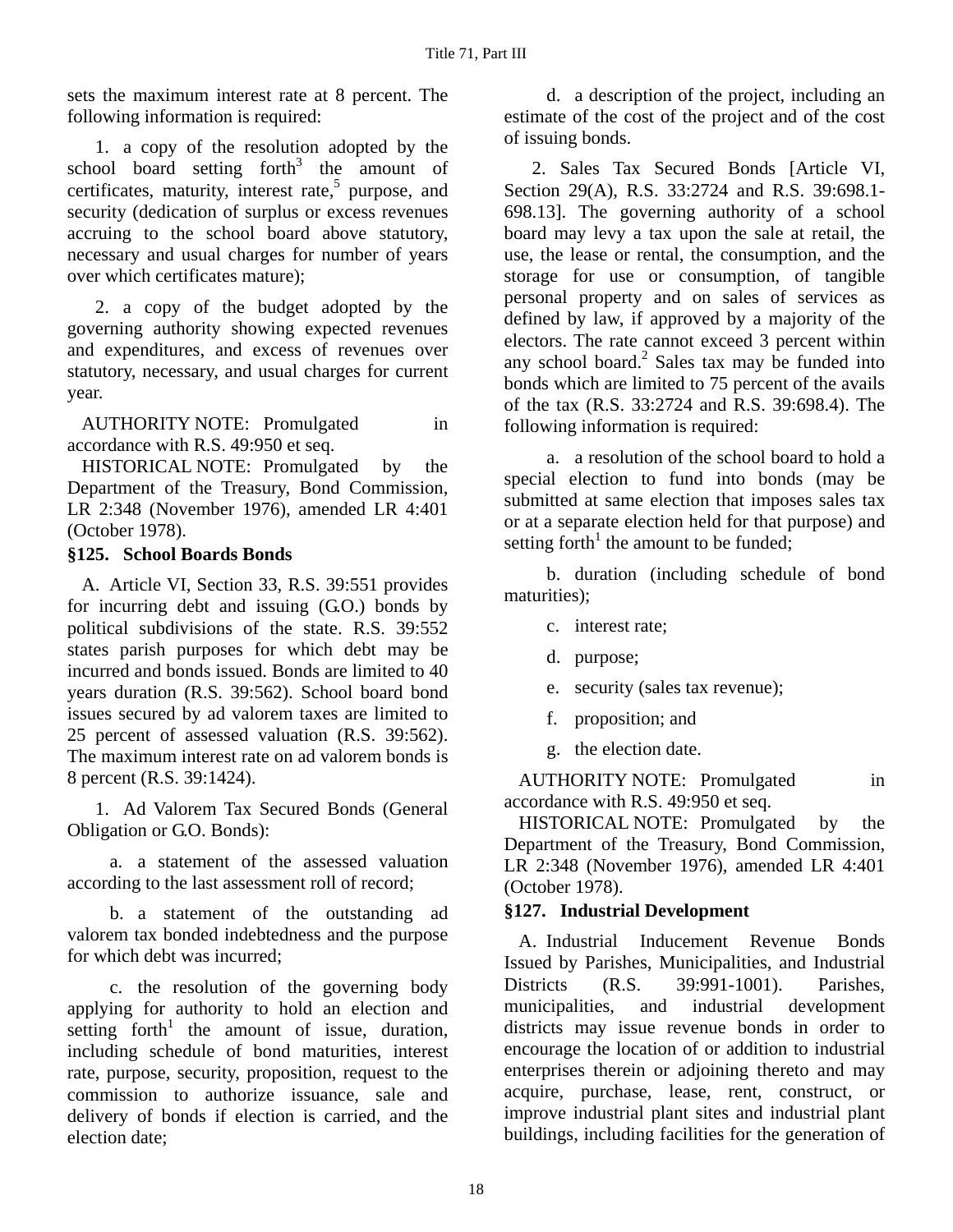sets the maximum interest rate at 8 percent. The following information is required:

1. a copy of the resolution adopted by the school board setting forth[3] the amount of certificates, maturity, interest rate,[5] purpose, and security (dedication of surplus or excess revenues accruing to the school board above statutory, necessary and usual charges for number of years over which certificates mature);

2. a copy of the budget adopted by the governing authority showing expected revenues and expenditures, and excess of revenues over statutory, necessary, and usual charges for current year.

AUTHORITY NOTE: Promulgated in accordance with R.S. 49:950 et seq.

HISTORICAL NOTE: Promulgated by the Department of the Treasury, Bond Commission, LR 2:348 (November 1976), amended LR 4:401 (October 1978).

### §125. School Boards Bonds

A. Article VI, Section 33, R.S. 39:551 provides for incurring debt and issuing (G.O.) bonds by political subdivisions of the state. R.S. 39:552 states parish purposes for which debt may be incurred and bonds issued. Bonds are limited to 40 years duration (R.S. 39:562). School board bond issues secured by ad valorem taxes are limited to 25 percent of assessed valuation (R.S. 39:562). The maximum interest rate on ad valorem bonds is 8 percent (R.S. 39:1424).

1. Ad Valorem Tax Secured Bonds (General Obligation or G.O. Bonds):

a. a statement of the assessed valuation according to the last assessment roll of record;

b. a statement of the outstanding ad valorem tax bonded indebtedness and the purpose for which debt was incurred;

c. the resolution of the governing body applying for authority to hold an election and setting forth[1] the amount of issue, duration, including schedule of bond maturities, interest rate, purpose, security, proposition, request to the commission to authorize issuance, sale and delivery of bonds if election is carried, and the election date;

d. a description of the project, including an estimate of the cost of the project and of the cost of issuing bonds.

2. Sales Tax Secured Bonds [Article VI, Section 29(A), R.S. 33:2724 and R.S. 39:698.1-698.13]. The governing authority of a school board may levy a tax upon the sale at retail, the use, the lease or rental, the consumption, and the storage for use or consumption, of tangible personal property and on sales of services as defined by law, if approved by a majority of the electors. The rate cannot exceed 3 percent within any school board.[2] Sales tax may be funded into bonds which are limited to 75 percent of the avails of the tax (R.S. 33:2724 and R.S. 39:698.4). The following information is required:

a. a resolution of the school board to hold a special election to fund into bonds (may be submitted at same election that imposes sales tax or at a separate election held for that purpose) and setting forth[1] the amount to be funded;

b. duration (including schedule of bond maturities);

c. interest rate;

d. purpose;

e. security (sales tax revenue);

f. proposition; and

g. the election date.

AUTHORITY NOTE: Promulgated in accordance with R.S. 49:950 et seq.

HISTORICAL NOTE: Promulgated by the Department of the Treasury, Bond Commission, LR 2:348 (November 1976), amended LR 4:401 (October 1978).

### §127. Industrial Development

A. Industrial Inducement Revenue Bonds Issued by Parishes, Municipalities, and Industrial Districts (R.S. 39:991-1001). Parishes, municipalities, and industrial development districts may issue revenue bonds in order to encourage the location of or addition to industrial enterprises therein or adjoining thereto and may acquire, purchase, lease, rent, construct, or improve industrial plant sites and industrial plant buildings, including facilities for the generation of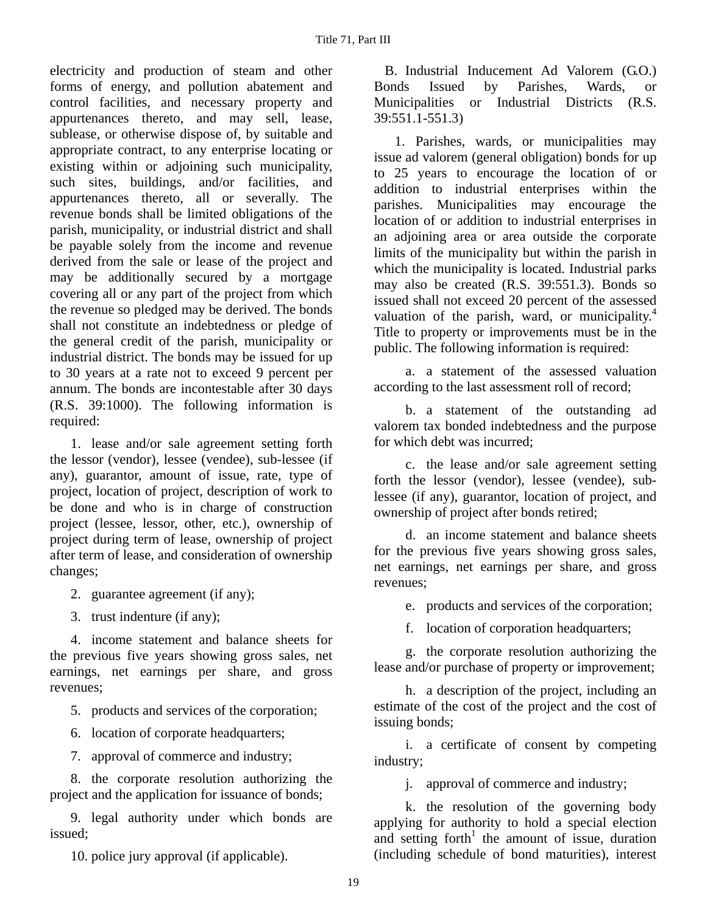electricity and production of steam and other forms of energy, and pollution abatement and control facilities, and necessary property and appurtenances thereto, and may sell, lease, sublease, or otherwise dispose of, by suitable and appropriate contract, to any enterprise locating or existing within or adjoining such municipality, such sites, buildings, and/or facilities, and appurtenances thereto, all or severally. The revenue bonds shall be limited obligations of the parish, municipality, or industrial district and shall be payable solely from the income and revenue derived from the sale or lease of the project and may be additionally secured by a mortgage covering all or any part of the project from which the revenue so pledged may be derived. The bonds shall not constitute an indebtedness or pledge of the general credit of the parish, municipality or industrial district. The bonds may be issued for up to 30 years at a rate not to exceed 9 percent per annum. The bonds are incontestable after 30 days (R.S. 39:1000). The following information is required:

1. lease and/or sale agreement setting forth the lessor (vendor), lessee (vendee), sub-lessee (if any), guarantor, amount of issue, rate, type of project, location of project, description of work to be done and who is in charge of construction project (lessee, lessor, other, etc.), ownership of project during term of lease, ownership of project after term of lease, and consideration of ownership changes;

2. guarantee agreement (if any);

3. trust indenture (if any);

4. income statement and balance sheets for the previous five years showing gross sales, net earnings, net earnings per share, and gross revenues;

5. products and services of the corporation;

6. location of corporate headquarters;

7. approval of commerce and industry;

8. the corporate resolution authorizing the project and the application for issuance of bonds;

9. legal authority under which bonds are issued;

10. police jury approval (if applicable).

B. Industrial Inducement Ad Valorem (G.O.) Bonds Issued by Parishes, Wards, or Municipalities or Industrial Districts (R.S. 39:551.1-551.3)

1. Parishes, wards, or municipalities may issue ad valorem (general obligation) bonds for up to 25 years to encourage the location of or addition to industrial enterprises within the parishes. Municipalities may encourage the location of or addition to industrial enterprises in an adjoining area or area outside the corporate limits of the municipality but within the parish in which the municipality is located. Industrial parks may also be created (R.S. 39:551.3). Bonds so issued shall not exceed 20 percent of the assessed valuation of the parish, ward, or municipality.[4] Title to property or improvements must be in the public. The following information is required:

a. a statement of the assessed valuation according to the last assessment roll of record;

b. a statement of the outstanding ad valorem tax bonded indebtedness and the purpose for which debt was incurred;

c. the lease and/or sale agreement setting forth the lessor (vendor), lessee (vendee), sub-lessee (if any), guarantor, location of project, and ownership of project after bonds retired;

d. an income statement and balance sheets for the previous five years showing gross sales, net earnings, net earnings per share, and gross revenues;

e. products and services of the corporation;

f. location of corporation headquarters;

g. the corporate resolution authorizing the lease and/or purchase of property or improvement;

h. a description of the project, including an estimate of the cost of the project and the cost of issuing bonds;

i. a certificate of consent by competing industry;

j. approval of commerce and industry;

k. the resolution of the governing body applying for authority to hold a special election and setting forth[1] the amount of issue, duration (including schedule of bond maturities), interest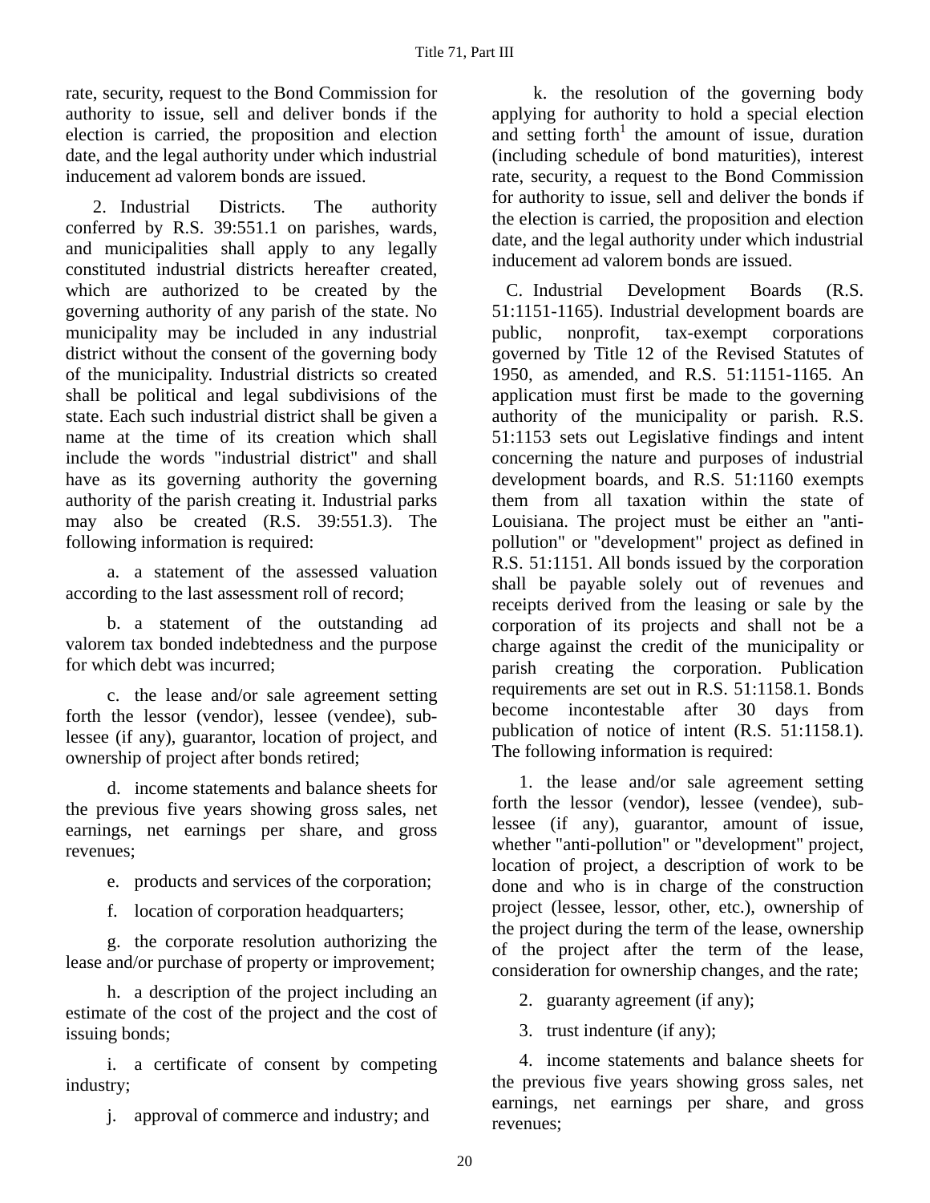rate, security, request to the Bond Commission for authority to issue, sell and deliver bonds if the election is carried, the proposition and election date, and the legal authority under which industrial inducement ad valorem bonds are issued.

2. Industrial Districts. The authority conferred by R.S. 39:551.1 on parishes, wards, and municipalities shall apply to any legally constituted industrial districts hereafter created, which are authorized to be created by the governing authority of any parish of the state. No municipality may be included in any industrial district without the consent of the governing body of the municipality. Industrial districts so created shall be political and legal subdivisions of the state. Each such industrial district shall be given a name at the time of its creation which shall include the words "industrial district" and shall have as its governing authority the governing authority of the parish creating it. Industrial parks may also be created (R.S. 39:551.3). The following information is required:

a. a statement of the assessed valuation according to the last assessment roll of record;

b. a statement of the outstanding ad valorem tax bonded indebtedness and the purpose for which debt was incurred;

c. the lease and/or sale agreement setting forth the lessor (vendor), lessee (vendee), sub-lessee (if any), guarantor, location of project, and ownership of project after bonds retired;

d. income statements and balance sheets for the previous five years showing gross sales, net earnings, net earnings per share, and gross revenues;

e. products and services of the corporation;

f. location of corporation headquarters;

g. the corporate resolution authorizing the lease and/or purchase of property or improvement;

h. a description of the project including an estimate of the cost of the project and the cost of issuing bonds;

i. a certificate of consent by competing industry;

j. approval of commerce and industry; and

k. the resolution of the governing body applying for authority to hold a special election and setting forth[1] the amount of issue, duration (including schedule of bond maturities), interest rate, security, a request to the Bond Commission for authority to issue, sell and deliver the bonds if the election is carried, the proposition and election date, and the legal authority under which industrial inducement ad valorem bonds are issued.

C. Industrial Development Boards (R.S. 51:1151-1165). Industrial development boards are public, nonprofit, tax-exempt corporations governed by Title 12 of the Revised Statutes of 1950, as amended, and R.S. 51:1151-1165. An application must first be made to the governing authority of the municipality or parish. R.S. 51:1153 sets out Legislative findings and intent concerning the nature and purposes of industrial development boards, and R.S. 51:1160 exempts them from all taxation within the state of Louisiana. The project must be either an "anti-pollution" or "development" project as defined in R.S. 51:1151. All bonds issued by the corporation shall be payable solely out of revenues and receipts derived from the leasing or sale by the corporation of its projects and shall not be a charge against the credit of the municipality or parish creating the corporation. Publication requirements are set out in R.S. 51:1158.1. Bonds become incontestable after 30 days from publication of notice of intent (R.S. 51:1158.1). The following information is required:

1. the lease and/or sale agreement setting forth the lessor (vendor), lessee (vendee), sub-lessee (if any), guarantor, amount of issue, whether "anti-pollution" or "development" project, location of project, a description of work to be done and who is in charge of the construction project (lessee, lessor, other, etc.), ownership of the project during the term of the lease, ownership of the project after the term of the lease, consideration for ownership changes, and the rate;

2. guaranty agreement (if any);

3. trust indenture (if any);

4. income statements and balance sheets for the previous five years showing gross sales, net earnings, net earnings per share, and gross revenues;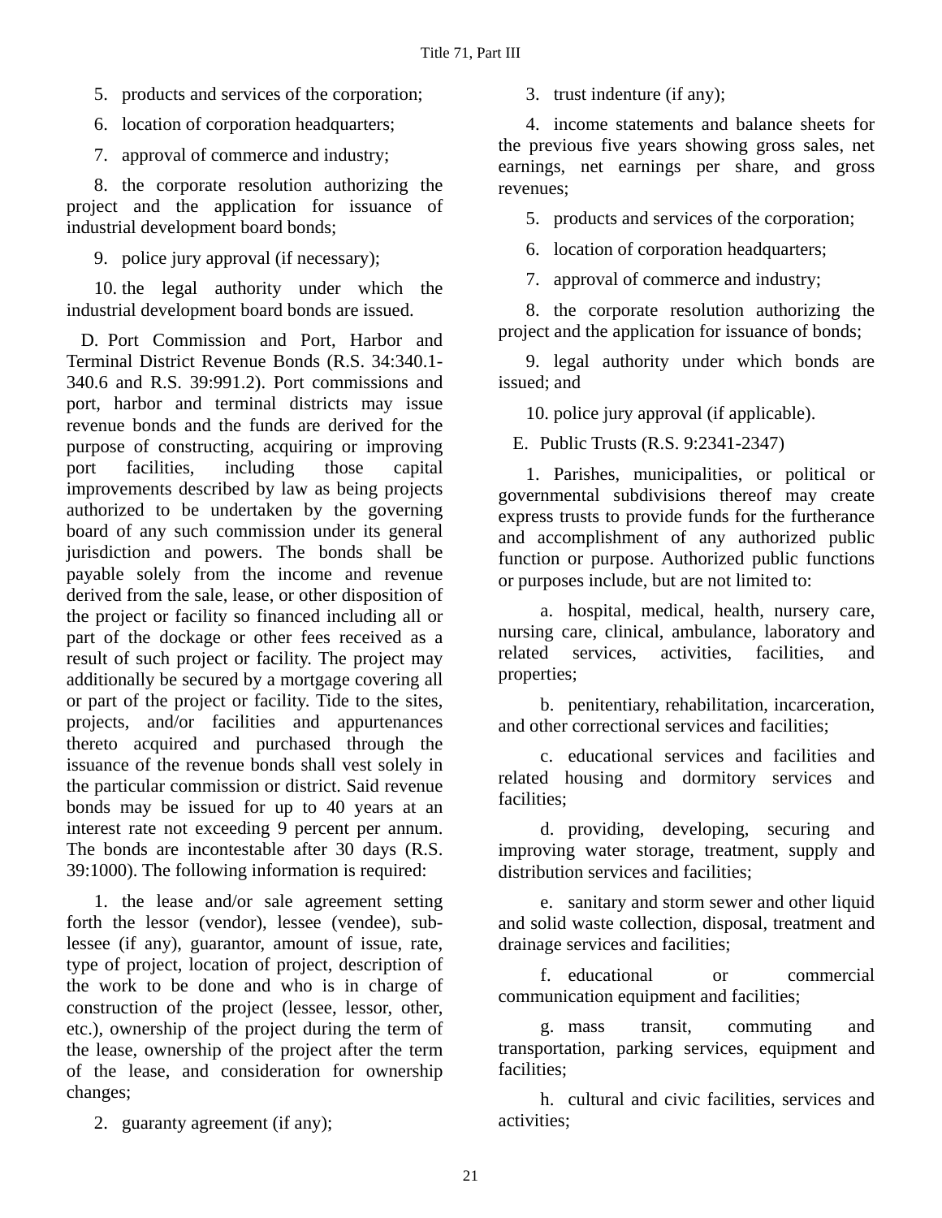5. products and services of the corporation;

6. location of corporation headquarters;

7. approval of commerce and industry;

8. the corporate resolution authorizing the project and the application for issuance of industrial development board bonds;

9. police jury approval (if necessary);

10. the legal authority under which the industrial development board bonds are issued.

D. Port Commission and Port, Harbor and Terminal District Revenue Bonds (R.S. 34:340.1-340.6 and R.S. 39:991.2). Port commissions and port, harbor and terminal districts may issue revenue bonds and the funds are derived for the purpose of constructing, acquiring or improving port facilities, including those capital improvements described by law as being projects authorized to be undertaken by the governing board of any such commission under its general jurisdiction and powers. The bonds shall be payable solely from the income and revenue derived from the sale, lease, or other disposition of the project or facility so financed including all or part of the dockage or other fees received as a result of such project or facility. The project may additionally be secured by a mortgage covering all or part of the project or facility. Tide to the sites, projects, and/or facilities and appurtenances thereto acquired and purchased through the issuance of the revenue bonds shall vest solely in the particular commission or district. Said revenue bonds may be issued for up to 40 years at an interest rate not exceeding 9 percent per annum. The bonds are incontestable after 30 days (R.S. 39:1000). The following information is required:

1. the lease and/or sale agreement setting forth the lessor (vendor), lessee (vendee), sub-lessee (if any), guarantor, amount of issue, rate, type of project, location of project, description of the work to be done and who is in charge of construction of the project (lessee, lessor, other, etc.), ownership of the project during the term of the lease, ownership of the project after the term of the lease, and consideration for ownership changes;

2. guaranty agreement (if any);

3. trust indenture (if any);

4. income statements and balance sheets for the previous five years showing gross sales, net earnings, net earnings per share, and gross revenues;

5. products and services of the corporation;

6. location of corporation headquarters;

7. approval of commerce and industry;

8. the corporate resolution authorizing the project and the application for issuance of bonds;

9. legal authority under which bonds are issued; and

10. police jury approval (if applicable).

E. Public Trusts (R.S. 9:2341-2347)

1. Parishes, municipalities, or political or governmental subdivisions thereof may create express trusts to provide funds for the furtherance and accomplishment of any authorized public function or purpose. Authorized public functions or purposes include, but are not limited to:

a. hospital, medical, health, nursery care, nursing care, clinical, ambulance, laboratory and related services, activities, facilities, and properties;

b. penitentiary, rehabilitation, incarceration, and other correctional services and facilities;

c. educational services and facilities and related housing and dormitory services and facilities;

d. providing, developing, securing and improving water storage, treatment, supply and distribution services and facilities;

e. sanitary and storm sewer and other liquid and solid waste collection, disposal, treatment and drainage services and facilities;

f. educational or commercial communication equipment and facilities;

g. mass transit, commuting and transportation, parking services, equipment and facilities;

h. cultural and civic facilities, services and activities;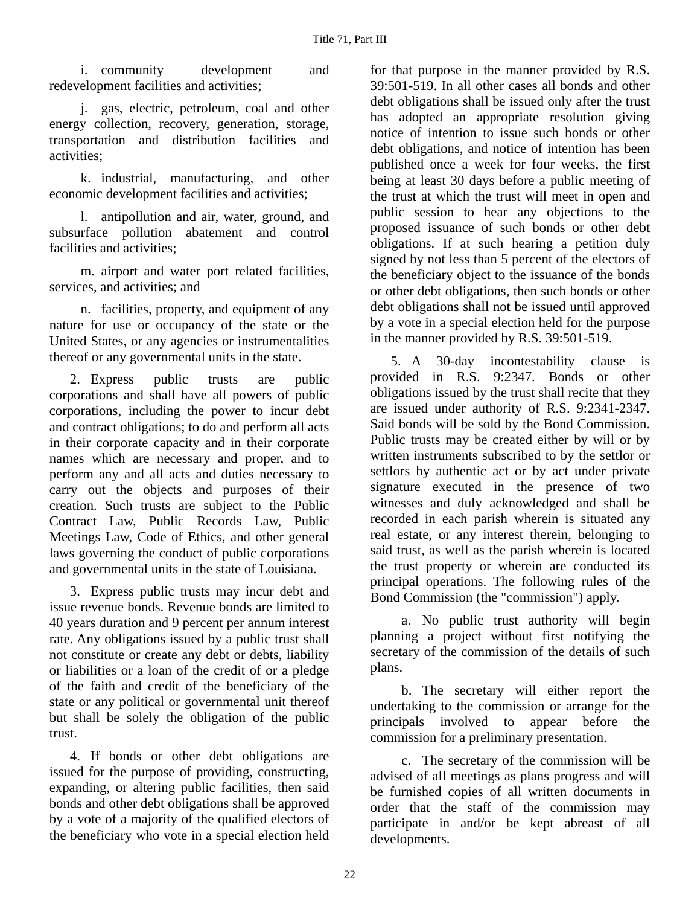i. community development and redevelopment facilities and activities;

j. gas, electric, petroleum, coal and other energy collection, recovery, generation, storage, transportation and distribution facilities and activities;

k. industrial, manufacturing, and other economic development facilities and activities;

l. antipollution and air, water, ground, and subsurface pollution abatement and control facilities and activities;

m. airport and water port related facilities, services, and activities; and

n. facilities, property, and equipment of any nature for use or occupancy of the state or the United States, or any agencies or instrumentalities thereof or any governmental units in the state.

2. Express public trusts are public corporations and shall have all powers of public corporations, including the power to incur debt and contract obligations; to do and perform all acts in their corporate capacity and in their corporate names which are necessary and proper, and to perform any and all acts and duties necessary to carry out the objects and purposes of their creation. Such trusts are subject to the Public Contract Law, Public Records Law, Public Meetings Law, Code of Ethics, and other general laws governing the conduct of public corporations and governmental units in the state of Louisiana.

3. Express public trusts may incur debt and issue revenue bonds. Revenue bonds are limited to 40 years duration and 9 percent per annum interest rate. Any obligations issued by a public trust shall not constitute or create any debt or debts, liability or liabilities or a loan of the credit of or a pledge of the faith and credit of the beneficiary of the state or any political or governmental unit thereof but shall be solely the obligation of the public trust.

4. If bonds or other debt obligations are issued for the purpose of providing, constructing, expanding, or altering public facilities, then said bonds and other debt obligations shall be approved by a vote of a majority of the qualified electors of the beneficiary who vote in a special election held for that purpose in the manner provided by R.S. 39:501-519. In all other cases all bonds and other debt obligations shall be issued only after the trust has adopted an appropriate resolution giving notice of intention to issue such bonds or other debt obligations, and notice of intention has been published once a week for four weeks, the first being at least 30 days before a public meeting of the trust at which the trust will meet in open and public session to hear any objections to the proposed issuance of such bonds or other debt obligations. If at such hearing a petition duly signed by not less than 5 percent of the electors of the beneficiary object to the issuance of the bonds or other debt obligations, then such bonds or other debt obligations shall not be issued until approved by a vote in a special election held for the purpose in the manner provided by R.S. 39:501-519.

5. A 30-day incontestability clause is provided in R.S. 9:2347. Bonds or other obligations issued by the trust shall recite that they are issued under authority of R.S. 9:2341-2347. Said bonds will be sold by the Bond Commission. Public trusts may be created either by will or by written instruments subscribed to by the settlor or settlors by authentic act or by act under private signature executed in the presence of two witnesses and duly acknowledged and shall be recorded in each parish wherein is situated any real estate, or any interest therein, belonging to said trust, as well as the parish wherein is located the trust property or wherein are conducted its principal operations. The following rules of the Bond Commission (the "commission") apply.

a. No public trust authority will begin planning a project without first notifying the secretary of the commission of the details of such plans.

b. The secretary will either report the undertaking to the commission or arrange for the principals involved to appear before the commission for a preliminary presentation.

c. The secretary of the commission will be advised of all meetings as plans progress and will be furnished copies of all written documents in order that the staff of the commission may participate in and/or be kept abreast of all developments.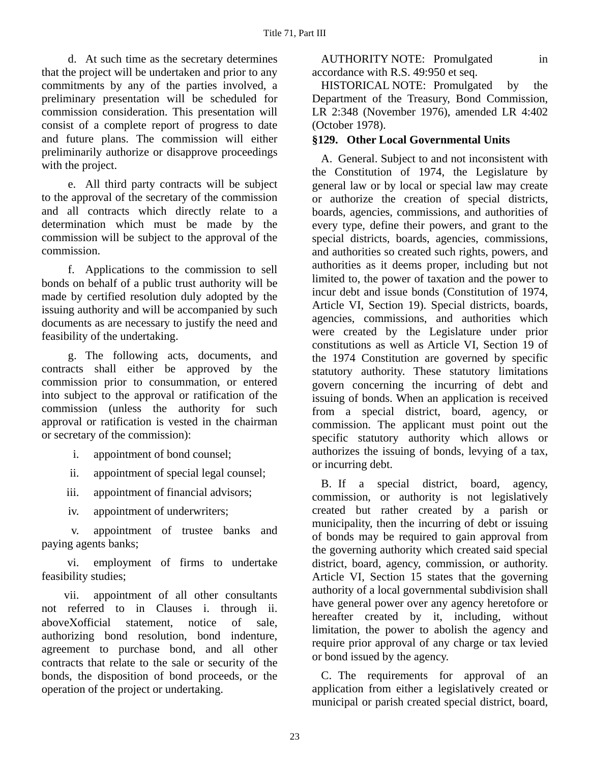d. At such time as the secretary determines that the project will be undertaken and prior to any commitments by any of the parties involved, a preliminary presentation will be scheduled for commission consideration. This presentation will consist of a complete report of progress to date and future plans. The commission will either preliminarily authorize or disapprove proceedings with the project.

e. All third party contracts will be subject to the approval of the secretary of the commission and all contracts which directly relate to a determination which must be made by the commission will be subject to the approval of the commission.

f. Applications to the commission to sell bonds on behalf of a public trust authority will be made by certified resolution duly adopted by the issuing authority and will be accompanied by such documents as are necessary to justify the need and feasibility of the undertaking.

g. The following acts, documents, and contracts shall either be approved by the commission prior to consummation, or entered into subject to the approval or ratification of the commission (unless the authority for such approval or ratification is vested in the chairman or secretary of the commission):

i. appointment of bond counsel;

ii. appointment of special legal counsel;

iii. appointment of financial advisors;

iv. appointment of underwriters;

v. appointment of trustee banks and paying agents banks;

vi. employment of firms to undertake feasibility studies;

vii. appointment of all other consultants not referred to in Clauses i. through ii. aboveXofficial statement, notice of sale, authorizing bond resolution, bond indenture, agreement to purchase bond, and all other contracts that relate to the sale or security of the bonds, the disposition of bond proceeds, or the operation of the project or undertaking.

AUTHORITY NOTE: Promulgated in accordance with R.S. 49:950 et seq.

HISTORICAL NOTE: Promulgated by the Department of the Treasury, Bond Commission, LR 2:348 (November 1976), amended LR 4:402 (October 1978).

### §129. Other Local Governmental Units

A. General. Subject to and not inconsistent with the Constitution of 1974, the Legislature by general law or by local or special law may create or authorize the creation of special districts, boards, agencies, commissions, and authorities of every type, define their powers, and grant to the special districts, boards, agencies, commissions, and authorities so created such rights, powers, and authorities as it deems proper, including but not limited to, the power of taxation and the power to incur debt and issue bonds (Constitution of 1974, Article VI, Section 19). Special districts, boards, agencies, commissions, and authorities which were created by the Legislature under prior constitutions as well as Article VI, Section 19 of the 1974 Constitution are governed by specific statutory authority. These statutory limitations govern concerning the incurring of debt and issuing of bonds. When an application is received from a special district, board, agency, or commission. The applicant must point out the specific statutory authority which allows or authorizes the issuing of bonds, levying of a tax, or incurring debt.

B. If a special district, board, agency, commission, or authority is not legislatively created but rather created by a parish or municipality, then the incurring of debt or issuing of bonds may be required to gain approval from the governing authority which created said special district, board, agency, commission, or authority. Article VI, Section 15 states that the governing authority of a local governmental subdivision shall have general power over any agency heretofore or hereafter created by it, including, without limitation, the power to abolish the agency and require prior approval of any charge or tax levied or bond issued by the agency.

C. The requirements for approval of an application from either a legislatively created or municipal or parish created special district, board,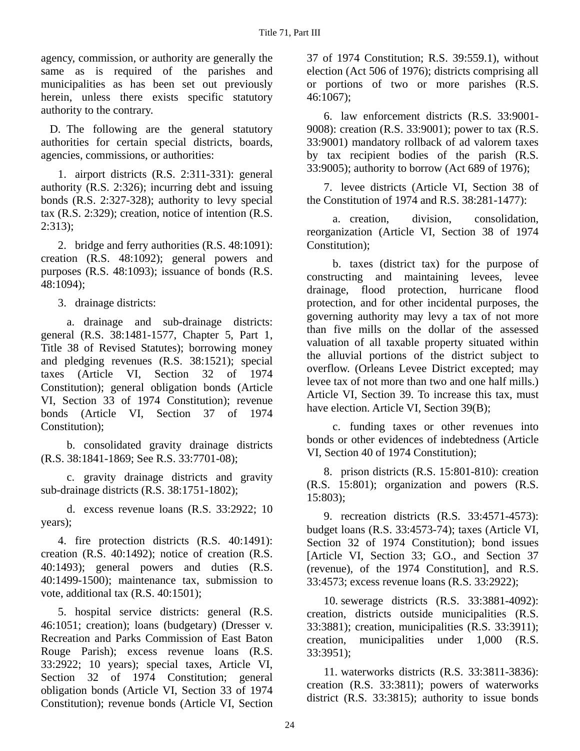agency, commission, or authority are generally the same as is required of the parishes and municipalities as has been set out previously herein, unless there exists specific statutory authority to the contrary.

D. The following are the general statutory authorities for certain special districts, boards, agencies, commissions, or authorities:

1. airport districts (R.S. 2:311-331): general authority (R.S. 2:326); incurring debt and issuing bonds (R.S. 2:327-328); authority to levy special tax (R.S. 2:329); creation, notice of intention (R.S. 2:313);

2. bridge and ferry authorities (R.S. 48:1091): creation (R.S. 48:1092); general powers and purposes (R.S. 48:1093); issuance of bonds (R.S. 48:1094);

3. drainage districts:

a. drainage and sub-drainage districts: general (R.S. 38:1481-1577, Chapter 5, Part 1, Title 38 of Revised Statutes); borrowing money and pledging revenues (R.S. 38:1521); special taxes (Article VI, Section 32 of 1974 Constitution); general obligation bonds (Article VI, Section 33 of 1974 Constitution); revenue bonds (Article VI, Section 37 of 1974 Constitution);

b. consolidated gravity drainage districts (R.S. 38:1841-1869; See R.S. 33:7701-08);

c. gravity drainage districts and gravity sub-drainage districts (R.S. 38:1751-1802);

d. excess revenue loans (R.S. 33:2922; 10 years);

4. fire protection districts (R.S. 40:1491): creation (R.S. 40:1492); notice of creation (R.S. 40:1493); general powers and duties (R.S. 40:1499-1500); maintenance tax, submission to vote, additional tax (R.S. 40:1501);

5. hospital service districts: general (R.S. 46:1051; creation); loans (budgetary) (Dresser v. Recreation and Parks Commission of East Baton Rouge Parish); excess revenue loans (R.S. 33:2922; 10 years); special taxes, Article VI, Section 32 of 1974 Constitution; general obligation bonds (Article VI, Section 33 of 1974 Constitution); revenue bonds (Article VI, Section 37 of 1974 Constitution; R.S. 39:559.1), without election (Act 506 of 1976); districts comprising all or portions of two or more parishes (R.S. 46:1067);

6. law enforcement districts (R.S. 33:9001-9008): creation (R.S. 33:9001); power to tax (R.S. 33:9001) mandatory rollback of ad valorem taxes by tax recipient bodies of the parish (R.S. 33:9005); authority to borrow (Act 689 of 1976);

7. levee districts (Article VI, Section 38 of the Constitution of 1974 and R.S. 38:281-1477):

a. creation, division, consolidation, reorganization (Article VI, Section 38 of 1974 Constitution);

b. taxes (district tax) for the purpose of constructing and maintaining levees, levee drainage, flood protection, hurricane flood protection, and for other incidental purposes, the governing authority may levy a tax of not more than five mills on the dollar of the assessed valuation of all taxable property situated within the alluvial portions of the district subject to overflow. (Orleans Levee District excepted; may levee tax of not more than two and one half mills.) Article VI, Section 39. To increase this tax, must have election. Article VI, Section 39(B);

c. funding taxes or other revenues into bonds or other evidences of indebtedness (Article VI, Section 40 of 1974 Constitution);

8. prison districts (R.S. 15:801-810): creation (R.S. 15:801); organization and powers (R.S. 15:803);

9. recreation districts (R.S. 33:4571-4573): budget loans (R.S. 33:4573-74); taxes (Article VI, Section 32 of 1974 Constitution); bond issues [Article VI, Section 33; G.O., and Section 37 (revenue), of the 1974 Constitution], and R.S. 33:4573; excess revenue loans (R.S. 33:2922);

10. sewerage districts (R.S. 33:3881-4092): creation, districts outside municipalities (R.S. 33:3881); creation, municipalities (R.S. 33:3911); creation, municipalities under 1,000 (R.S. 33:3951);

11. waterworks districts (R.S. 33:3811-3836): creation (R.S. 33:3811); powers of waterworks district (R.S. 33:3815); authority to issue bonds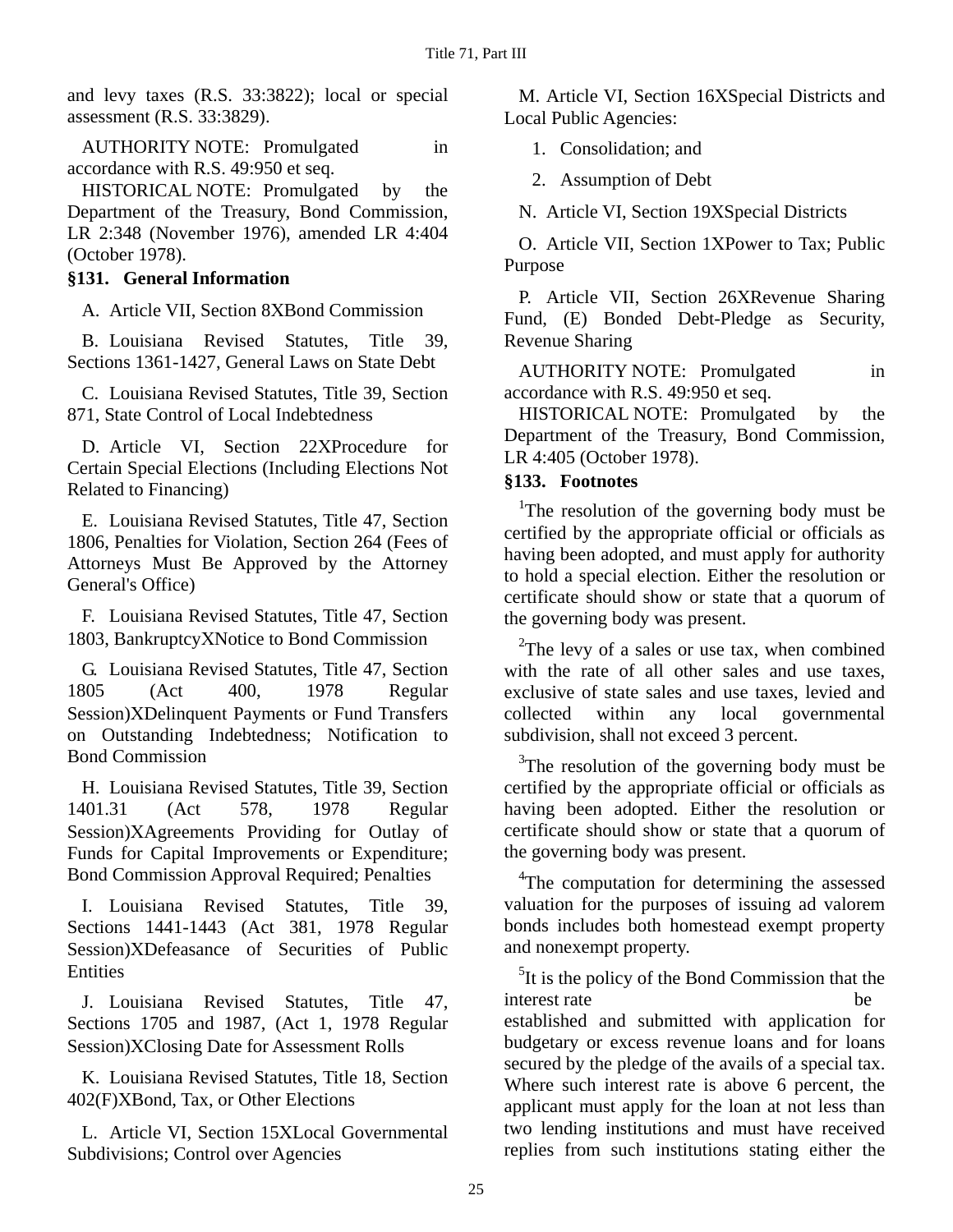and levy taxes (R.S. 33:3822); local or special assessment (R.S. 33:3829).

AUTHORITY NOTE: Promulgated in accordance with R.S. 49:950 et seq.

HISTORICAL NOTE: Promulgated by the Department of the Treasury, Bond Commission, LR 2:348 (November 1976), amended LR 4:404 (October 1978).

### §131. General Information

A. Article VII, Section 8XBond Commission

B. Louisiana Revised Statutes, Title 39, Sections 1361-1427, General Laws on State Debt

C. Louisiana Revised Statutes, Title 39, Section 871, State Control of Local Indebtedness

D. Article VI, Section 22XProcedure for Certain Special Elections (Including Elections Not Related to Financing)

E. Louisiana Revised Statutes, Title 47, Section 1806, Penalties for Violation, Section 264 (Fees of Attorneys Must Be Approved by the Attorney General's Office)

F. Louisiana Revised Statutes, Title 47, Section 1803, BankruptcyXNotice to Bond Commission

G. Louisiana Revised Statutes, Title 47, Section 1805 (Act 400, 1978 Regular Session)XDelinquent Payments or Fund Transfers on Outstanding Indebtedness; Notification to Bond Commission

H. Louisiana Revised Statutes, Title 39, Section 1401.31 (Act 578, 1978 Regular Session)XAgreements Providing for Outlay of Funds for Capital Improvements or Expenditure; Bond Commission Approval Required; Penalties

I. Louisiana Revised Statutes, Title 39, Sections 1441-1443 (Act 381, 1978 Regular Session)XDefeasance of Securities of Public Entities

J. Louisiana Revised Statutes, Title 47, Sections 1705 and 1987, (Act 1, 1978 Regular Session)XClosing Date for Assessment Rolls

K. Louisiana Revised Statutes, Title 18, Section 402(F)XBond, Tax, or Other Elections

L. Article VI, Section 15XLocal Governmental Subdivisions; Control over Agencies

M. Article VI, Section 16XSpecial Districts and Local Public Agencies:

1. Consolidation; and
2. Assumption of Debt

N. Article VI, Section 19XSpecial Districts

O. Article VII, Section 1XPower to Tax; Public Purpose

P. Article VII, Section 26XRevenue Sharing Fund, (E) Bonded Debt-Pledge as Security, Revenue Sharing

AUTHORITY NOTE: Promulgated in accordance with R.S. 49:950 et seq.

HISTORICAL NOTE: Promulgated by the Department of the Treasury, Bond Commission, LR 4:405 (October 1978).

### §133. Footnotes

[1]The resolution of the governing body must be certified by the appropriate official or officials as having been adopted, and must apply for authority to hold a special election. Either the resolution or certificate should show or state that a quorum of the governing body was present.

[2]The levy of a sales or use tax, when combined with the rate of all other sales and use taxes, exclusive of state sales and use taxes, levied and collected within any local governmental subdivision, shall not exceed 3 percent.

[3]The resolution of the governing body must be certified by the appropriate official or officials as having been adopted. Either the resolution or certificate should show or state that a quorum of the governing body was present.

[4]The computation for determining the assessed valuation for the purposes of issuing ad valorem bonds includes both homestead exempt property and nonexempt property.

[5]It is the policy of the Bond Commission that the interest rate be established and submitted with application for budgetary or excess revenue loans and for loans secured by the pledge of the avails of a special tax. Where such interest rate is above 6 percent, the applicant must apply for the loan at not less than two lending institutions and must have received replies from such institutions stating either the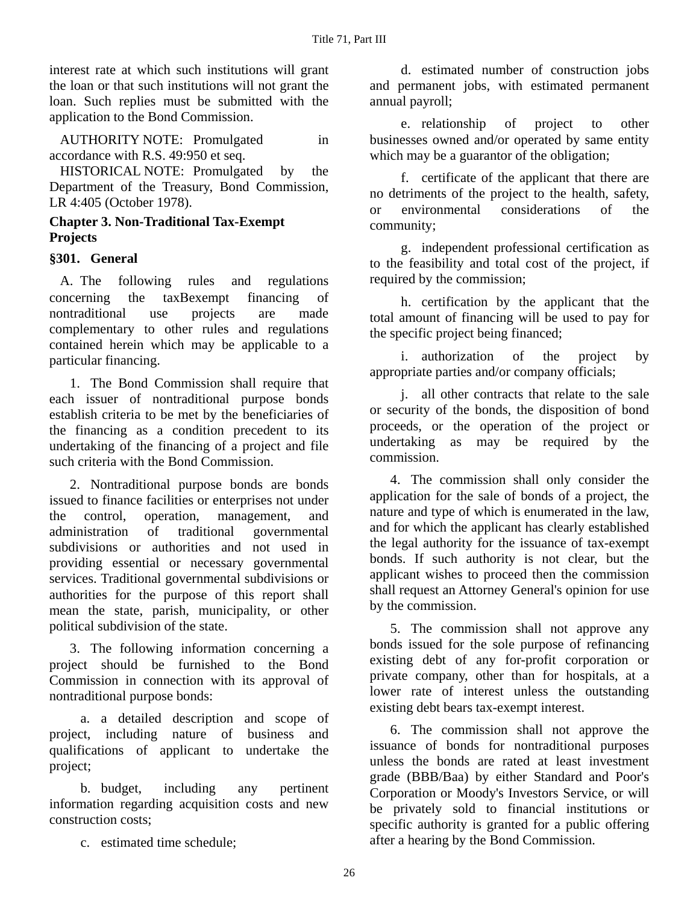interest rate at which such institutions will grant the loan or that such institutions will not grant the loan. Such replies must be submitted with the application to the Bond Commission.

AUTHORITY NOTE: Promulgated in accordance with R.S. 49:950 et seq.

HISTORICAL NOTE: Promulgated by the Department of the Treasury, Bond Commission, LR 4:405 (October 1978).

## Chapter 3. Non-Traditional Tax-Exempt Projects

### §301. General

A. The following rules and regulations concerning the taxBexempt financing of nontraditional use projects are made complementary to other rules and regulations contained herein which may be applicable to a particular financing.

1. The Bond Commission shall require that each issuer of nontraditional purpose bonds establish criteria to be met by the beneficiaries of the financing as a condition precedent to its undertaking of the financing of a project and file such criteria with the Bond Commission.

2. Nontraditional purpose bonds are bonds issued to finance facilities or enterprises not under the control, operation, management, and administration of traditional governmental subdivisions or authorities and not used in providing essential or necessary governmental services. Traditional governmental subdivisions or authorities for the purpose of this report shall mean the state, parish, municipality, or other political subdivision of the state.

3. The following information concerning a project should be furnished to the Bond Commission in connection with its approval of nontraditional purpose bonds:

a. a detailed description and scope of project, including nature of business and qualifications of applicant to undertake the project;

b. budget, including any pertinent information regarding acquisition costs and new construction costs;

c. estimated time schedule;

d. estimated number of construction jobs and permanent jobs, with estimated permanent annual payroll;

e. relationship of project to other businesses owned and/or operated by same entity which may be a guarantor of the obligation;

f. certificate of the applicant that there are no detriments of the project to the health, safety, or environmental considerations of the community;

g. independent professional certification as to the feasibility and total cost of the project, if required by the commission;

h. certification by the applicant that the total amount of financing will be used to pay for the specific project being financed;

i. authorization of the project by appropriate parties and/or company officials;

j. all other contracts that relate to the sale or security of the bonds, the disposition of bond proceeds, or the operation of the project or undertaking as may be required by the commission.

4. The commission shall only consider the application for the sale of bonds of a project, the nature and type of which is enumerated in the law, and for which the applicant has clearly established the legal authority for the issuance of tax-exempt bonds. If such authority is not clear, but the applicant wishes to proceed then the commission shall request an Attorney General's opinion for use by the commission.

5. The commission shall not approve any bonds issued for the sole purpose of refinancing existing debt of any for-profit corporation or private company, other than for hospitals, at a lower rate of interest unless the outstanding existing debt bears tax-exempt interest.

6. The commission shall not approve the issuance of bonds for nontraditional purposes unless the bonds are rated at least investment grade (BBB/Baa) by either Standard and Poor's Corporation or Moody's Investors Service, or will be privately sold to financial institutions or specific authority is granted for a public offering after a hearing by the Bond Commission.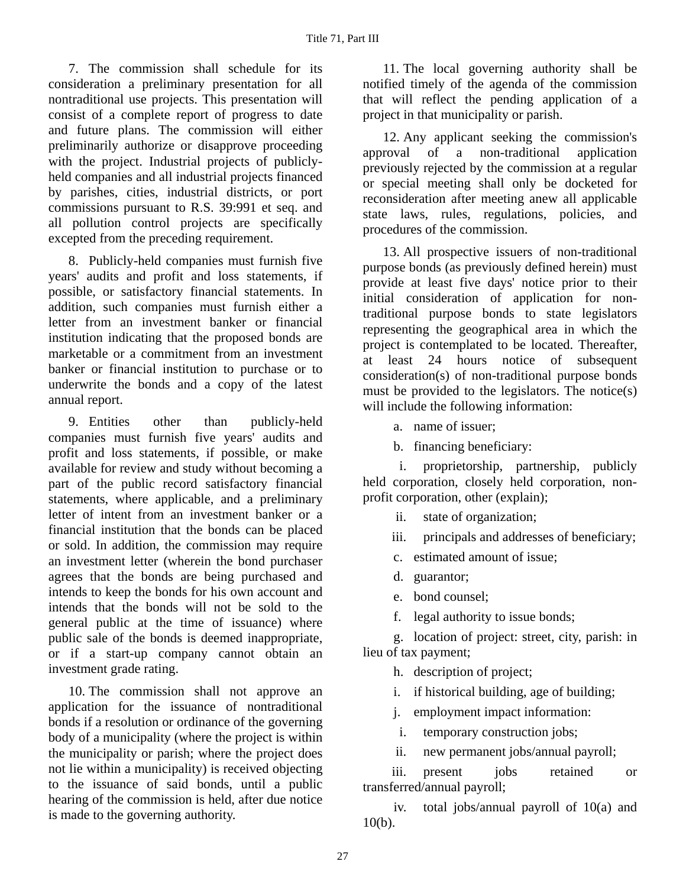7. The commission shall schedule for its consideration a preliminary presentation for all nontraditional use projects. This presentation will consist of a complete report of progress to date and future plans. The commission will either preliminarily authorize or disapprove proceeding with the project. Industrial projects of publicly-held companies and all industrial projects financed by parishes, cities, industrial districts, or port commissions pursuant to R.S. 39:991 et seq. and all pollution control projects are specifically excepted from the preceding requirement.

8. Publicly-held companies must furnish five years' audits and profit and loss statements, if possible, or satisfactory financial statements. In addition, such companies must furnish either a letter from an investment banker or financial institution indicating that the proposed bonds are marketable or a commitment from an investment banker or financial institution to purchase or to underwrite the bonds and a copy of the latest annual report.

9. Entities other than publicly-held companies must furnish five years' audits and profit and loss statements, if possible, or make available for review and study without becoming a part of the public record satisfactory financial statements, where applicable, and a preliminary letter of intent from an investment banker or a financial institution that the bonds can be placed or sold. In addition, the commission may require an investment letter (wherein the bond purchaser agrees that the bonds are being purchased and intends to keep the bonds for his own account and intends that the bonds will not be sold to the general public at the time of issuance) where public sale of the bonds is deemed inappropriate, or if a start-up company cannot obtain an investment grade rating.

10. The commission shall not approve an application for the issuance of nontraditional bonds if a resolution or ordinance of the governing body of a municipality (where the project is within the municipality or parish; where the project does not lie within a municipality) is received objecting to the issuance of said bonds, until a public hearing of the commission is held, after due notice is made to the governing authority.

11. The local governing authority shall be notified timely of the agenda of the commission that will reflect the pending application of a project in that municipality or parish.

12. Any applicant seeking the commission's approval of a non-traditional application previously rejected by the commission at a regular or special meeting shall only be docketed for reconsideration after meeting anew all applicable state laws, rules, regulations, policies, and procedures of the commission.

13. All prospective issuers of non-traditional purpose bonds (as previously defined herein) must provide at least five days' notice prior to their initial consideration of application for non-traditional purpose bonds to state legislators representing the geographical area in which the project is contemplated to be located. Thereafter, at least 24 hours notice of subsequent consideration(s) of non-traditional purpose bonds must be provided to the legislators. The notice(s) will include the following information:

a. name of issuer;

b. financing beneficiary:

i. proprietorship, partnership, publicly held corporation, closely held corporation, non-profit corporation, other (explain);

ii. state of organization;

iii. principals and addresses of beneficiary;

c. estimated amount of issue;

d. guarantor;

e. bond counsel;

f. legal authority to issue bonds;

g. location of project: street, city, parish: in lieu of tax payment;

h. description of project;

i. if historical building, age of building;

j. employment impact information:

i. temporary construction jobs;

ii. new permanent jobs/annual payroll;

iii. present jobs retained or transferred/annual payroll;

iv. total jobs/annual payroll of 10(a) and 10(b).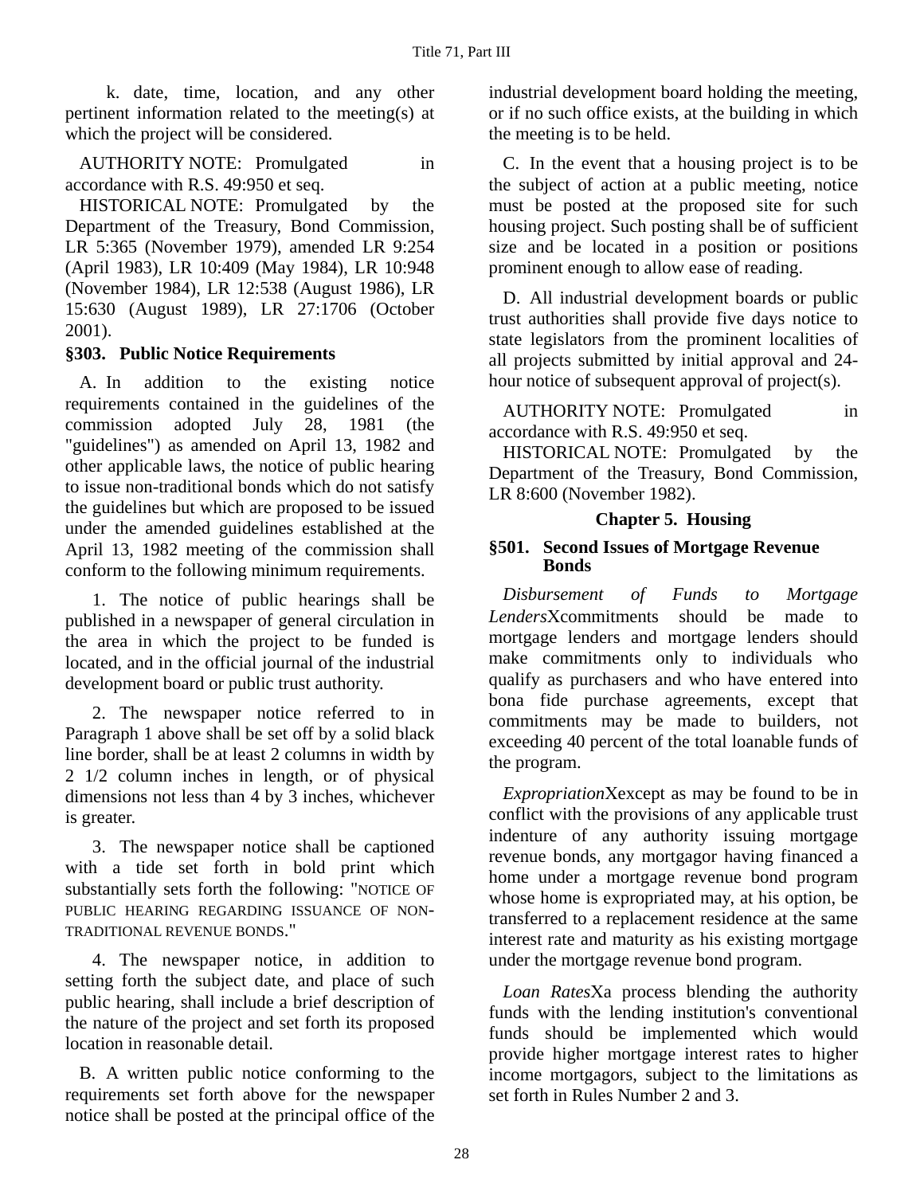k. date, time, location, and any other pertinent information related to the meeting(s) at which the project will be considered.

AUTHORITY NOTE: Promulgated in accordance with R.S. 49:950 et seq.

HISTORICAL NOTE: Promulgated by the Department of the Treasury, Bond Commission, LR 5:365 (November 1979), amended LR 9:254 (April 1983), LR 10:409 (May 1984), LR 10:948 (November 1984), LR 12:538 (August 1986), LR 15:630 (August 1989), LR 27:1706 (October 2001).

### §303. Public Notice Requirements

A. In addition to the existing notice requirements contained in the guidelines of the commission adopted July 28, 1981 (the "guidelines") as amended on April 13, 1982 and other applicable laws, the notice of public hearing to issue non-traditional bonds which do not satisfy the guidelines but which are proposed to be issued under the amended guidelines established at the April 13, 1982 meeting of the commission shall conform to the following minimum requirements.

1. The notice of public hearings shall be published in a newspaper of general circulation in the area in which the project to be funded is located, and in the official journal of the industrial development board or public trust authority.

2. The newspaper notice referred to in Paragraph 1 above shall be set off by a solid black line border, shall be at least 2 columns in width by 2 1/2 column inches in length, or of physical dimensions not less than 4 by 3 inches, whichever is greater.

3. The newspaper notice shall be captioned with a tide set forth in bold print which substantially sets forth the following: "NOTICE OF PUBLIC HEARING REGARDING ISSUANCE OF NON-TRADITIONAL REVENUE BONDS."

4. The newspaper notice, in addition to setting forth the subject date, and place of such public hearing, shall include a brief description of the nature of the project and set forth its proposed location in reasonable detail.

B. A written public notice conforming to the requirements set forth above for the newspaper notice shall be posted at the principal office of the industrial development board holding the meeting, or if no such office exists, at the building in which the meeting is to be held.

C. In the event that a housing project is to be the subject of action at a public meeting, notice must be posted at the proposed site for such housing project. Such posting shall be of sufficient size and be located in a position or positions prominent enough to allow ease of reading.

D. All industrial development boards or public trust authorities shall provide five days notice to state legislators from the prominent localities of all projects submitted by initial approval and 24-hour notice of subsequent approval of project(s).

AUTHORITY NOTE: Promulgated in accordance with R.S. 49:950 et seq.

HISTORICAL NOTE: Promulgated by the Department of the Treasury, Bond Commission, LR 8:600 (November 1982).

## Chapter 5. Housing

### §501. Second Issues of Mortgage Revenue Bonds

*Disbursement of Funds to Mortgage Lenders*Xcommitments should be made to mortgage lenders and mortgage lenders should make commitments only to individuals who qualify as purchasers and who have entered into bona fide purchase agreements, except that commitments may be made to builders, not exceeding 40 percent of the total loanable funds of the program.

*Expropriation*Xexcept as may be found to be in conflict with the provisions of any applicable trust indenture of any authority issuing mortgage revenue bonds, any mortgagor having financed a home under a mortgage revenue bond program whose home is expropriated may, at his option, be transferred to a replacement residence at the same interest rate and maturity as his existing mortgage under the mortgage revenue bond program.

*Loan Rates*Xa process blending the authority funds with the lending institution's conventional funds should be implemented which would provide higher mortgage interest rates to higher income mortgagors, subject to the limitations as set forth in Rules Number 2 and 3.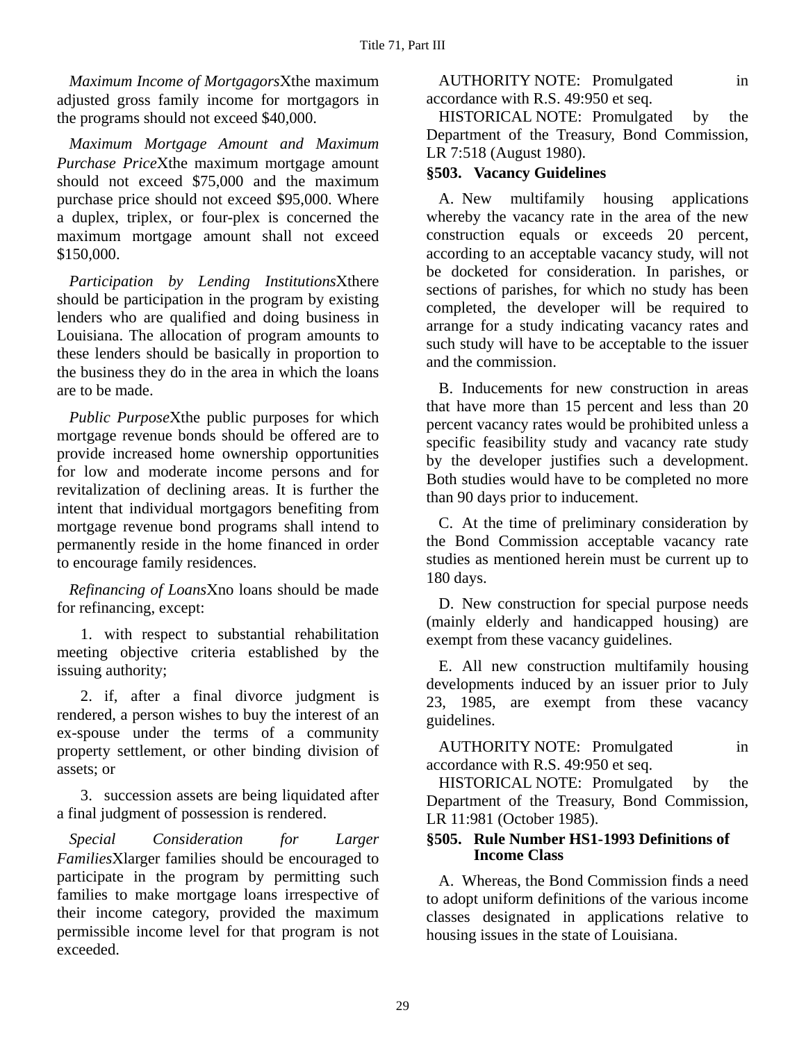*Maximum Income of Mortgagors*Xthe maximum adjusted gross family income for mortgagors in the programs should not exceed $40,000.

*Maximum Mortgage Amount and Maximum Purchase Price*Xthe maximum mortgage amount should not exceed $75,000 and the maximum purchase price should not exceed $95,000. Where a duplex, triplex, or four-plex is concerned the maximum mortgage amount shall not exceed $150,000.

*Participation by Lending Institutions*Xthere should be participation in the program by existing lenders who are qualified and doing business in Louisiana. The allocation of program amounts to these lenders should be basically in proportion to the business they do in the area in which the loans are to be made.

*Public Purpose*Xthe public purposes for which mortgage revenue bonds should be offered are to provide increased home ownership opportunities for low and moderate income persons and for revitalization of declining areas. It is further the intent that individual mortgagors benefiting from mortgage revenue bond programs shall intend to permanently reside in the home financed in order to encourage family residences.

*Refinancing of Loans*Xno loans should be made for refinancing, except:

1. with respect to substantial rehabilitation meeting objective criteria established by the issuing authority;

2. if, after a final divorce judgment is rendered, a person wishes to buy the interest of an ex-spouse under the terms of a community property settlement, or other binding division of assets; or

3. succession assets are being liquidated after a final judgment of possession is rendered.

*Special Consideration for Larger Families*Xlarger families should be encouraged to participate in the program by permitting such families to make mortgage loans irrespective of their income category, provided the maximum permissible income level for that program is not exceeded.

AUTHORITY NOTE: Promulgated in accordance with R.S. 49:950 et seq.

HISTORICAL NOTE: Promulgated by the Department of the Treasury, Bond Commission, LR 7:518 (August 1980).

### §503. Vacancy Guidelines

A. New multifamily housing applications whereby the vacancy rate in the area of the new construction equals or exceeds 20 percent, according to an acceptable vacancy study, will not be docketed for consideration. In parishes, or sections of parishes, for which no study has been completed, the developer will be required to arrange for a study indicating vacancy rates and such study will have to be acceptable to the issuer and the commission.

B. Inducements for new construction in areas that have more than 15 percent and less than 20 percent vacancy rates would be prohibited unless a specific feasibility study and vacancy rate study by the developer justifies such a development. Both studies would have to be completed no more than 90 days prior to inducement.

C. At the time of preliminary consideration by the Bond Commission acceptable vacancy rate studies as mentioned herein must be current up to 180 days.

D. New construction for special purpose needs (mainly elderly and handicapped housing) are exempt from these vacancy guidelines.

E. All new construction multifamily housing developments induced by an issuer prior to July 23, 1985, are exempt from these vacancy guidelines.

AUTHORITY NOTE: Promulgated in accordance with R.S. 49:950 et seq.

HISTORICAL NOTE: Promulgated by the Department of the Treasury, Bond Commission, LR 11:981 (October 1985).

### §505. Rule Number HS1-1993 Definitions of Income Class

A. Whereas, the Bond Commission finds a need to adopt uniform definitions of the various income classes designated in applications relative to housing issues in the state of Louisiana.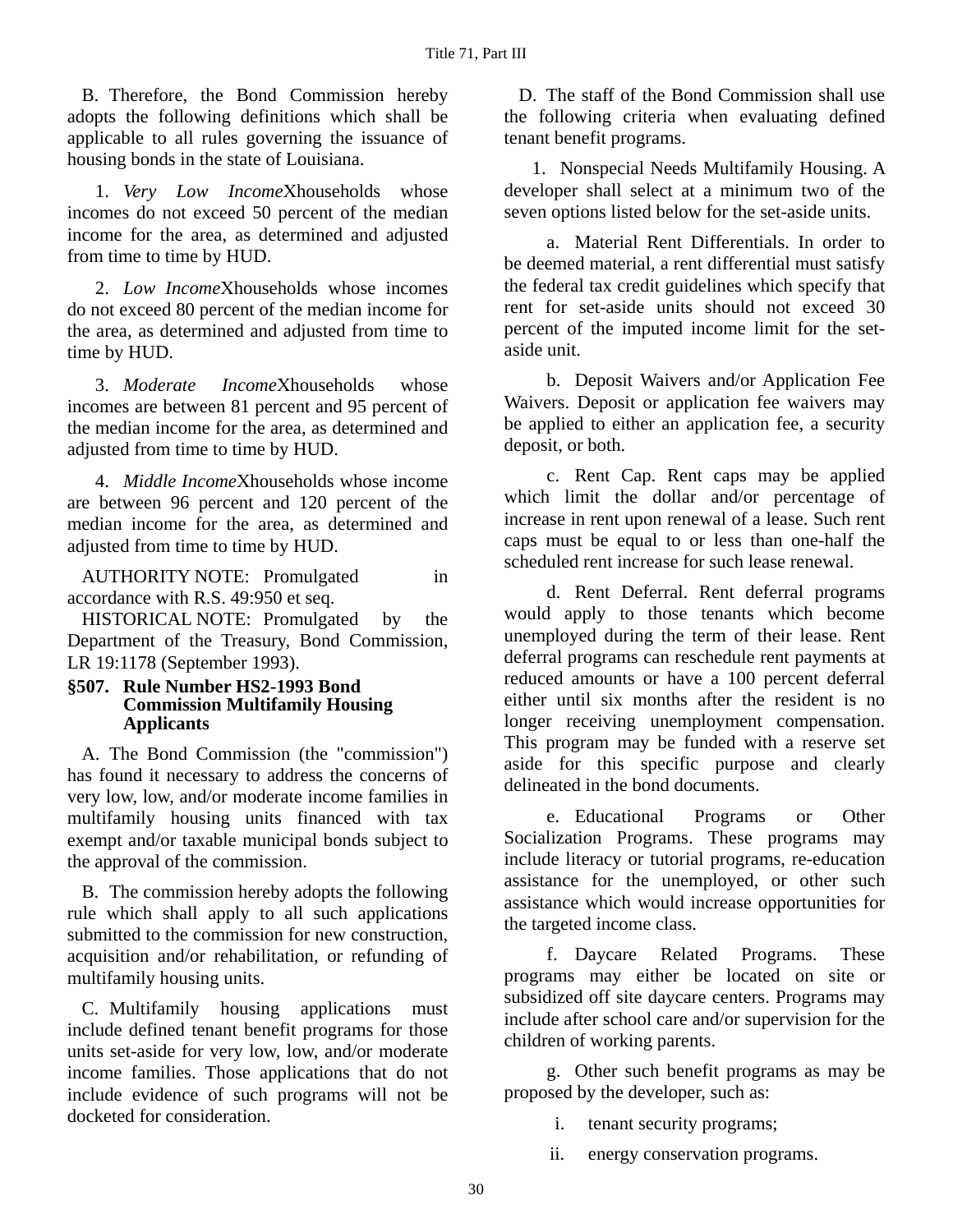B. Therefore, the Bond Commission hereby adopts the following definitions which shall be applicable to all rules governing the issuance of housing bonds in the state of Louisiana.

1. *Very Low Income*Xhouseholds whose incomes do not exceed 50 percent of the median income for the area, as determined and adjusted from time to time by HUD.

2. *Low Income*Xhouseholds whose incomes do not exceed 80 percent of the median income for the area, as determined and adjusted from time to time by HUD.

3. *Moderate Income*Xhouseholds whose incomes are between 81 percent and 95 percent of the median income for the area, as determined and adjusted from time to time by HUD.

4. *Middle Income*Xhouseholds whose income are between 96 percent and 120 percent of the median income for the area, as determined and adjusted from time to time by HUD.

AUTHORITY NOTE: Promulgated in accordance with R.S. 49:950 et seq.

HISTORICAL NOTE: Promulgated by the Department of the Treasury, Bond Commission, LR 19:1178 (September 1993).

### §507. Rule Number HS2-1993 Bond Commission Multifamily Housing Applicants

A. The Bond Commission (the "commission") has found it necessary to address the concerns of very low, low, and/or moderate income families in multifamily housing units financed with tax exempt and/or taxable municipal bonds subject to the approval of the commission.

B. The commission hereby adopts the following rule which shall apply to all such applications submitted to the commission for new construction, acquisition and/or rehabilitation, or refunding of multifamily housing units.

C. Multifamily housing applications must include defined tenant benefit programs for those units set-aside for very low, low, and/or moderate income families. Those applications that do not include evidence of such programs will not be docketed for consideration.

D. The staff of the Bond Commission shall use the following criteria when evaluating defined tenant benefit programs.

1. Nonspecial Needs Multifamily Housing. A developer shall select at a minimum two of the seven options listed below for the set-aside units.

a. Material Rent Differentials. In order to be deemed material, a rent differential must satisfy the federal tax credit guidelines which specify that rent for set-aside units should not exceed 30 percent of the imputed income limit for the set-aside unit.

b. Deposit Waivers and/or Application Fee Waivers. Deposit or application fee waivers may be applied to either an application fee, a security deposit, or both.

c. Rent Cap. Rent caps may be applied which limit the dollar and/or percentage of increase in rent upon renewal of a lease. Such rent caps must be equal to or less than one-half the scheduled rent increase for such lease renewal.

d. Rent Deferral. Rent deferral programs would apply to those tenants which become unemployed during the term of their lease. Rent deferral programs can reschedule rent payments at reduced amounts or have a 100 percent deferral either until six months after the resident is no longer receiving unemployment compensation. This program may be funded with a reserve set aside for this specific purpose and clearly delineated in the bond documents.

e. Educational Programs or Other Socialization Programs. These programs may include literacy or tutorial programs, re-education assistance for the unemployed, or other such assistance which would increase opportunities for the targeted income class.

f. Daycare Related Programs. These programs may either be located on site or subsidized off site daycare centers. Programs may include after school care and/or supervision for the children of working parents.

g. Other such benefit programs as may be proposed by the developer, such as:

i. tenant security programs;

ii. energy conservation programs.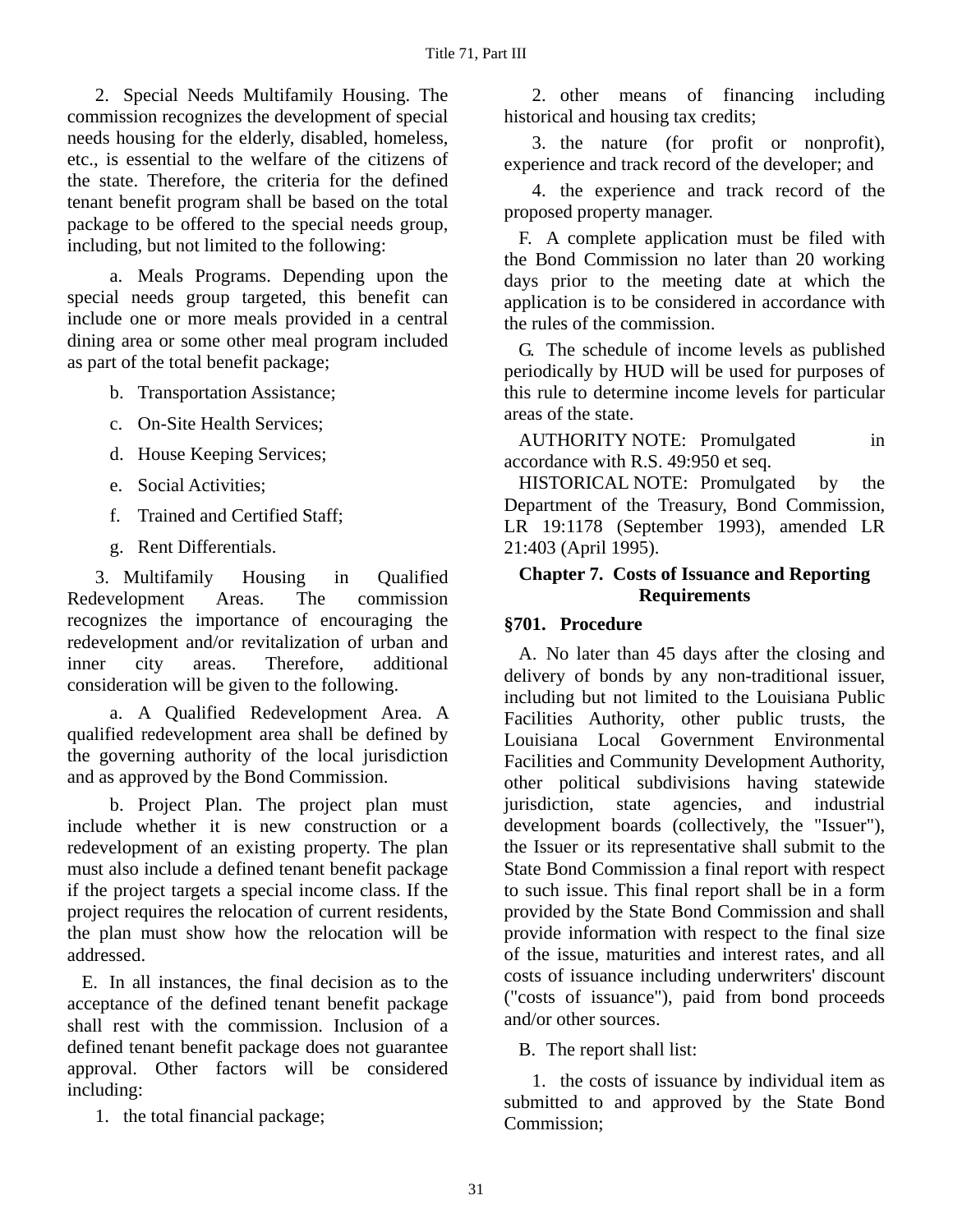2. Special Needs Multifamily Housing. The commission recognizes the development of special needs housing for the elderly, disabled, homeless, etc., is essential to the welfare of the citizens of the state. Therefore, the criteria for the defined tenant benefit program shall be based on the total package to be offered to the special needs group, including, but not limited to the following:

a. Meals Programs. Depending upon the special needs group targeted, this benefit can include one or more meals provided in a central dining area or some other meal program included as part of the total benefit package;

b. Transportation Assistance;

c. On-Site Health Services;

d. House Keeping Services;

e. Social Activities;

f. Trained and Certified Staff;

g. Rent Differentials.

3. Multifamily Housing in Qualified Redevelopment Areas. The commission recognizes the importance of encouraging the redevelopment and/or revitalization of urban and inner city areas. Therefore, additional consideration will be given to the following.

a. A Qualified Redevelopment Area. A qualified redevelopment area shall be defined by the governing authority of the local jurisdiction and as approved by the Bond Commission.

b. Project Plan. The project plan must include whether it is new construction or a redevelopment of an existing property. The plan must also include a defined tenant benefit package if the project targets a special income class. If the project requires the relocation of current residents, the plan must show how the relocation will be addressed.

E. In all instances, the final decision as to the acceptance of the defined tenant benefit package shall rest with the commission. Inclusion of a defined tenant benefit package does not guarantee approval. Other factors will be considered including:

1. the total financial package;

2. other means of financing including historical and housing tax credits;

3. the nature (for profit or nonprofit), experience and track record of the developer; and

4. the experience and track record of the proposed property manager.

F. A complete application must be filed with the Bond Commission no later than 20 working days prior to the meeting date at which the application is to be considered in accordance with the rules of the commission.

G. The schedule of income levels as published periodically by HUD will be used for purposes of this rule to determine income levels for particular areas of the state.

AUTHORITY NOTE: Promulgated in accordance with R.S. 49:950 et seq.

HISTORICAL NOTE: Promulgated by the Department of the Treasury, Bond Commission, LR 19:1178 (September 1993), amended LR 21:403 (April 1995).

## Chapter 7. Costs of Issuance and Reporting Requirements

### §701. Procedure

A. No later than 45 days after the closing and delivery of bonds by any non-traditional issuer, including but not limited to the Louisiana Public Facilities Authority, other public trusts, the Louisiana Local Government Environmental Facilities and Community Development Authority, other political subdivisions having statewide jurisdiction, state agencies, and industrial development boards (collectively, the "Issuer"), the Issuer or its representative shall submit to the State Bond Commission a final report with respect to such issue. This final report shall be in a form provided by the State Bond Commission and shall provide information with respect to the final size of the issue, maturities and interest rates, and all costs of issuance including underwriters' discount ("costs of issuance"), paid from bond proceeds and/or other sources.

B. The report shall list:

1. the costs of issuance by individual item as submitted to and approved by the State Bond Commission;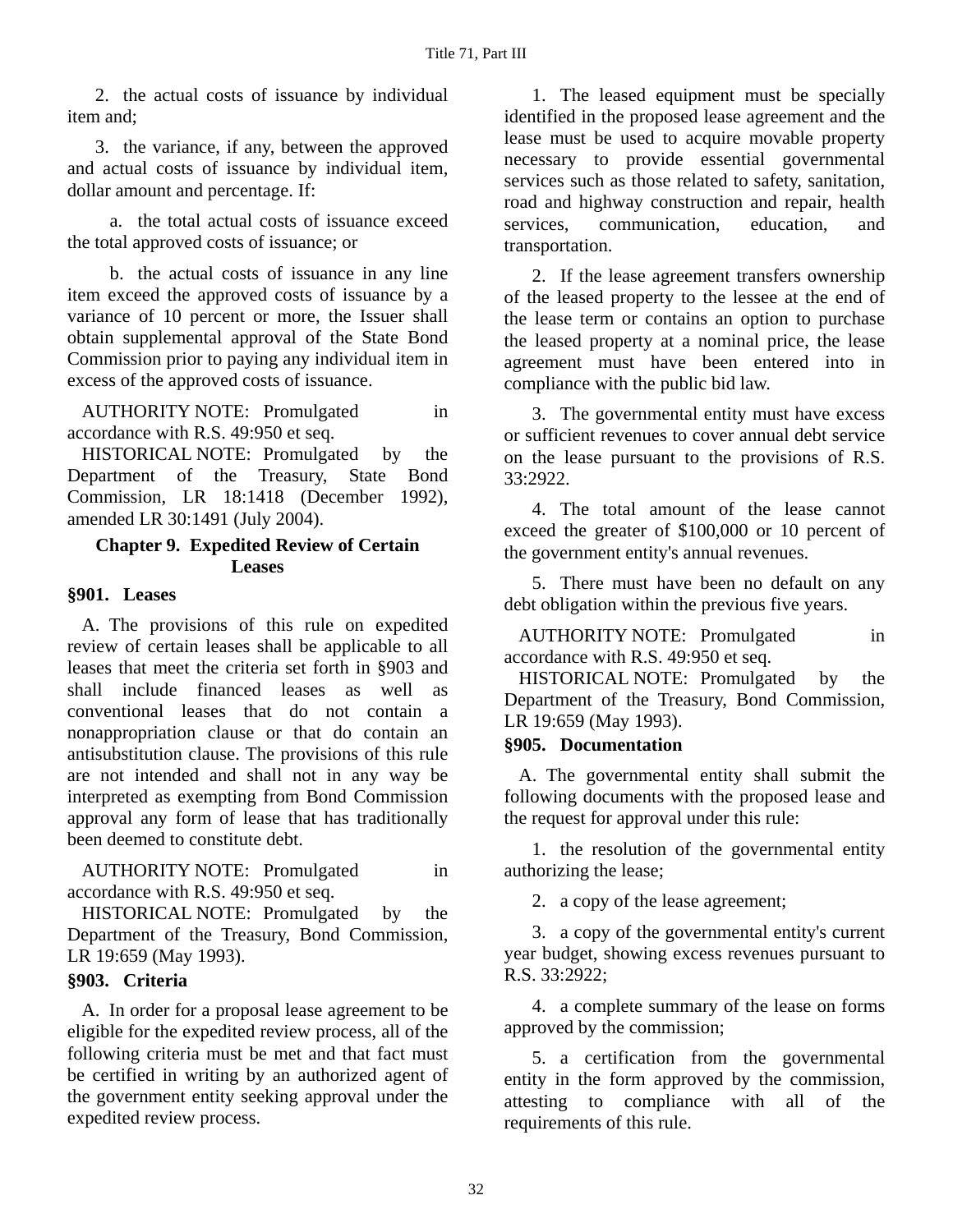2. the actual costs of issuance by individual item and;

3. the variance, if any, between the approved and actual costs of issuance by individual item, dollar amount and percentage. If:

a. the total actual costs of issuance exceed the total approved costs of issuance; or

b. the actual costs of issuance in any line item exceed the approved costs of issuance by a variance of 10 percent or more, the Issuer shall obtain supplemental approval of the State Bond Commission prior to paying any individual item in excess of the approved costs of issuance.

AUTHORITY NOTE: Promulgated in accordance with R.S. 49:950 et seq.

HISTORICAL NOTE: Promulgated by the Department of the Treasury, State Bond Commission, LR 18:1418 (December 1992), amended LR 30:1491 (July 2004).

## Chapter 9. Expedited Review of Certain Leases

### §901. Leases

A. The provisions of this rule on expedited review of certain leases shall be applicable to all leases that meet the criteria set forth in §903 and shall include financed leases as well as conventional leases that do not contain a nonappropriation clause or that do contain an antisubstitution clause. The provisions of this rule are not intended and shall not in any way be interpreted as exempting from Bond Commission approval any form of lease that has traditionally been deemed to constitute debt.

AUTHORITY NOTE: Promulgated in accordance with R.S. 49:950 et seq.

HISTORICAL NOTE: Promulgated by the Department of the Treasury, Bond Commission, LR 19:659 (May 1993).

### §903. Criteria

A. In order for a proposal lease agreement to be eligible for the expedited review process, all of the following criteria must be met and that fact must be certified in writing by an authorized agent of the government entity seeking approval under the expedited review process.

1. The leased equipment must be specially identified in the proposed lease agreement and the lease must be used to acquire movable property necessary to provide essential governmental services such as those related to safety, sanitation, road and highway construction and repair, health services, communication, education, and transportation.

2. If the lease agreement transfers ownership of the leased property to the lessee at the end of the lease term or contains an option to purchase the leased property at a nominal price, the lease agreement must have been entered into in compliance with the public bid law.

3. The governmental entity must have excess or sufficient revenues to cover annual debt service on the lease pursuant to the provisions of R.S. 33:2922.

4. The total amount of the lease cannot exceed the greater of $100,000 or 10 percent of the government entity's annual revenues.

5. There must have been no default on any debt obligation within the previous five years.

AUTHORITY NOTE: Promulgated in accordance with R.S. 49:950 et seq.

HISTORICAL NOTE: Promulgated by the Department of the Treasury, Bond Commission, LR 19:659 (May 1993).

### §905. Documentation

A. The governmental entity shall submit the following documents with the proposed lease and the request for approval under this rule:

1. the resolution of the governmental entity authorizing the lease;

2. a copy of the lease agreement;

3. a copy of the governmental entity's current year budget, showing excess revenues pursuant to R.S. 33:2922;

4. a complete summary of the lease on forms approved by the commission;

5. a certification from the governmental entity in the form approved by the commission, attesting to compliance with all of the requirements of this rule.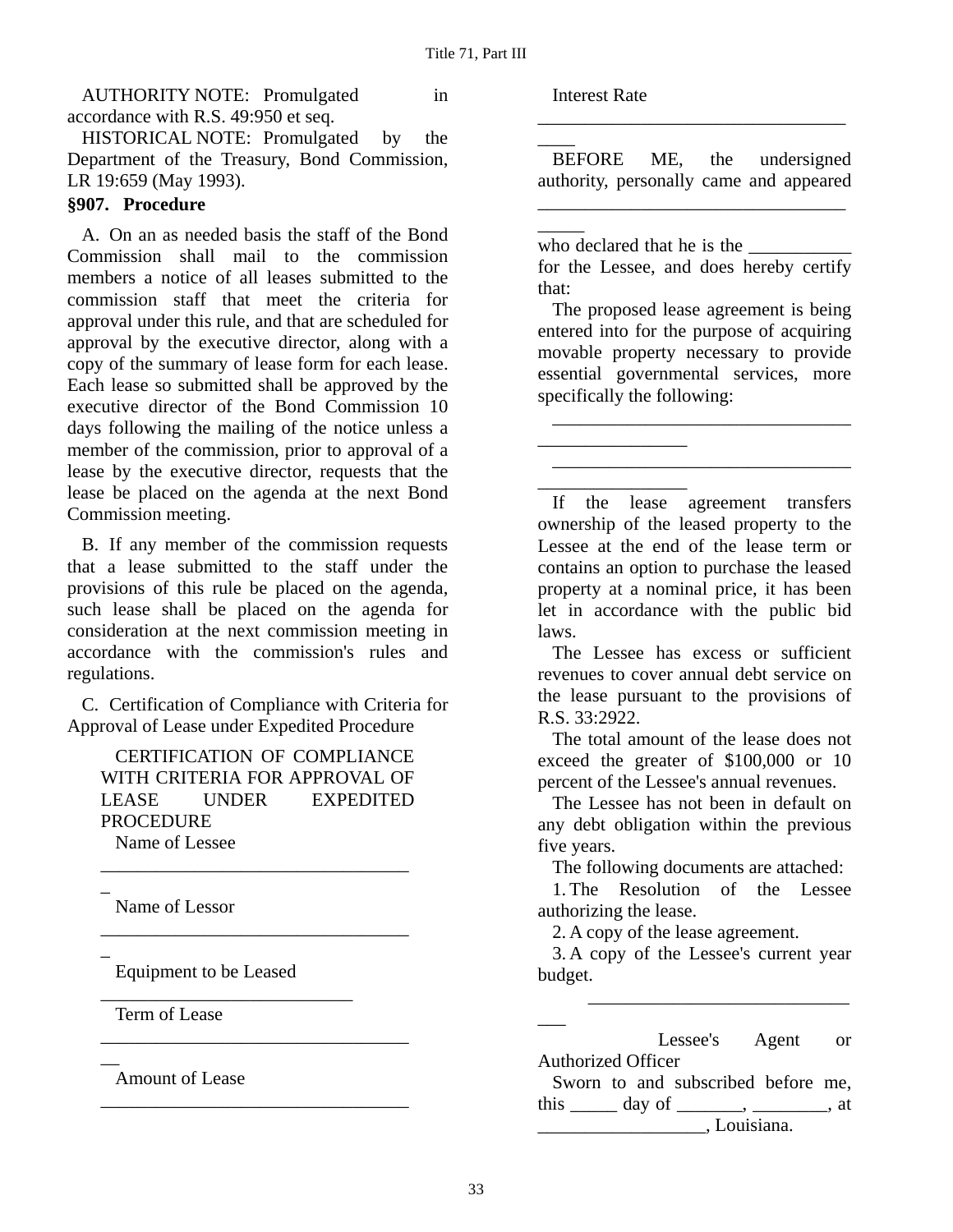AUTHORITY NOTE: Promulgated in accordance with R.S. 49:950 et seq.

HISTORICAL NOTE: Promulgated by the Department of the Treasury, Bond Commission, LR 19:659 (May 1993).

### §907. Procedure

A. On an as needed basis the staff of the Bond Commission shall mail to the commission members a notice of all leases submitted to the commission staff that meet the criteria for approval under this rule, and that are scheduled for approval by the executive director, along with a copy of the summary of lease form for each lease. Each lease so submitted shall be approved by the executive director of the Bond Commission 10 days following the mailing of the notice unless a member of the commission, prior to approval of a lease by the executive director, requests that the lease be placed on the agenda at the next Bond Commission meeting.

B. If any member of the commission requests that a lease submitted to the staff under the provisions of this rule be placed on the agenda, such lease shall be placed on the agenda for consideration at the next commission meeting in accordance with the commission's rules and regulations.

C. Certification of Compliance with Criteria for Approval of Lease under Expedited Procedure

CERTIFICATION OF COMPLIANCE WITH CRITERIA FOR APPROVAL OF LEASE UNDER EXPEDITED PROCEDURE

Name of Lessee __________________________________

Name of Lessor __________________________________

Equipment to be Leased ___________________________

Term of Lease ___________________________________

Amount of Lease _________________________________

Interest Rate ____________________________________

BEFORE ME, the undersigned authority, personally came and appeared ______________________________________ who declared that he is the ___________ for the Lessee, and does hereby certify that:

The proposed lease agreement is being entered into for the purpose of acquiring movable property necessary to provide essential governmental services, more specifically the following:

________________________________________________

________________________________________________

If the lease agreement transfers ownership of the leased property to the Lessee at the end of the lease term or contains an option to purchase the leased property at a nominal price, it has been let in accordance with the public bid laws.

The Lessee has excess or sufficient revenues to cover annual debt service on the lease pursuant to the provisions of R.S. 33:2922.

The total amount of the lease does not exceed the greater of $100,000 or 10 percent of the Lessee's annual revenues.

The Lessee has not been in default on any debt obligation within the previous five years.

The following documents are attached:

1. The Resolution of the Lessee authorizing the lease.
2. A copy of the lease agreement.
3. A copy of the Lessee's current year budget.

________________________________

Lessee's Agent or Authorized Officer

Sworn to and subscribed before me, this _____ day of _______, ________, at __________________, Louisiana.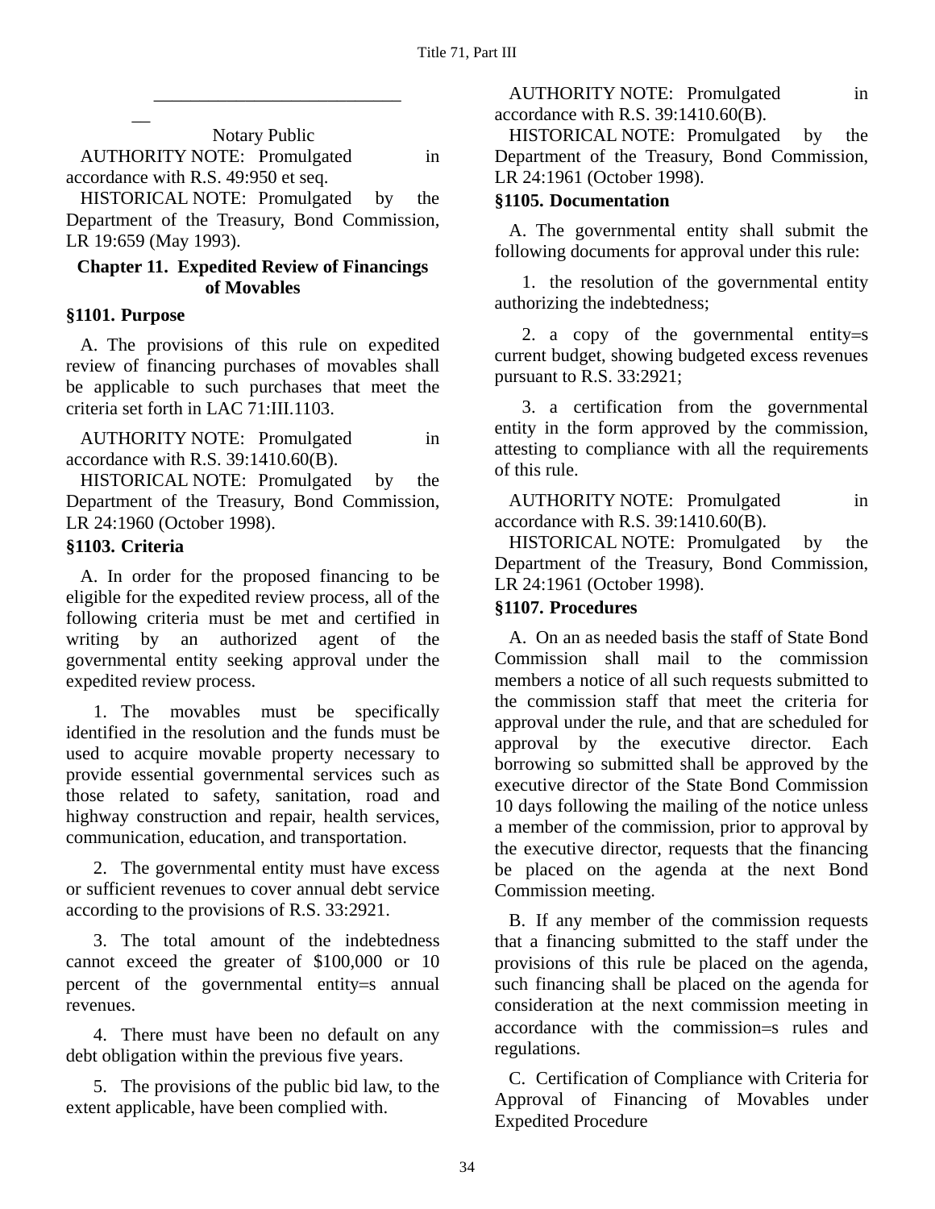\_\_\_\_\_\_\_\_\_\_\_\_\_\_\_\_\_\_\_\_\_\_\_\_\_\_\_\_\_\_

Notary Public

AUTHORITY NOTE: Promulgated in accordance with R.S. 49:950 et seq.

HISTORICAL NOTE: Promulgated by the Department of the Treasury, Bond Commission, LR 19:659 (May 1993).

## Chapter 11. Expedited Review of Financings of Movables

### §1101. Purpose

A. The provisions of this rule on expedited review of financing purchases of movables shall be applicable to such purchases that meet the criteria set forth in LAC 71:III.1103.

AUTHORITY NOTE: Promulgated in accordance with R.S. 39:1410.60(B).

HISTORICAL NOTE: Promulgated by the Department of the Treasury, Bond Commission, LR 24:1960 (October 1998).

### §1103. Criteria

A. In order for the proposed financing to be eligible for the expedited review process, all of the following criteria must be met and certified in writing by an authorized agent of the governmental entity seeking approval under the expedited review process.

1. The movables must be specifically identified in the resolution and the funds must be used to acquire movable property necessary to provide essential governmental services such as those related to safety, sanitation, road and highway construction and repair, health services, communication, education, and transportation.

2. The governmental entity must have excess or sufficient revenues to cover annual debt service according to the provisions of R.S. 33:2921.

3. The total amount of the indebtedness cannot exceed the greater of $100,000 or 10 percent of the governmental entity=s annual revenues.

4. There must have been no default on any debt obligation within the previous five years.

5. The provisions of the public bid law, to the extent applicable, have been complied with.

AUTHORITY NOTE: Promulgated in accordance with R.S. 39:1410.60(B).

HISTORICAL NOTE: Promulgated by the Department of the Treasury, Bond Commission, LR 24:1961 (October 1998).

### §1105. Documentation

A. The governmental entity shall submit the following documents for approval under this rule:

1. the resolution of the governmental entity authorizing the indebtedness;

2. a copy of the governmental entity=s current budget, showing budgeted excess revenues pursuant to R.S. 33:2921;

3. a certification from the governmental entity in the form approved by the commission, attesting to compliance with all the requirements of this rule.

AUTHORITY NOTE: Promulgated in accordance with R.S. 39:1410.60(B).

HISTORICAL NOTE: Promulgated by the Department of the Treasury, Bond Commission, LR 24:1961 (October 1998).

### §1107. Procedures

A. On an as needed basis the staff of State Bond Commission shall mail to the commission members a notice of all such requests submitted to the commission staff that meet the criteria for approval under the rule, and that are scheduled for approval by the executive director. Each borrowing so submitted shall be approved by the executive director of the State Bond Commission 10 days following the mailing of the notice unless a member of the commission, prior to approval by the executive director, requests that the financing be placed on the agenda at the next Bond Commission meeting.

B. If any member of the commission requests that a financing submitted to the staff under the provisions of this rule be placed on the agenda, such financing shall be placed on the agenda for consideration at the next commission meeting in accordance with the commission=s rules and regulations.

C. Certification of Compliance with Criteria for Approval of Financing of Movables under Expedited Procedure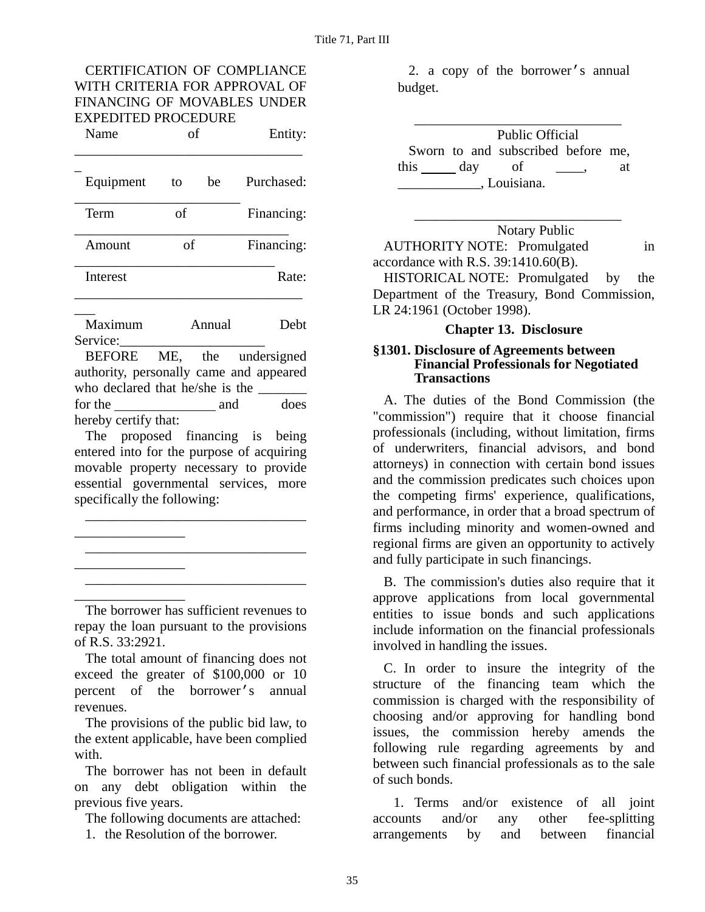CERTIFICATION OF COMPLIANCE WITH CRITERIA FOR APPROVAL OF FINANCING OF MOVABLES UNDER EXPEDITED PROCEDURE

Name of Entity: ________________________________

Equipment to be Purchased: ________________________

Term of Financing: ____________________________

Amount of Financing: ___________________________

Interest Rate: ___________________________________

Maximum Annual Debt Service:____________________

BEFORE ME, the undersigned authority, personally came and appeared who declared that he/she is the _______ for the _______________ and does hereby certify that:

The proposed financing is being entered into for the purpose of acquiring movable property necessary to provide essential governmental services, more specifically the following:

________________________________________________

________________________________________________

________________________________________________

The borrower has sufficient revenues to repay the loan pursuant to the provisions of R.S. 33:2921.

The total amount of financing does not exceed the greater of $100,000 or 10 percent of the borrower's annual revenues.

The provisions of the public bid law, to the extent applicable, have been complied with.

The borrower has not been in default on any debt obligation within the previous five years.

The following documents are attached:

1. the Resolution of the borrower.

2. a copy of the borrower's annual budget.

______________________________
Public Official

Sworn to and subscribed before me, this _____ day of ____, at ____________, Louisiana.

______________________________
Notary Public

AUTHORITY NOTE: Promulgated in accordance with R.S. 39:1410.60(B).

HISTORICAL NOTE: Promulgated by the Department of the Treasury, Bond Commission, LR 24:1961 (October 1998).

## Chapter 13. Disclosure

### §1301. Disclosure of Agreements between Financial Professionals for Negotiated Transactions

A. The duties of the Bond Commission (the "commission") require that it choose financial professionals (including, without limitation, firms of underwriters, financial advisors, and bond attorneys) in connection with certain bond issues and the commission predicates such choices upon the competing firms' experience, qualifications, and performance, in order that a broad spectrum of firms including minority and women-owned and regional firms are given an opportunity to actively and fully participate in such financings.

B. The commission's duties also require that it approve applications from local governmental entities to issue bonds and such applications include information on the financial professionals involved in handling the issues.

C. In order to insure the integrity of the structure of the financing team which the commission is charged with the responsibility of choosing and/or approving for handling bond issues, the commission hereby amends the following rule regarding agreements by and between such financial professionals as to the sale of such bonds.

1. Terms and/or existence of all joint accounts and/or any other fee-splitting arrangements by and between financial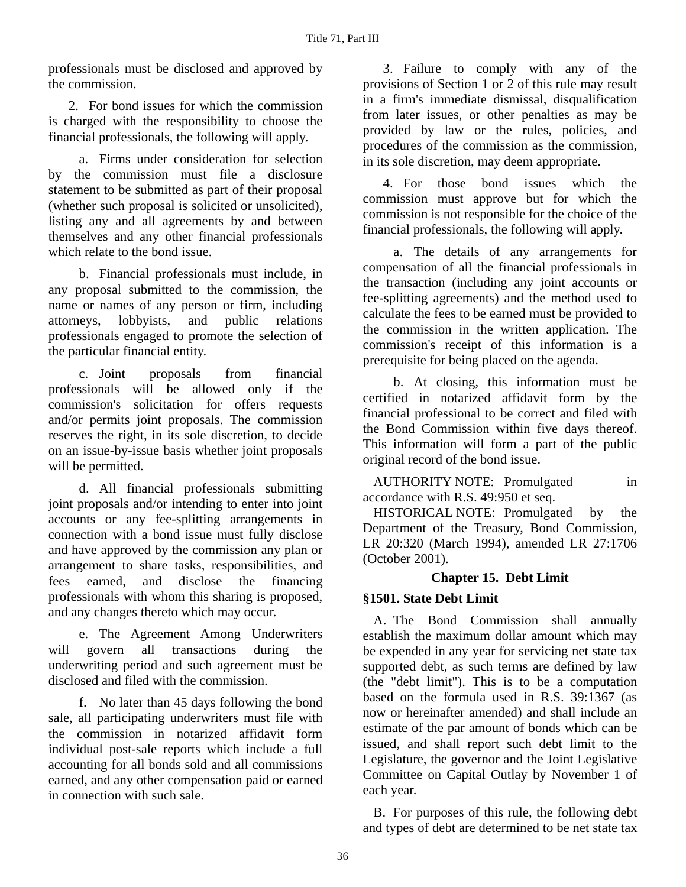professionals must be disclosed and approved by the commission.

2. For bond issues for which the commission is charged with the responsibility to choose the financial professionals, the following will apply.

a. Firms under consideration for selection by the commission must file a disclosure statement to be submitted as part of their proposal (whether such proposal is solicited or unsolicited), listing any and all agreements by and between themselves and any other financial professionals which relate to the bond issue.

b. Financial professionals must include, in any proposal submitted to the commission, the name or names of any person or firm, including attorneys, lobbyists, and public relations professionals engaged to promote the selection of the particular financial entity.

c. Joint proposals from financial professionals will be allowed only if the commission's solicitation for offers requests and/or permits joint proposals. The commission reserves the right, in its sole discretion, to decide on an issue-by-issue basis whether joint proposals will be permitted.

d. All financial professionals submitting joint proposals and/or intending to enter into joint accounts or any fee-splitting arrangements in connection with a bond issue must fully disclose and have approved by the commission any plan or arrangement to share tasks, responsibilities, and fees earned, and disclose the financing professionals with whom this sharing is proposed, and any changes thereto which may occur.

e. The Agreement Among Underwriters will govern all transactions during the underwriting period and such agreement must be disclosed and filed with the commission.

f. No later than 45 days following the bond sale, all participating underwriters must file with the commission in notarized affidavit form individual post-sale reports which include a full accounting for all bonds sold and all commissions earned, and any other compensation paid or earned in connection with such sale.

3. Failure to comply with any of the provisions of Section 1 or 2 of this rule may result in a firm's immediate dismissal, disqualification from later issues, or other penalties as may be provided by law or the rules, policies, and procedures of the commission as the commission, in its sole discretion, may deem appropriate.

4. For those bond issues which the commission must approve but for which the commission is not responsible for the choice of the financial professionals, the following will apply.

a. The details of any arrangements for compensation of all the financial professionals in the transaction (including any joint accounts or fee-splitting agreements) and the method used to calculate the fees to be earned must be provided to the commission in the written application. The commission's receipt of this information is a prerequisite for being placed on the agenda.

b. At closing, this information must be certified in notarized affidavit form by the financial professional to be correct and filed with the Bond Commission within five days thereof. This information will form a part of the public original record of the bond issue.

AUTHORITY NOTE: Promulgated in accordance with R.S. 49:950 et seq.

HISTORICAL NOTE: Promulgated by the Department of the Treasury, Bond Commission, LR 20:320 (March 1994), amended LR 27:1706 (October 2001).

## Chapter 15. Debt Limit

### §1501. State Debt Limit

A. The Bond Commission shall annually establish the maximum dollar amount which may be expended in any year for servicing net state tax supported debt, as such terms are defined by law (the "debt limit"). This is to be a computation based on the formula used in R.S. 39:1367 (as now or hereinafter amended) and shall include an estimate of the par amount of bonds which can be issued, and shall report such debt limit to the Legislature, the governor and the Joint Legislative Committee on Capital Outlay by November 1 of each year.

B. For purposes of this rule, the following debt and types of debt are determined to be net state tax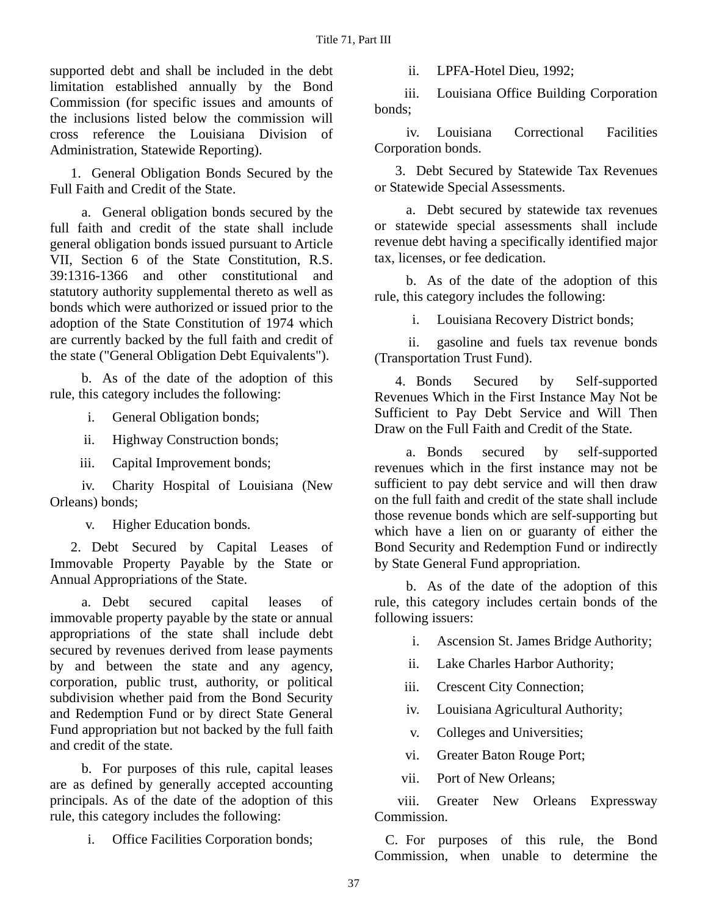supported debt and shall be included in the debt limitation established annually by the Bond Commission (for specific issues and amounts of the inclusions listed below the commission will cross reference the Louisiana Division of Administration, Statewide Reporting).

1. General Obligation Bonds Secured by the Full Faith and Credit of the State.

a. General obligation bonds secured by the full faith and credit of the state shall include general obligation bonds issued pursuant to Article VII, Section 6 of the State Constitution, R.S. 39:1316-1366 and other constitutional and statutory authority supplemental thereto as well as bonds which were authorized or issued prior to the adoption of the State Constitution of 1974 which are currently backed by the full faith and credit of the state ("General Obligation Debt Equivalents").

b. As of the date of the adoption of this rule, this category includes the following:

i. General Obligation bonds;

ii. Highway Construction bonds;

iii. Capital Improvement bonds;

iv. Charity Hospital of Louisiana (New Orleans) bonds;

v. Higher Education bonds.

2. Debt Secured by Capital Leases of Immovable Property Payable by the State or Annual Appropriations of the State.

a. Debt secured capital leases of immovable property payable by the state or annual appropriations of the state shall include debt secured by revenues derived from lease payments by and between the state and any agency, corporation, public trust, authority, or political subdivision whether paid from the Bond Security and Redemption Fund or by direct State General Fund appropriation but not backed by the full faith and credit of the state.

b. For purposes of this rule, capital leases are as defined by generally accepted accounting principals. As of the date of the adoption of this rule, this category includes the following:

i. Office Facilities Corporation bonds;

ii. LPFA-Hotel Dieu, 1992;

iii. Louisiana Office Building Corporation bonds;

iv. Louisiana Correctional Facilities Corporation bonds.

3. Debt Secured by Statewide Tax Revenues or Statewide Special Assessments.

a. Debt secured by statewide tax revenues or statewide special assessments shall include revenue debt having a specifically identified major tax, licenses, or fee dedication.

b. As of the date of the adoption of this rule, this category includes the following:

i. Louisiana Recovery District bonds;

ii. gasoline and fuels tax revenue bonds (Transportation Trust Fund).

4. Bonds Secured by Self-supported Revenues Which in the First Instance May Not be Sufficient to Pay Debt Service and Will Then Draw on the Full Faith and Credit of the State.

a. Bonds secured by self-supported revenues which in the first instance may not be sufficient to pay debt service and will then draw on the full faith and credit of the state shall include those revenue bonds which are self-supporting but which have a lien on or guaranty of either the Bond Security and Redemption Fund or indirectly by State General Fund appropriation.

b. As of the date of the adoption of this rule, this category includes certain bonds of the following issuers:

i. Ascension St. James Bridge Authority;

ii. Lake Charles Harbor Authority;

iii. Crescent City Connection;

iv. Louisiana Agricultural Authority;

v. Colleges and Universities;

vi. Greater Baton Rouge Port;

vii. Port of New Orleans;

viii. Greater New Orleans Expressway Commission.

C. For purposes of this rule, the Bond Commission, when unable to determine the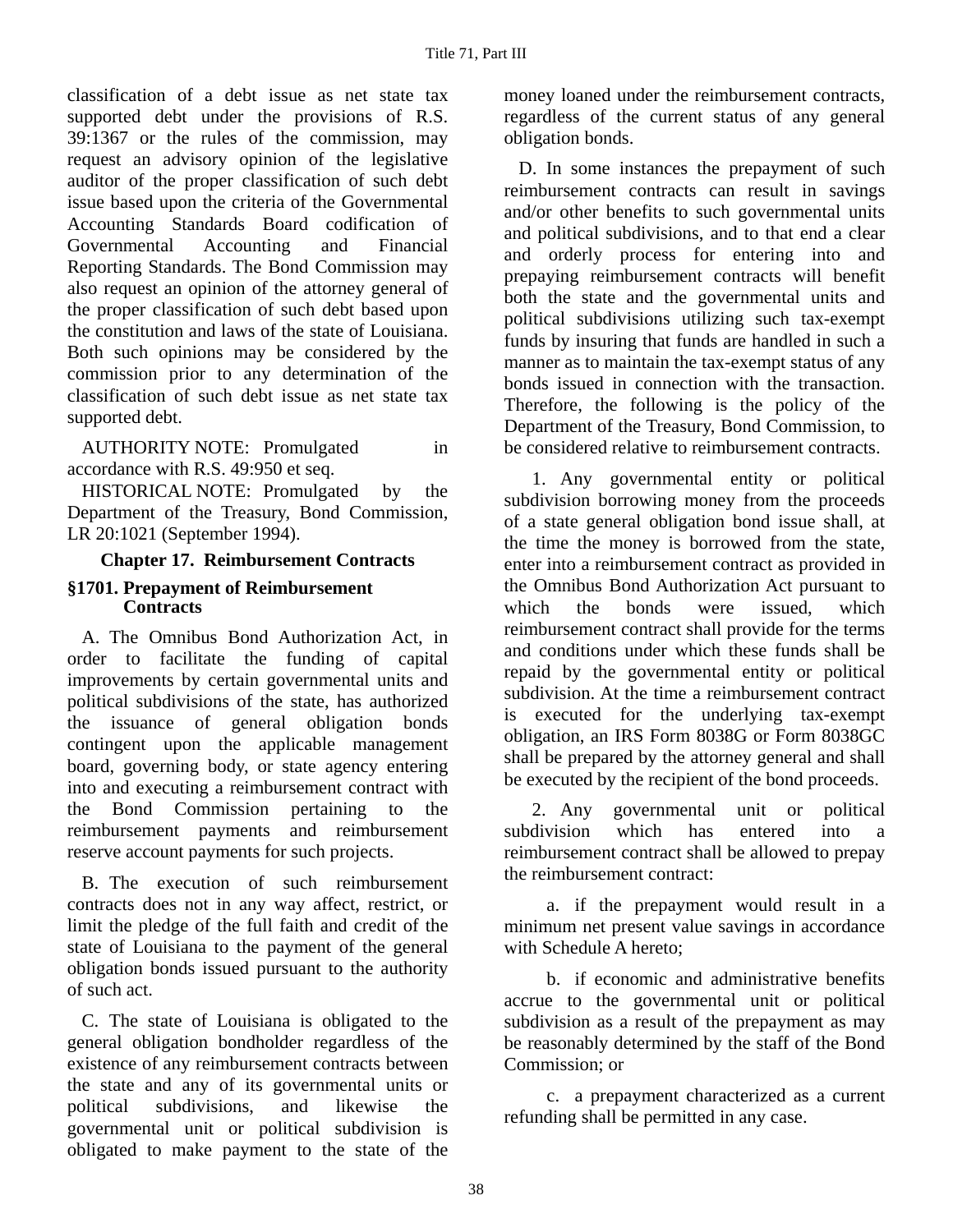classification of a debt issue as net state tax supported debt under the provisions of R.S. 39:1367 or the rules of the commission, may request an advisory opinion of the legislative auditor of the proper classification of such debt issue based upon the criteria of the Governmental Accounting Standards Board codification of Governmental Accounting and Financial Reporting Standards. The Bond Commission may also request an opinion of the attorney general of the proper classification of such debt based upon the constitution and laws of the state of Louisiana. Both such opinions may be considered by the commission prior to any determination of the classification of such debt issue as net state tax supported debt.

AUTHORITY NOTE: Promulgated in accordance with R.S. 49:950 et seq.

HISTORICAL NOTE: Promulgated by the Department of the Treasury, Bond Commission, LR 20:1021 (September 1994).

## Chapter 17. Reimbursement Contracts

### §1701. Prepayment of Reimbursement Contracts

A. The Omnibus Bond Authorization Act, in order to facilitate the funding of capital improvements by certain governmental units and political subdivisions of the state, has authorized the issuance of general obligation bonds contingent upon the applicable management board, governing body, or state agency entering into and executing a reimbursement contract with the Bond Commission pertaining to the reimbursement payments and reimbursement reserve account payments for such projects.

B. The execution of such reimbursement contracts does not in any way affect, restrict, or limit the pledge of the full faith and credit of the state of Louisiana to the payment of the general obligation bonds issued pursuant to the authority of such act.

C. The state of Louisiana is obligated to the general obligation bondholder regardless of the existence of any reimbursement contracts between the state and any of its governmental units or political subdivisions, and likewise the governmental unit or political subdivision is obligated to make payment to the state of the money loaned under the reimbursement contracts, regardless of the current status of any general obligation bonds.

D. In some instances the prepayment of such reimbursement contracts can result in savings and/or other benefits to such governmental units and political subdivisions, and to that end a clear and orderly process for entering into and prepaying reimbursement contracts will benefit both the state and the governmental units and political subdivisions utilizing such tax-exempt funds by insuring that funds are handled in such a manner as to maintain the tax-exempt status of any bonds issued in connection with the transaction. Therefore, the following is the policy of the Department of the Treasury, Bond Commission, to be considered relative to reimbursement contracts.

1. Any governmental entity or political subdivision borrowing money from the proceeds of a state general obligation bond issue shall, at the time the money is borrowed from the state, enter into a reimbursement contract as provided in the Omnibus Bond Authorization Act pursuant to which the bonds were issued, which reimbursement contract shall provide for the terms and conditions under which these funds shall be repaid by the governmental entity or political subdivision. At the time a reimbursement contract is executed for the underlying tax-exempt obligation, an IRS Form 8038G or Form 8038GC shall be prepared by the attorney general and shall be executed by the recipient of the bond proceeds.

2. Any governmental unit or political subdivision which has entered into a reimbursement contract shall be allowed to prepay the reimbursement contract:

   a. if the prepayment would result in a minimum net present value savings in accordance with Schedule A hereto;

   b. if economic and administrative benefits accrue to the governmental unit or political subdivision as a result of the prepayment as may be reasonably determined by the staff of the Bond Commission; or

   c. a prepayment characterized as a current refunding shall be permitted in any case.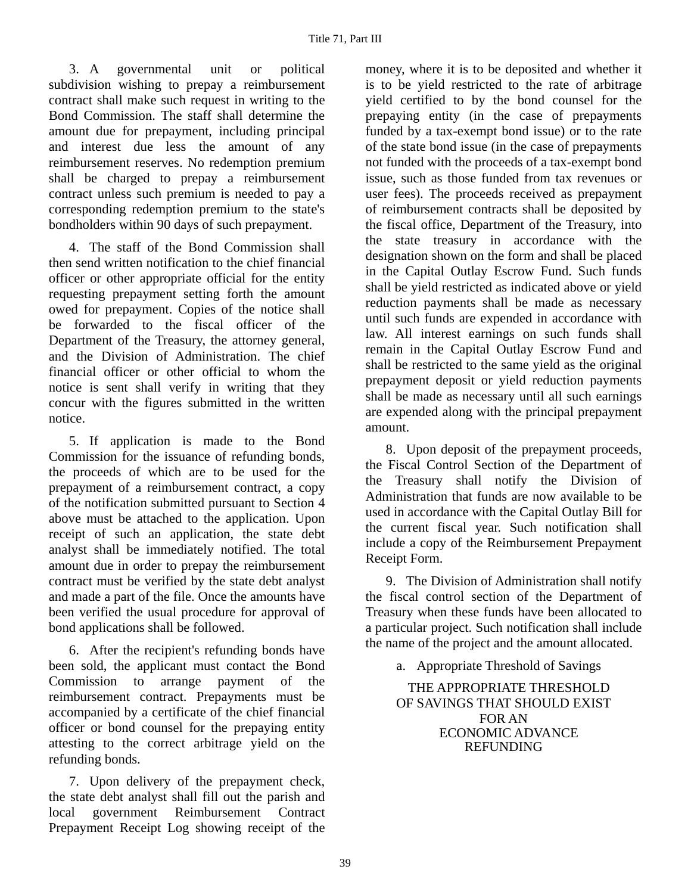3. A governmental unit or political subdivision wishing to prepay a reimbursement contract shall make such request in writing to the Bond Commission. The staff shall determine the amount due for prepayment, including principal and interest due less the amount of any reimbursement reserves. No redemption premium shall be charged to prepay a reimbursement contract unless such premium is needed to pay a corresponding redemption premium to the state's bondholders within 90 days of such prepayment.

4. The staff of the Bond Commission shall then send written notification to the chief financial officer or other appropriate official for the entity requesting prepayment setting forth the amount owed for prepayment. Copies of the notice shall be forwarded to the fiscal officer of the Department of the Treasury, the attorney general, and the Division of Administration. The chief financial officer or other official to whom the notice is sent shall verify in writing that they concur with the figures submitted in the written notice.

5. If application is made to the Bond Commission for the issuance of refunding bonds, the proceeds of which are to be used for the prepayment of a reimbursement contract, a copy of the notification submitted pursuant to Section 4 above must be attached to the application. Upon receipt of such an application, the state debt analyst shall be immediately notified. The total amount due in order to prepay the reimbursement contract must be verified by the state debt analyst and made a part of the file. Once the amounts have been verified the usual procedure for approval of bond applications shall be followed.

6. After the recipient's refunding bonds have been sold, the applicant must contact the Bond Commission to arrange payment of the reimbursement contract. Prepayments must be accompanied by a certificate of the chief financial officer or bond counsel for the prepaying entity attesting to the correct arbitrage yield on the refunding bonds.

7. Upon delivery of the prepayment check, the state debt analyst shall fill out the parish and local government Reimbursement Contract Prepayment Receipt Log showing receipt of the money, where it is to be deposited and whether it is to be yield restricted to the rate of arbitrage yield certified to by the bond counsel for the prepaying entity (in the case of prepayments funded by a tax-exempt bond issue) or to the rate of the state bond issue (in the case of prepayments not funded with the proceeds of a tax-exempt bond issue, such as those funded from tax revenues or user fees). The proceeds received as prepayment of reimbursement contracts shall be deposited by the fiscal office, Department of the Treasury, into the state treasury in accordance with the designation shown on the form and shall be placed in the Capital Outlay Escrow Fund. Such funds shall be yield restricted as indicated above or yield reduction payments shall be made as necessary until such funds are expended in accordance with law. All interest earnings on such funds shall remain in the Capital Outlay Escrow Fund and shall be restricted to the same yield as the original prepayment deposit or yield reduction payments shall be made as necessary until all such earnings are expended along with the principal prepayment amount.

8. Upon deposit of the prepayment proceeds, the Fiscal Control Section of the Department of the Treasury shall notify the Division of Administration that funds are now available to be used in accordance with the Capital Outlay Bill for the current fiscal year. Such notification shall include a copy of the Reimbursement Prepayment Receipt Form.

9. The Division of Administration shall notify the fiscal control section of the Department of Treasury when these funds have been allocated to a particular project. Such notification shall include the name of the project and the amount allocated.

a. Appropriate Threshold of Savings

THE APPROPRIATE THRESHOLD OF SAVINGS THAT SHOULD EXIST FOR AN ECONOMIC ADVANCE REFUNDING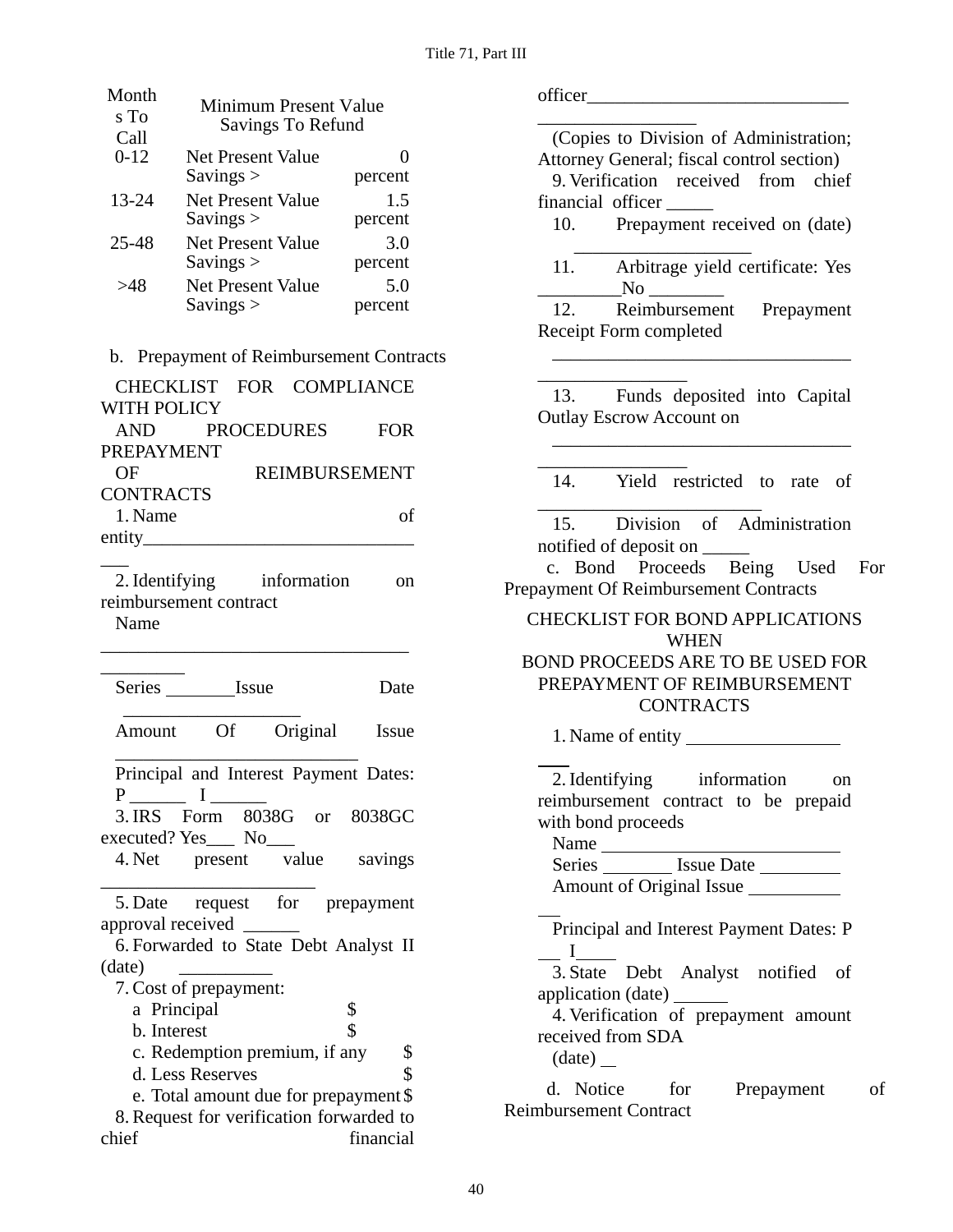| Months To Call | Minimum Present Value Savings To Refund | |
|---|---|---|
| 0-12 | Net Present Value Savings > | 0 percent |
| 13-24 | Net Present Value Savings > | 1.5 percent |
| 25-48 | Net Present Value Savings > | 3.0 percent |
| >48 | Net Present Value Savings > | 5.0 percent |

b. Prepayment of Reimbursement Contracts

CHECKLIST FOR COMPLIANCE WITH POLICY
AND PROCEDURES FOR PREPAYMENT
OF REIMBURSEMENT CONTRACTS

1. Name of entity_________________________________

2. Identifying information on reimbursement contract

Name __________________________________________

Series ________Issue Date ___________________

Amount Of Original Issue __________________________

Principal and Interest Payment Dates: P ______ I ______

3. IRS Form 8038G or 8038GC executed? Yes___ No___

4. Net present value savings _______________________

5. Date request for prepayment approval received ______

6. Forwarded to State Debt Analyst II (date) __________

7. Cost of prepayment:

a Principal $

b. Interest $

c. Redemption premium, if any $

d. Less Reserves $

e. Total amount due for prepayment $

8. Request for verification forwarded to chief financial officer______________________________________________

(Copies to Division of Administration; Attorney General; fiscal control section)

9. Verification received from chief financial officer _____

10. Prepayment received on (date) ___________________

11. Arbitrage yield certificate: Yes _________No ________

12. Reimbursement Prepayment Receipt Form completed

________________________________________________

13. Funds deposited into Capital Outlay Escrow Account on

________________________________________________

14. Yield restricted to rate of ________________________

15. Division of Administration notified of deposit on _____

c. Bond Proceeds Being Used For Prepayment Of Reimbursement Contracts

CHECKLIST FOR BOND APPLICATIONS WHEN
BOND PROCEEDS ARE TO BE USED FOR
PREPAYMENT OF REIMBURSEMENT
CONTRACTS

1. Name of entity ____________________

2. Identifying information on reimbursement contract to be prepaid with bond proceeds

Name __________________________

Series ________ Issue Date _________

Amount of Original Issue ____________

Principal and Interest Payment Dates: P ___ I____

3. State Debt Analyst notified of application (date) ______

4. Verification of prepayment amount received from SDA

(date) __

d. Notice for Prepayment of Reimbursement Contract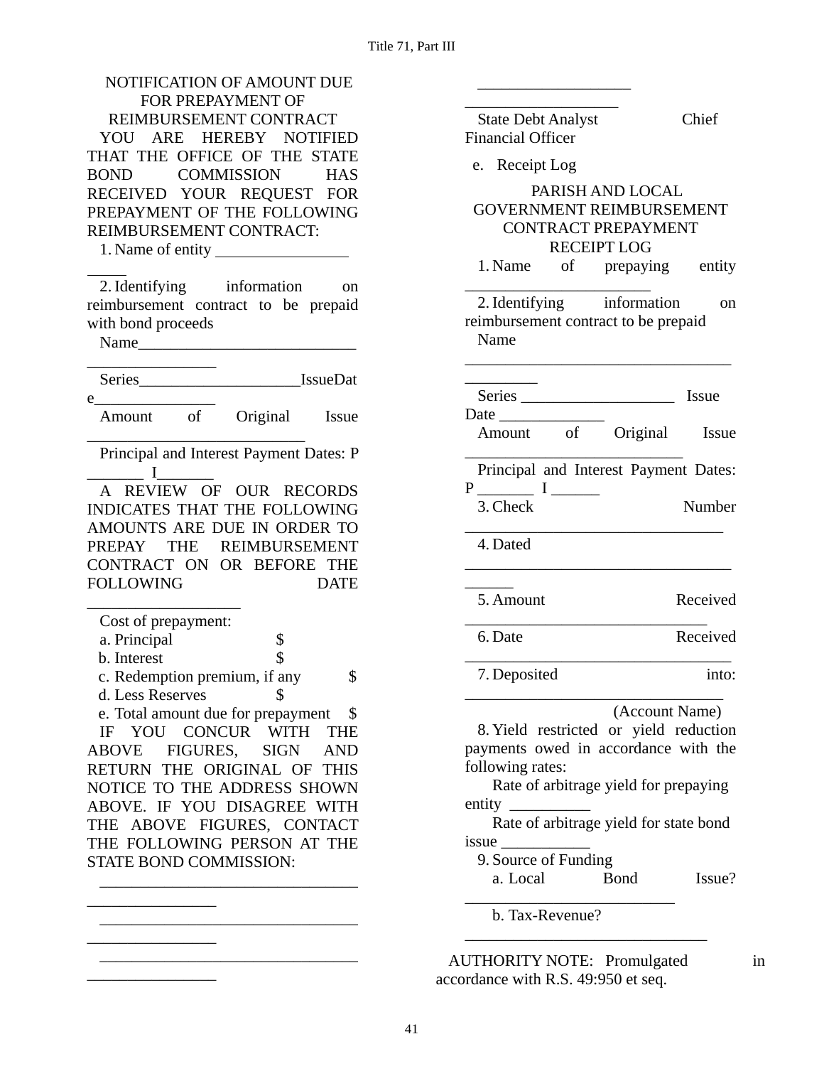NOTIFICATION OF AMOUNT DUE FOR PREPAYMENT OF REIMBURSEMENT CONTRACT

YOU ARE HEREBY NOTIFIED THAT THE OFFICE OF THE STATE BOND COMMISSION HAS RECEIVED YOUR REQUEST FOR PREPAYMENT OF THE FOLLOWING REIMBURSEMENT CONTRACT:

1. Name of entity _____________________

2. Identifying information on reimbursement contract to be prepaid with bond proceeds

Name_________________________________________

Series____________________IssueDate_______________

Amount of Original Issue ___________________________

Principal and Interest Payment Dates: P _______ I_______

A REVIEW OF OUR RECORDS INDICATES THAT THE FOLLOWING AMOUNTS ARE DUE IN ORDER TO PREPAY THE REIMBURSEMENT CONTRACT ON OR BEFORE THE FOLLOWING DATE ___________________

Cost of prepayment:

a. Principal $

b. Interest $

c. Redemption premium, if any $

d. Less Reserves $

e. Total amount due for prepayment $

IF YOU CONCUR WITH THE ABOVE FIGURES, SIGN AND RETURN THE ORIGINAL OF THIS NOTICE TO THE ADDRESS SHOWN ABOVE. IF YOU DISAGREE WITH THE ABOVE FIGURES, CONTACT THE FOLLOWING PERSON AT THE STATE BOND COMMISSION:

________________________________________________

________________________________________________

________________________________________________

___________________ ___________________

State Debt Analyst Chief Financial Officer

e. Receipt Log

PARISH AND LOCAL GOVERNMENT REIMBURSEMENT CONTRACT PREPAYMENT RECEIPT LOG

1. Name of prepaying entity _______________________

2. Identifying information on reimbursement contract to be prepaid

Name __________________________________________

Series ___________________ Issue Date _____________

Amount of Original Issue ___________________________

Principal and Interest Payment Dates: P _______ I ______

3. Check Number ________________________________

4. Dated ________________________________________

5. Amount Received ______________________________

6. Date Received _________________________________

7. Deposited into: ________________________________ (Account Name)

8. Yield restricted or yield reduction payments owed in accordance with the following rates:

Rate of arbitrage yield for prepaying entity __________

Rate of arbitrage yield for state bond issue ___________

9. Source of Funding

a. Local Bond Issue? __________________________

b. Tax-Revenue? ______________________________

AUTHORITY NOTE: Promulgated in accordance with R.S. 49:950 et seq.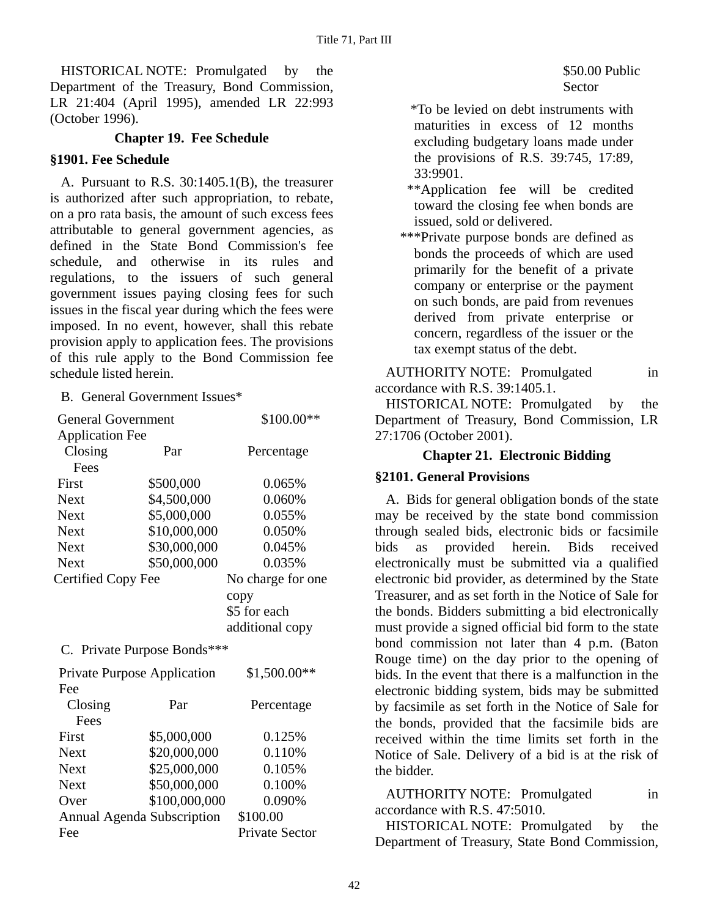HISTORICAL NOTE: Promulgated by the Department of the Treasury, Bond Commission, LR 21:404 (April 1995), amended LR 22:993 (October 1996).

## Chapter 19. Fee Schedule

### §1901. Fee Schedule

A. Pursuant to R.S. 30:1405.1(B), the treasurer is authorized after such appropriation, to rebate, on a pro rata basis, the amount of such excess fees attributable to general government agencies, as defined in the State Bond Commission's fee schedule, and otherwise in its rules and regulations, to the issuers of such general government issues paying closing fees for such issues in the fiscal year during which the fees were imposed. In no event, however, shall this rebate provision apply to application fees. The provisions of this rule apply to the Bond Commission fee schedule listed herein.

B. General Government Issues*

| General Government Application Fee | | $100.00** |
|---|---|---|
| Closing Fees | Par | Percentage |
| First | $500,000 | 0.065% |
| Next | $4,500,000 | 0.060% |
| Next | $5,000,000 | 0.055% |
| Next | $10,000,000 | 0.050% |
| Next | $30,000,000 | 0.045% |
| Next | $50,000,000 | 0.035% |
| Certified Copy Fee | | No charge for one copy<br>$5 for each additional copy |

C. Private Purpose Bonds***

| Private Purpose Application Fee | | $1,500.00** |
|---|---|---|
| Closing Fees | Par | Percentage |
| First | $5,000,000 | 0.125% |
| Next | $20,000,000 | 0.110% |
| Next | $25,000,000 | 0.105% |
| Next | $50,000,000 | 0.100% |
| Over | $100,000,000 | 0.090% |
| Annual Agenda Subscription Fee | | $100.00 Private Sector<br>$50.00 Public Sector |

*To be levied on debt instruments with maturities in excess of 12 months excluding budgetary loans made under the provisions of R.S. 39:745, 17:89, 33:9901.

**Application fee will be credited toward the closing fee when bonds are issued, sold or delivered.

***Private purpose bonds are defined as bonds the proceeds of which are used primarily for the benefit of a private company or enterprise or the payment on such bonds, are paid from revenues derived from private enterprise or concern, regardless of the issuer or the tax exempt status of the debt.

AUTHORITY NOTE: Promulgated in accordance with R.S. 39:1405.1.

HISTORICAL NOTE: Promulgated by the Department of Treasury, Bond Commission, LR 27:1706 (October 2001).

## Chapter 21. Electronic Bidding

### §2101. General Provisions

A. Bids for general obligation bonds of the state may be received by the state bond commission through sealed bids, electronic bids or facsimile bids as provided herein. Bids received electronically must be submitted via a qualified electronic bid provider, as determined by the State Treasurer, and as set forth in the Notice of Sale for the bonds. Bidders submitting a bid electronically must provide a signed official bid form to the state bond commission not later than 4 p.m. (Baton Rouge time) on the day prior to the opening of bids. In the event that there is a malfunction in the electronic bidding system, bids may be submitted by facsimile as set forth in the Notice of Sale for the bonds, provided that the facsimile bids are received within the time limits set forth in the Notice of Sale. Delivery of a bid is at the risk of the bidder.

AUTHORITY NOTE: Promulgated in accordance with R.S. 47:5010.

HISTORICAL NOTE: Promulgated by the Department of Treasury, State Bond Commission,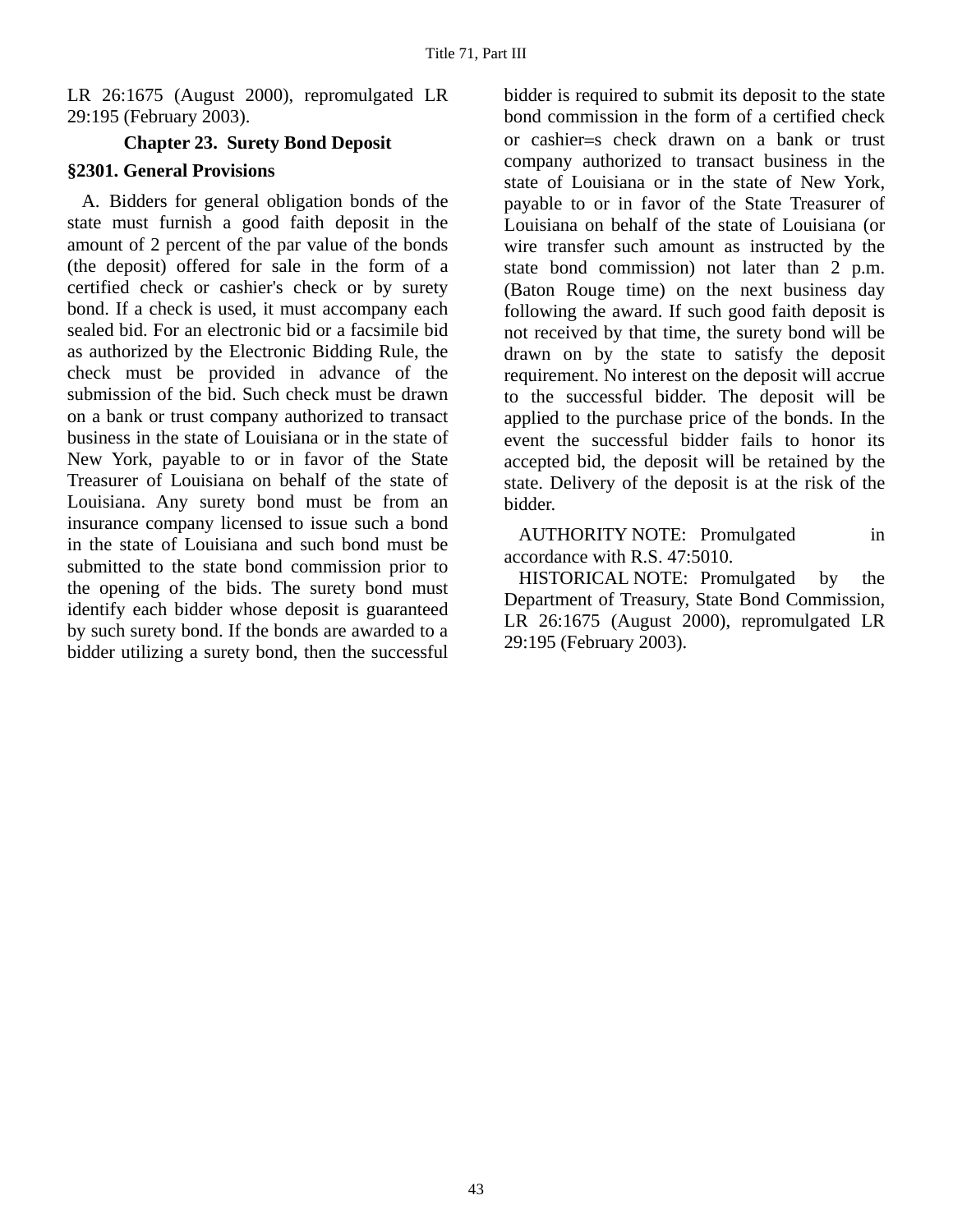LR 26:1675 (August 2000), repromulgated LR 29:195 (February 2003).

## Chapter 23. Surety Bond Deposit

### §2301. General Provisions

A. Bidders for general obligation bonds of the state must furnish a good faith deposit in the amount of 2 percent of the par value of the bonds (the deposit) offered for sale in the form of a certified check or cashier's check or by surety bond. If a check is used, it must accompany each sealed bid. For an electronic bid or a facsimile bid as authorized by the Electronic Bidding Rule, the check must be provided in advance of the submission of the bid. Such check must be drawn on a bank or trust company authorized to transact business in the state of Louisiana or in the state of New York, payable to or in favor of the State Treasurer of Louisiana on behalf of the state of Louisiana. Any surety bond must be from an insurance company licensed to issue such a bond in the state of Louisiana and such bond must be submitted to the state bond commission prior to the opening of the bids. The surety bond must identify each bidder whose deposit is guaranteed by such surety bond. If the bonds are awarded to a bidder utilizing a surety bond, then the successful bidder is required to submit its deposit to the state bond commission in the form of a certified check or cashier=s check drawn on a bank or trust company authorized to transact business in the state of Louisiana or in the state of New York, payable to or in favor of the State Treasurer of Louisiana on behalf of the state of Louisiana (or wire transfer such amount as instructed by the state bond commission) not later than 2 p.m. (Baton Rouge time) on the next business day following the award. If such good faith deposit is not received by that time, the surety bond will be drawn on by the state to satisfy the deposit requirement. No interest on the deposit will accrue to the successful bidder. The deposit will be applied to the purchase price of the bonds. In the event the successful bidder fails to honor its accepted bid, the deposit will be retained by the state. Delivery of the deposit is at the risk of the bidder.

AUTHORITY NOTE: Promulgated in accordance with R.S. 47:5010.

HISTORICAL NOTE: Promulgated by the Department of Treasury, State Bond Commission, LR 26:1675 (August 2000), repromulgated LR 29:195 (February 2003).